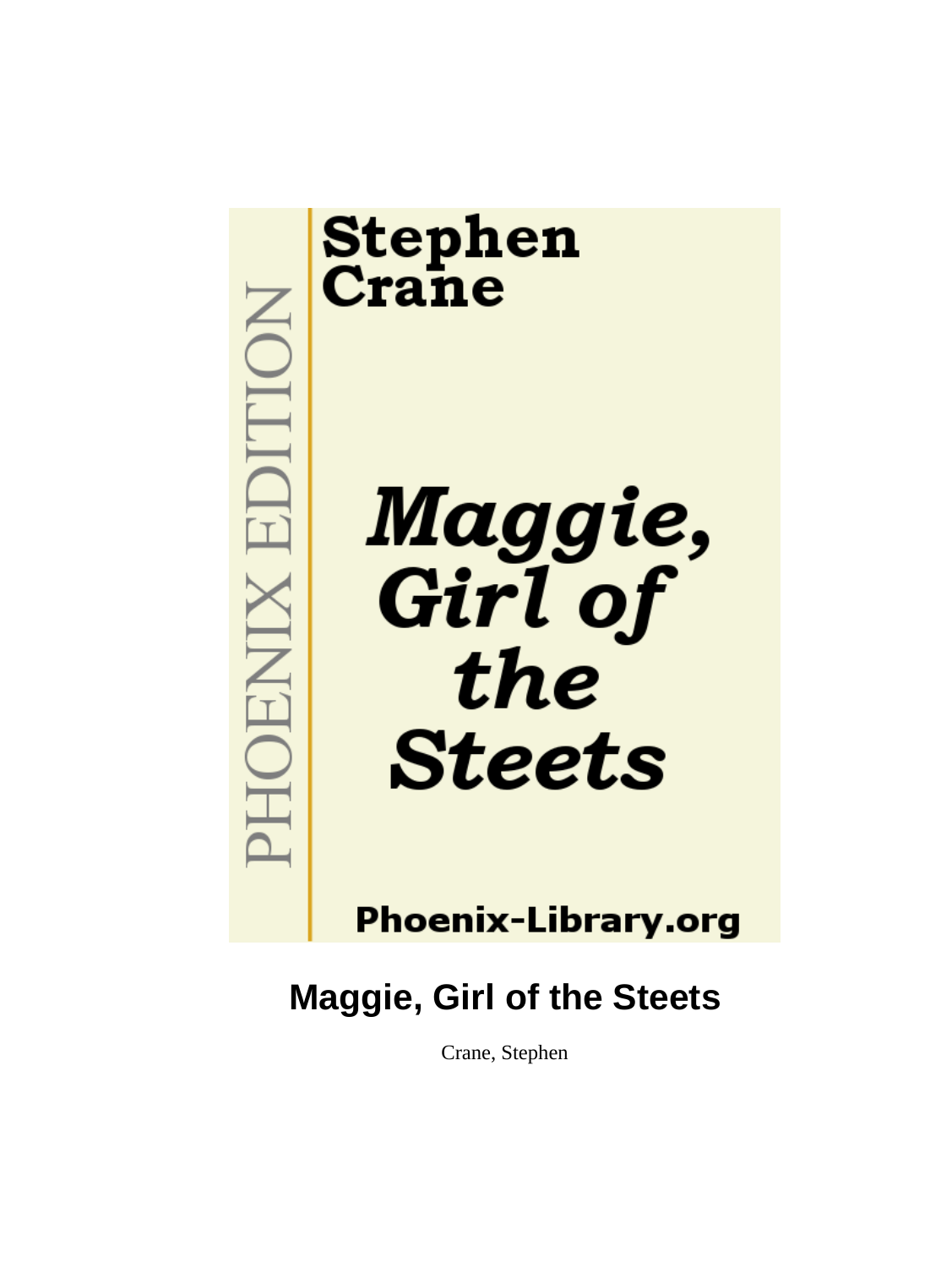PHOENIX EDITION

**Stephen Crane**

***Maggie, Girl of the Steets***

**Phoenix-Library.org**

# Maggie, Girl of the Steets

Crane, Stephen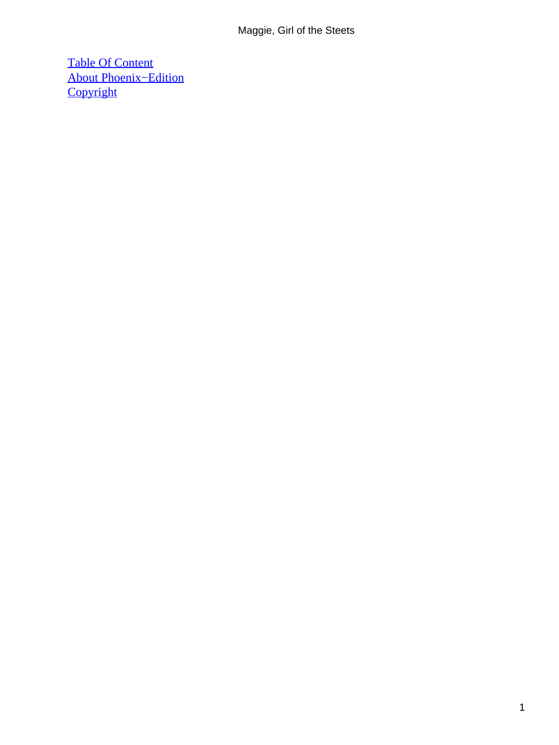[Table Of Content](#)
[About Phoenix−Edition](#)
[Copyright](#)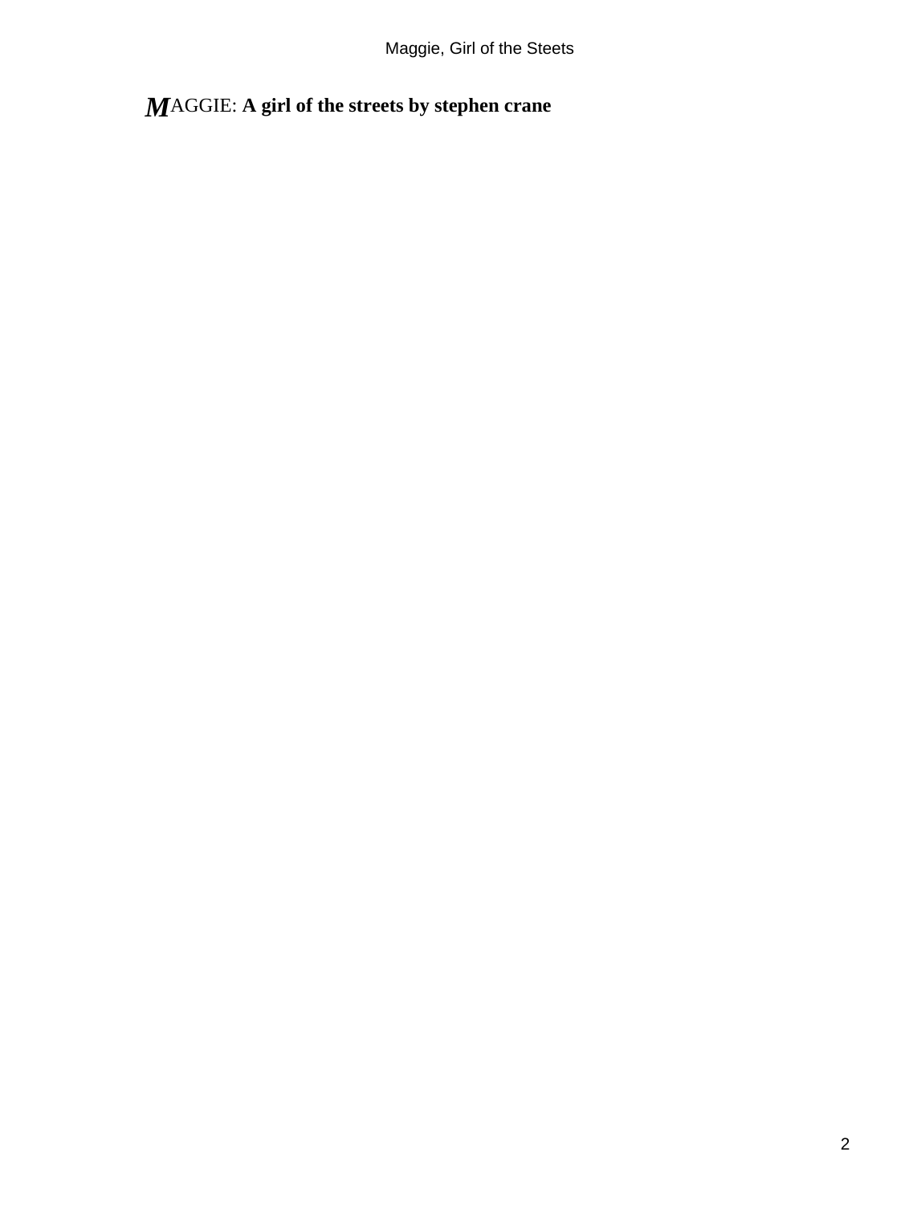**M**AGGIE: **A girl of the streets by stephen crane**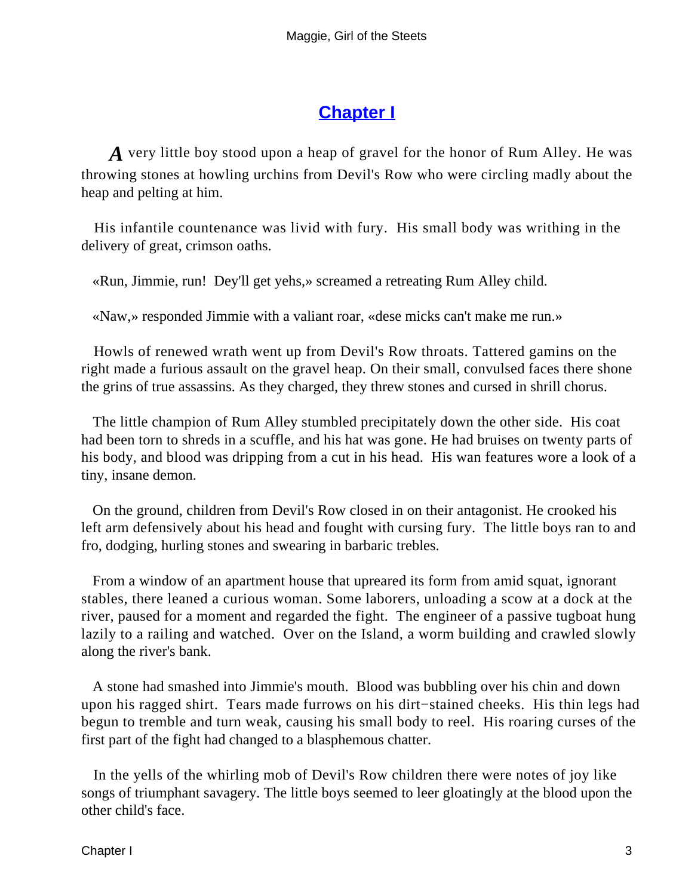# Chapter I

*A* very little boy stood upon a heap of gravel for the honor of Rum Alley. He was throwing stones at howling urchins from Devil's Row who were circling madly about the heap and pelting at him.

His infantile countenance was livid with fury. His small body was writhing in the delivery of great, crimson oaths.

«Run, Jimmie, run! Dey'll get yehs,» screamed a retreating Rum Alley child.

«Naw,» responded Jimmie with a valiant roar, «dese micks can't make me run.»

Howls of renewed wrath went up from Devil's Row throats. Tattered gamins on the right made a furious assault on the gravel heap. On their small, convulsed faces there shone the grins of true assassins. As they charged, they threw stones and cursed in shrill chorus.

The little champion of Rum Alley stumbled precipitately down the other side. His coat had been torn to shreds in a scuffle, and his hat was gone. He had bruises on twenty parts of his body, and blood was dripping from a cut in his head. His wan features wore a look of a tiny, insane demon.

On the ground, children from Devil's Row closed in on their antagonist. He crooked his left arm defensively about his head and fought with cursing fury. The little boys ran to and fro, dodging, hurling stones and swearing in barbaric trebles.

From a window of an apartment house that upreared its form from amid squat, ignorant stables, there leaned a curious woman. Some laborers, unloading a scow at a dock at the river, paused for a moment and regarded the fight. The engineer of a passive tugboat hung lazily to a railing and watched. Over on the Island, a worm building and crawled slowly along the river's bank.

A stone had smashed into Jimmie's mouth. Blood was bubbling over his chin and down upon his ragged shirt. Tears made furrows on his dirt−stained cheeks. His thin legs had begun to tremble and turn weak, causing his small body to reel. His roaring curses of the first part of the fight had changed to a blasphemous chatter.

In the yells of the whirling mob of Devil's Row children there were notes of joy like songs of triumphant savagery. The little boys seemed to leer gloatingly at the blood upon the other child's face.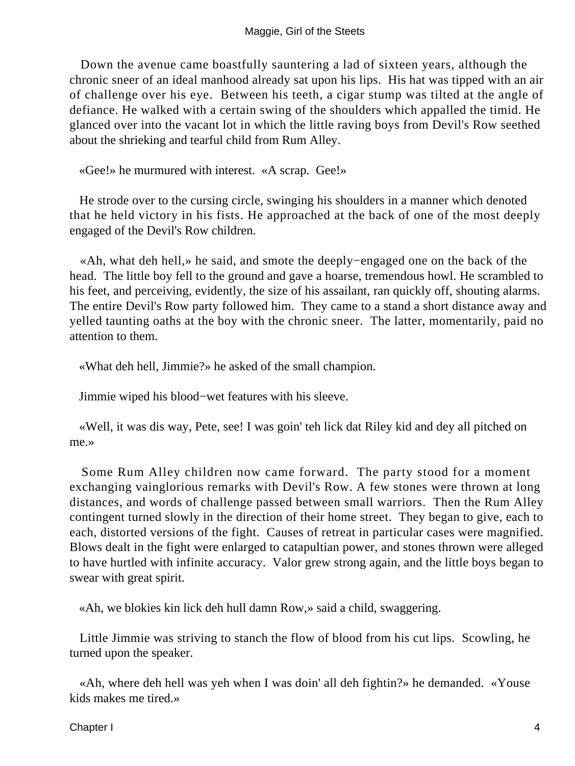Down the avenue came boastfully sauntering a lad of sixteen years, although the chronic sneer of an ideal manhood already sat upon his lips. His hat was tipped with an air of challenge over his eye. Between his teeth, a cigar stump was tilted at the angle of defiance. He walked with a certain swing of the shoulders which appalled the timid. He glanced over into the vacant lot in which the little raving boys from Devil's Row seethed about the shrieking and tearful child from Rum Alley.

«Gee!» he murmured with interest. «A scrap. Gee!»

He strode over to the cursing circle, swinging his shoulders in a manner which denoted that he held victory in his fists. He approached at the back of one of the most deeply engaged of the Devil's Row children.

«Ah, what deh hell,» he said, and smote the deeply−engaged one on the back of the head. The little boy fell to the ground and gave a hoarse, tremendous howl. He scrambled to his feet, and perceiving, evidently, the size of his assailant, ran quickly off, shouting alarms. The entire Devil's Row party followed him. They came to a stand a short distance away and yelled taunting oaths at the boy with the chronic sneer. The latter, momentarily, paid no attention to them.

«What deh hell, Jimmie?» he asked of the small champion.

Jimmie wiped his blood−wet features with his sleeve.

«Well, it was dis way, Pete, see! I was goin' teh lick dat Riley kid and dey all pitched on me.»

Some Rum Alley children now came forward. The party stood for a moment exchanging vainglorious remarks with Devil's Row. A few stones were thrown at long distances, and words of challenge passed between small warriors. Then the Rum Alley contingent turned slowly in the direction of their home street. They began to give, each to each, distorted versions of the fight. Causes of retreat in particular cases were magnified. Blows dealt in the fight were enlarged to catapultian power, and stones thrown were alleged to have hurtled with infinite accuracy. Valor grew strong again, and the little boys began to swear with great spirit.

«Ah, we blokies kin lick deh hull damn Row,» said a child, swaggering.

Little Jimmie was striving to stanch the flow of blood from his cut lips. Scowling, he turned upon the speaker.

«Ah, where deh hell was yeh when I was doin' all deh fightin?» he demanded. «Youse kids makes me tired.»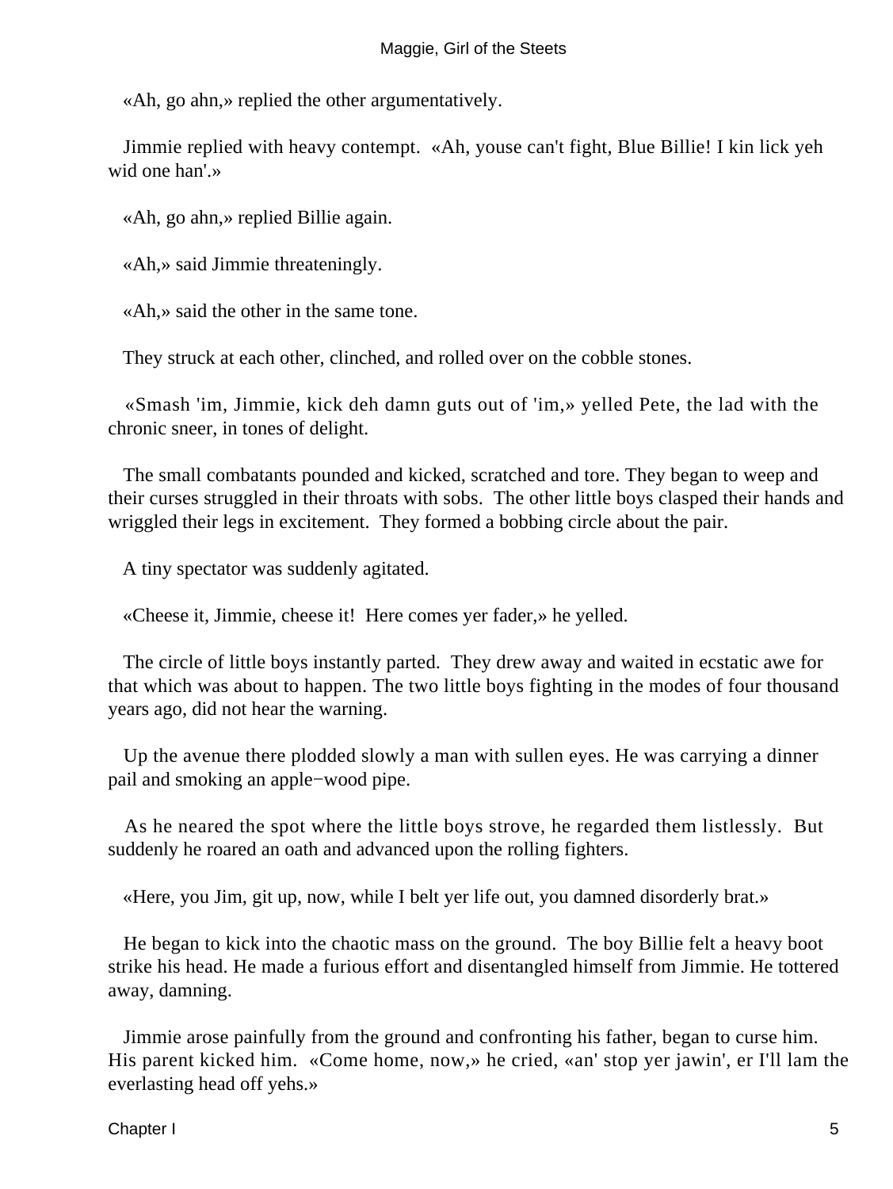«Ah, go ahn,» replied the other argumentatively.

Jimmie replied with heavy contempt. «Ah, youse can't fight, Blue Billie! I kin lick yeh wid one han'.»

«Ah, go ahn,» replied Billie again.

«Ah,» said Jimmie threateningly.

«Ah,» said the other in the same tone.

They struck at each other, clinched, and rolled over on the cobble stones.

«Smash 'im, Jimmie, kick deh damn guts out of 'im,» yelled Pete, the lad with the chronic sneer, in tones of delight.

The small combatants pounded and kicked, scratched and tore. They began to weep and their curses struggled in their throats with sobs. The other little boys clasped their hands and wriggled their legs in excitement. They formed a bobbing circle about the pair.

A tiny spectator was suddenly agitated.

«Cheese it, Jimmie, cheese it! Here comes yer fader,» he yelled.

The circle of little boys instantly parted. They drew away and waited in ecstatic awe for that which was about to happen. The two little boys fighting in the modes of four thousand years ago, did not hear the warning.

Up the avenue there plodded slowly a man with sullen eyes. He was carrying a dinner pail and smoking an apple−wood pipe.

As he neared the spot where the little boys strove, he regarded them listlessly. But suddenly he roared an oath and advanced upon the rolling fighters.

«Here, you Jim, git up, now, while I belt yer life out, you damned disorderly brat.»

He began to kick into the chaotic mass on the ground. The boy Billie felt a heavy boot strike his head. He made a furious effort and disentangled himself from Jimmie. He tottered away, damning.

Jimmie arose painfully from the ground and confronting his father, began to curse him. His parent kicked him. «Come home, now,» he cried, «an' stop yer jawin', er I'll lam the everlasting head off yehs.»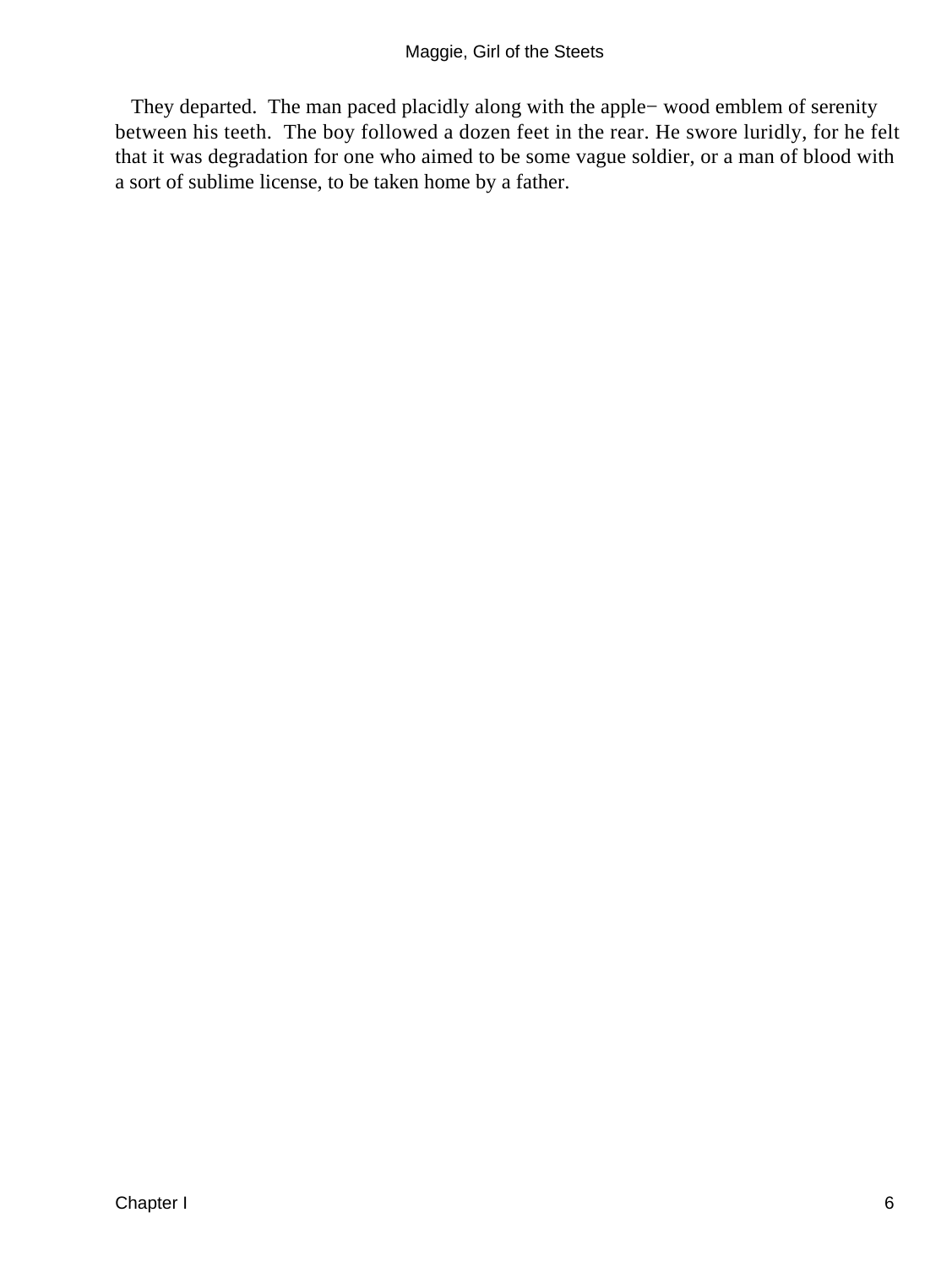They departed. The man paced placidly along with the apple− wood emblem of serenity between his teeth. The boy followed a dozen feet in the rear. He swore luridly, for he felt that it was degradation for one who aimed to be some vague soldier, or a man of blood with a sort of sublime license, to be taken home by a father.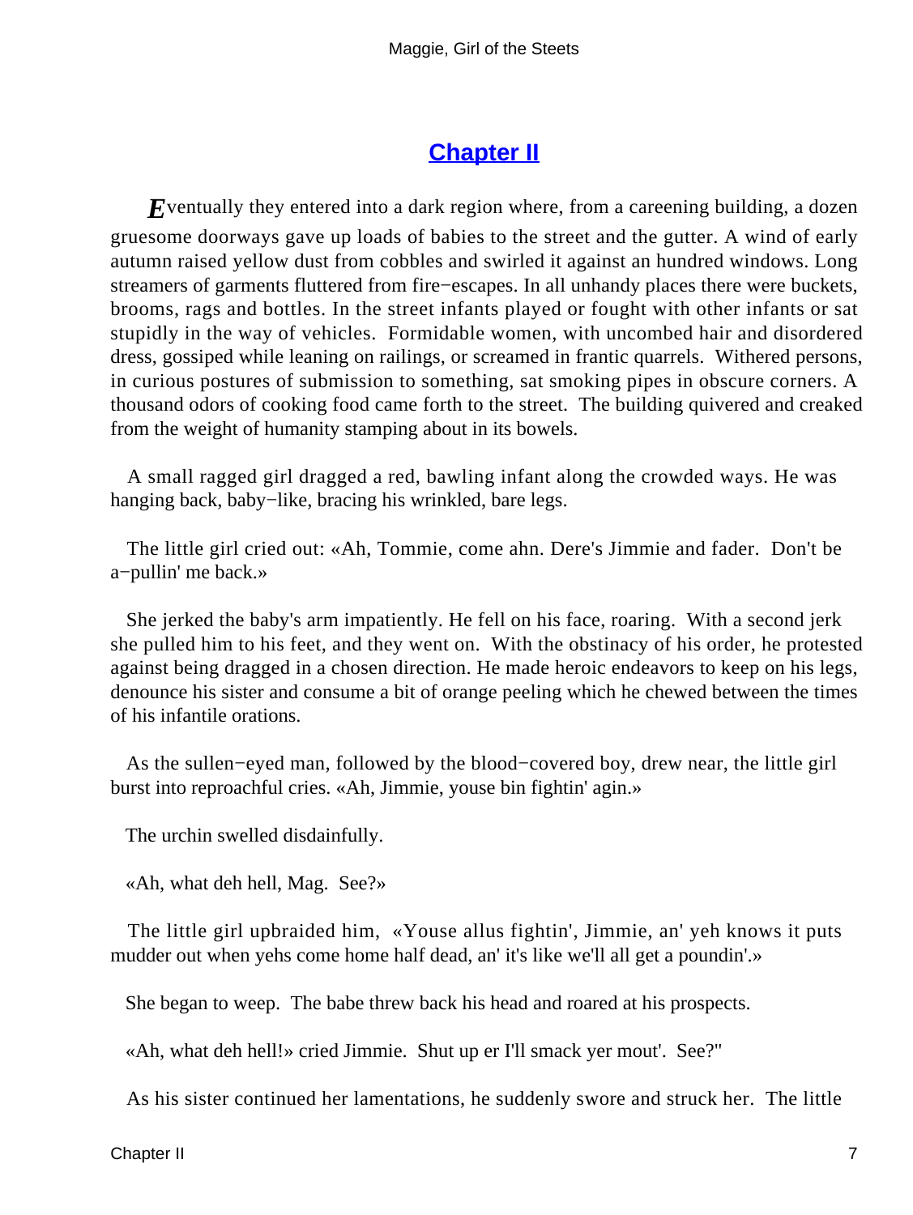## Chapter II

*E*ventually they entered into a dark region where, from a careening building, a dozen gruesome doorways gave up loads of babies to the street and the gutter. A wind of early autumn raised yellow dust from cobbles and swirled it against an hundred windows. Long streamers of garments fluttered from fire−escapes. In all unhandy places there were buckets, brooms, rags and bottles. In the street infants played or fought with other infants or sat stupidly in the way of vehicles. Formidable women, with uncombed hair and disordered dress, gossiped while leaning on railings, or screamed in frantic quarrels. Withered persons, in curious postures of submission to something, sat smoking pipes in obscure corners. A thousand odors of cooking food came forth to the street. The building quivered and creaked from the weight of humanity stamping about in its bowels.

A small ragged girl dragged a red, bawling infant along the crowded ways. He was hanging back, baby−like, bracing his wrinkled, bare legs.

The little girl cried out: «Ah, Tommie, come ahn. Dere's Jimmie and fader. Don't be a−pullin' me back.»

She jerked the baby's arm impatiently. He fell on his face, roaring. With a second jerk she pulled him to his feet, and they went on. With the obstinacy of his order, he protested against being dragged in a chosen direction. He made heroic endeavors to keep on his legs, denounce his sister and consume a bit of orange peeling which he chewed between the times of his infantile orations.

As the sullen−eyed man, followed by the blood−covered boy, drew near, the little girl burst into reproachful cries. «Ah, Jimmie, youse bin fightin' agin.»

The urchin swelled disdainfully.

«Ah, what deh hell, Mag. See?»

The little girl upbraided him, «Youse allus fightin', Jimmie, an' yeh knows it puts mudder out when yehs come home half dead, an' it's like we'll all get a poundin'.»

She began to weep. The babe threw back his head and roared at his prospects.

«Ah, what deh hell!» cried Jimmie. Shut up er I'll smack yer mout'. See?"

As his sister continued her lamentations, he suddenly swore and struck her. The little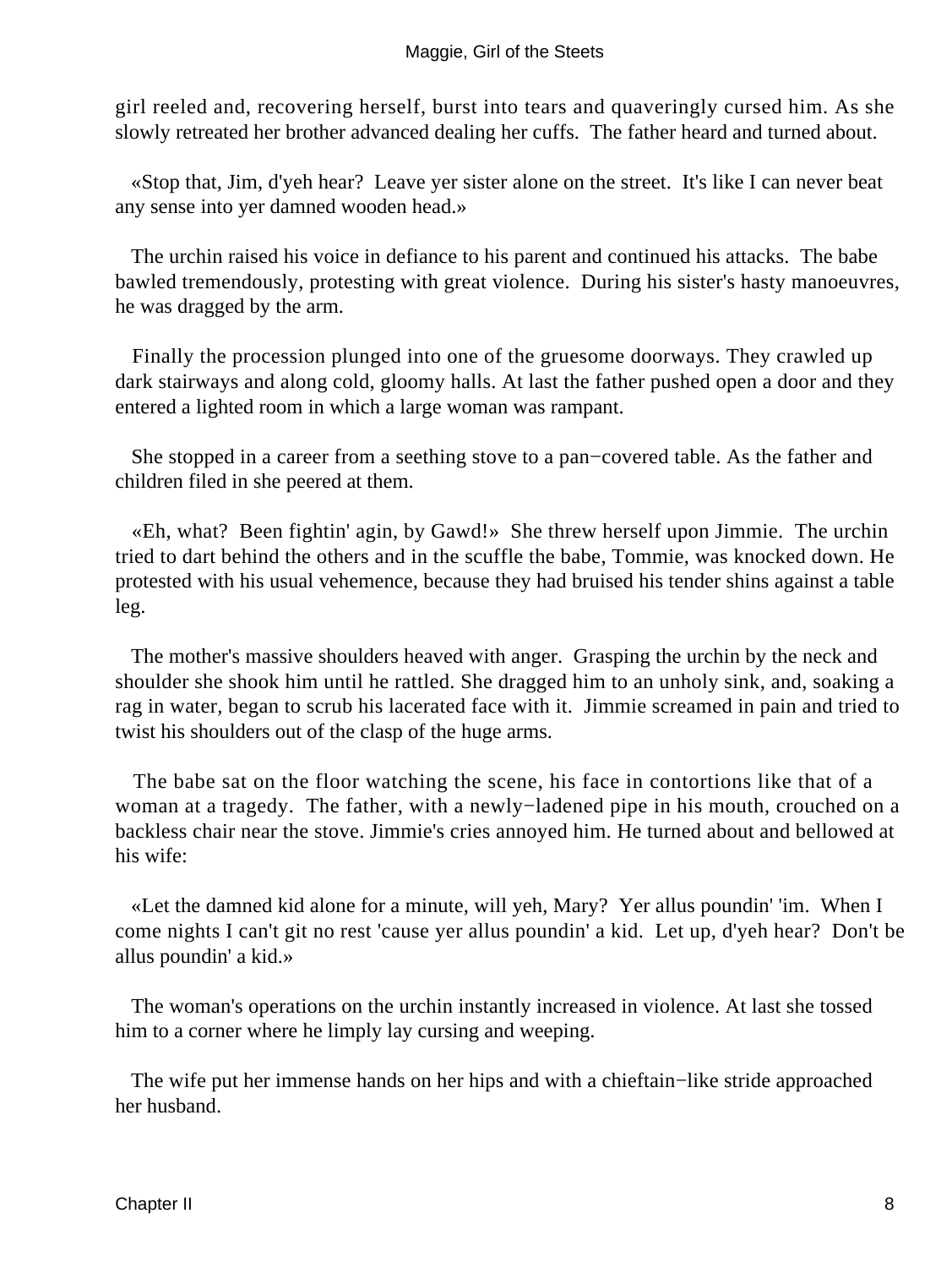girl reeled and, recovering herself, burst into tears and quaveringly cursed him. As she slowly retreated her brother advanced dealing her cuffs. The father heard and turned about.

«Stop that, Jim, d'yeh hear? Leave yer sister alone on the street. It's like I can never beat any sense into yer damned wooden head.»

The urchin raised his voice in defiance to his parent and continued his attacks. The babe bawled tremendously, protesting with great violence. During his sister's hasty manoeuvres, he was dragged by the arm.

Finally the procession plunged into one of the gruesome doorways. They crawled up dark stairways and along cold, gloomy halls. At last the father pushed open a door and they entered a lighted room in which a large woman was rampant.

She stopped in a career from a seething stove to a pan−covered table. As the father and children filed in she peered at them.

«Eh, what? Been fightin' agin, by Gawd!» She threw herself upon Jimmie. The urchin tried to dart behind the others and in the scuffle the babe, Tommie, was knocked down. He protested with his usual vehemence, because they had bruised his tender shins against a table leg.

The mother's massive shoulders heaved with anger. Grasping the urchin by the neck and shoulder she shook him until he rattled. She dragged him to an unholy sink, and, soaking a rag in water, began to scrub his lacerated face with it. Jimmie screamed in pain and tried to twist his shoulders out of the clasp of the huge arms.

The babe sat on the floor watching the scene, his face in contortions like that of a woman at a tragedy. The father, with a newly−ladened pipe in his mouth, crouched on a backless chair near the stove. Jimmie's cries annoyed him. He turned about and bellowed at his wife:

«Let the damned kid alone for a minute, will yeh, Mary? Yer allus poundin' 'im. When I come nights I can't git no rest 'cause yer allus poundin' a kid. Let up, d'yeh hear? Don't be allus poundin' a kid.»

The woman's operations on the urchin instantly increased in violence. At last she tossed him to a corner where he limply lay cursing and weeping.

The wife put her immense hands on her hips and with a chieftain−like stride approached her husband.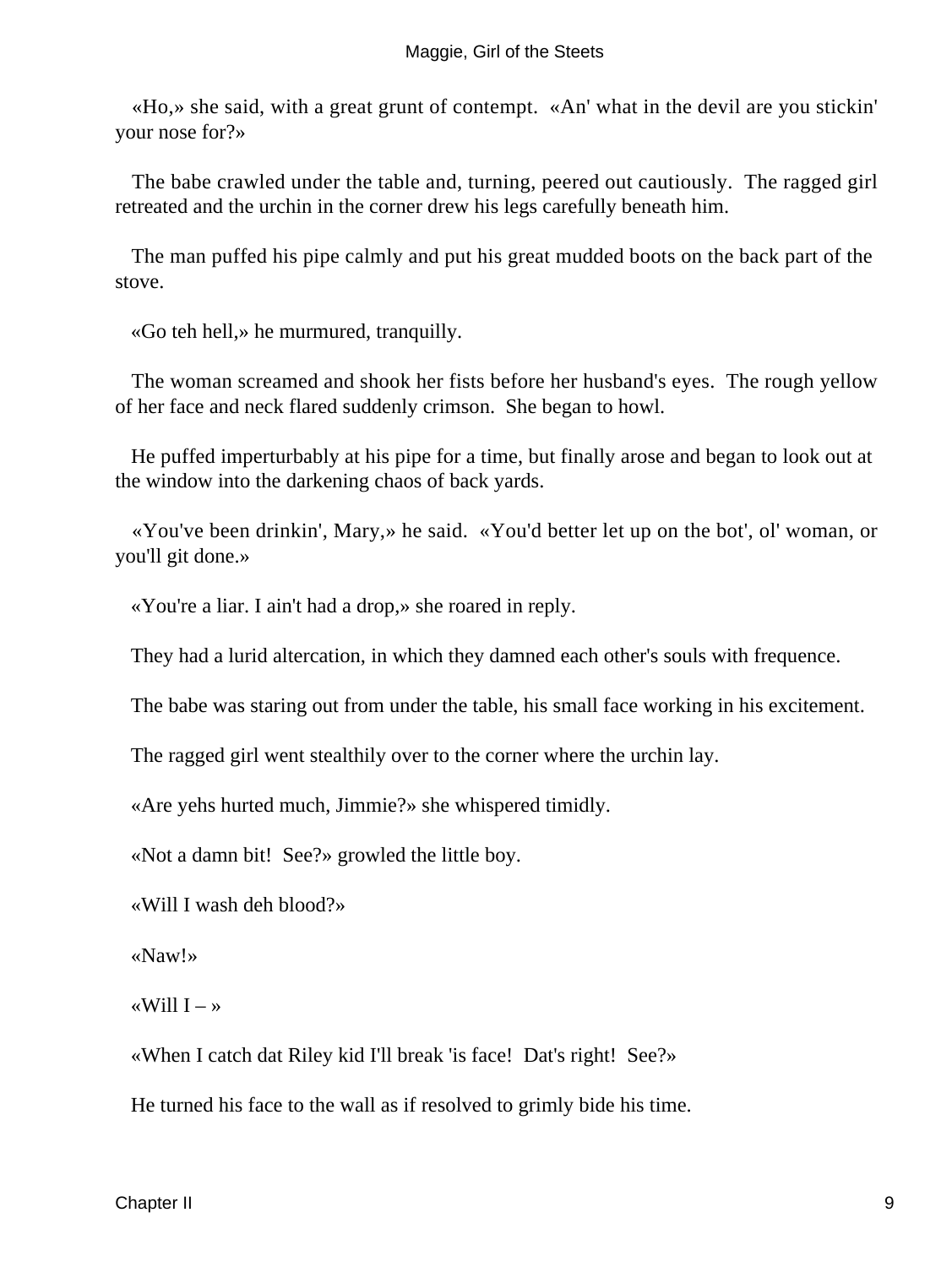«Ho,» she said, with a great grunt of contempt. «An' what in the devil are you stickin' your nose for?»

The babe crawled under the table and, turning, peered out cautiously. The ragged girl retreated and the urchin in the corner drew his legs carefully beneath him.

The man puffed his pipe calmly and put his great mudded boots on the back part of the stove.

«Go teh hell,» he murmured, tranquilly.

The woman screamed and shook her fists before her husband's eyes. The rough yellow of her face and neck flared suddenly crimson. She began to howl.

He puffed imperturbably at his pipe for a time, but finally arose and began to look out at the window into the darkening chaos of back yards.

«You've been drinkin', Mary,» he said. «You'd better let up on the bot', ol' woman, or you'll git done.»

«You're a liar. I ain't had a drop,» she roared in reply.

They had a lurid altercation, in which they damned each other's souls with frequence.

The babe was staring out from under the table, his small face working in his excitement.

The ragged girl went stealthily over to the corner where the urchin lay.

«Are yehs hurted much, Jimmie?» she whispered timidly.

«Not a damn bit! See?» growled the little boy.

«Will I wash deh blood?»

«Naw!»

«Will I – »

«When I catch dat Riley kid I'll break 'is face! Dat's right! See?»

He turned his face to the wall as if resolved to grimly bide his time.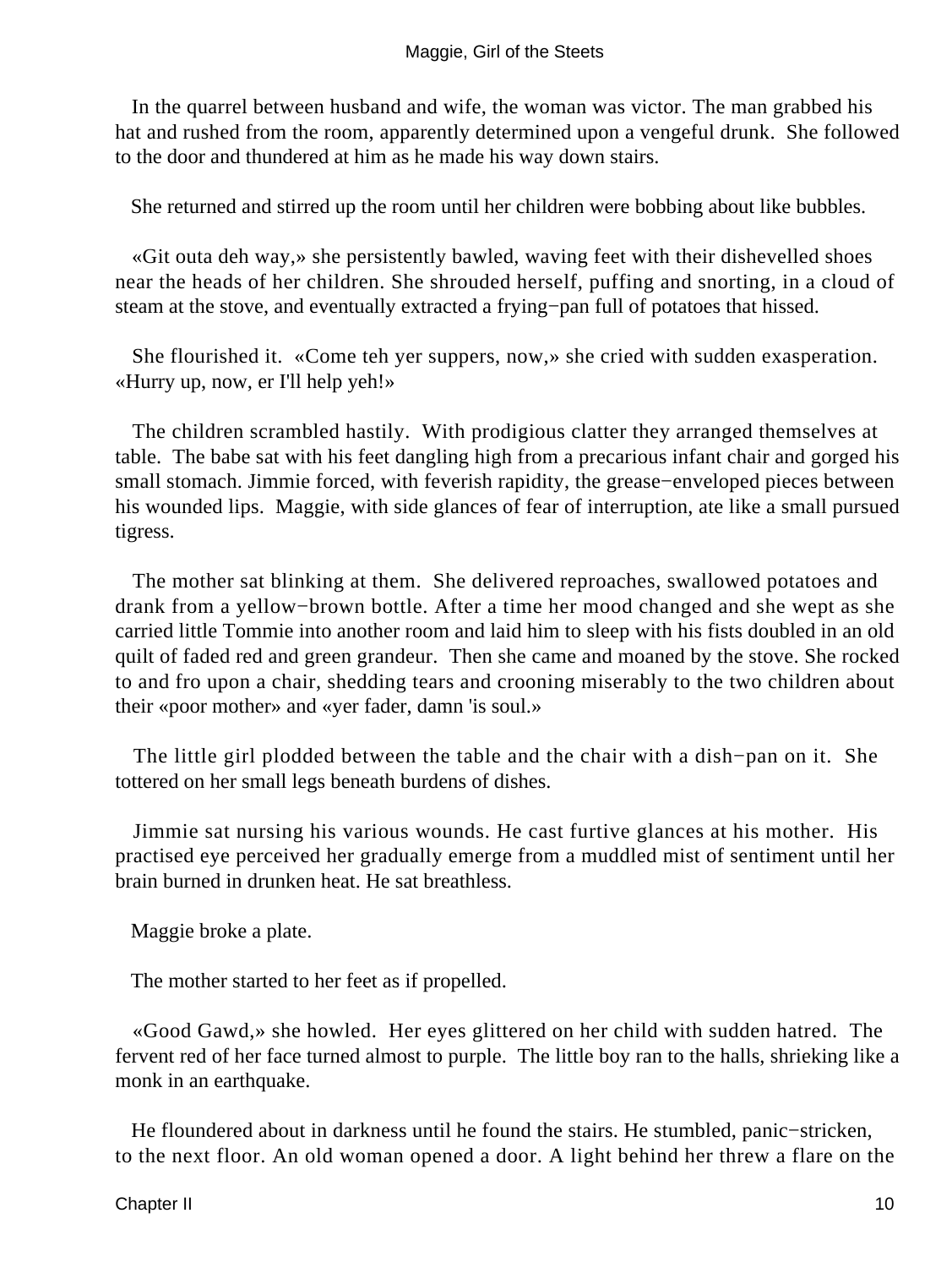In the quarrel between husband and wife, the woman was victor. The man grabbed his hat and rushed from the room, apparently determined upon a vengeful drunk. She followed to the door and thundered at him as he made his way down stairs.

She returned and stirred up the room until her children were bobbing about like bubbles.

«Git outa deh way,» she persistently bawled, waving feet with their dishevelled shoes near the heads of her children. She shrouded herself, puffing and snorting, in a cloud of steam at the stove, and eventually extracted a frying−pan full of potatoes that hissed.

She flourished it. «Come teh yer suppers, now,» she cried with sudden exasperation. «Hurry up, now, er I'll help yeh!»

The children scrambled hastily. With prodigious clatter they arranged themselves at table. The babe sat with his feet dangling high from a precarious infant chair and gorged his small stomach. Jimmie forced, with feverish rapidity, the grease−enveloped pieces between his wounded lips. Maggie, with side glances of fear of interruption, ate like a small pursued tigress.

The mother sat blinking at them. She delivered reproaches, swallowed potatoes and drank from a yellow−brown bottle. After a time her mood changed and she wept as she carried little Tommie into another room and laid him to sleep with his fists doubled in an old quilt of faded red and green grandeur. Then she came and moaned by the stove. She rocked to and fro upon a chair, shedding tears and crooning miserably to the two children about their «poor mother» and «yer fader, damn 'is soul.»

The little girl plodded between the table and the chair with a dish−pan on it. She tottered on her small legs beneath burdens of dishes.

Jimmie sat nursing his various wounds. He cast furtive glances at his mother. His practised eye perceived her gradually emerge from a muddled mist of sentiment until her brain burned in drunken heat. He sat breathless.

Maggie broke a plate.

The mother started to her feet as if propelled.

«Good Gawd,» she howled. Her eyes glittered on her child with sudden hatred. The fervent red of her face turned almost to purple. The little boy ran to the halls, shrieking like a monk in an earthquake.

He floundered about in darkness until he found the stairs. He stumbled, panic−stricken, to the next floor. An old woman opened a door. A light behind her threw a flare on the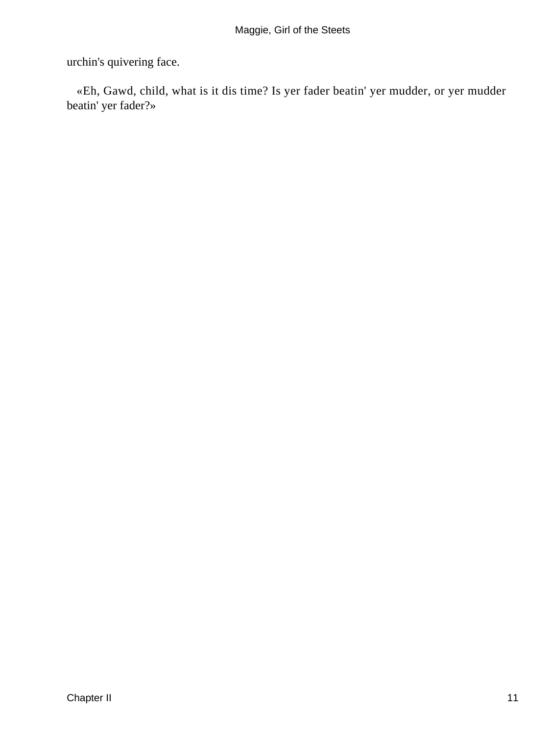urchin's quivering face.

«Eh, Gawd, child, what is it dis time? Is yer fader beatin' yer mudder, or yer mudder beatin' yer fader?»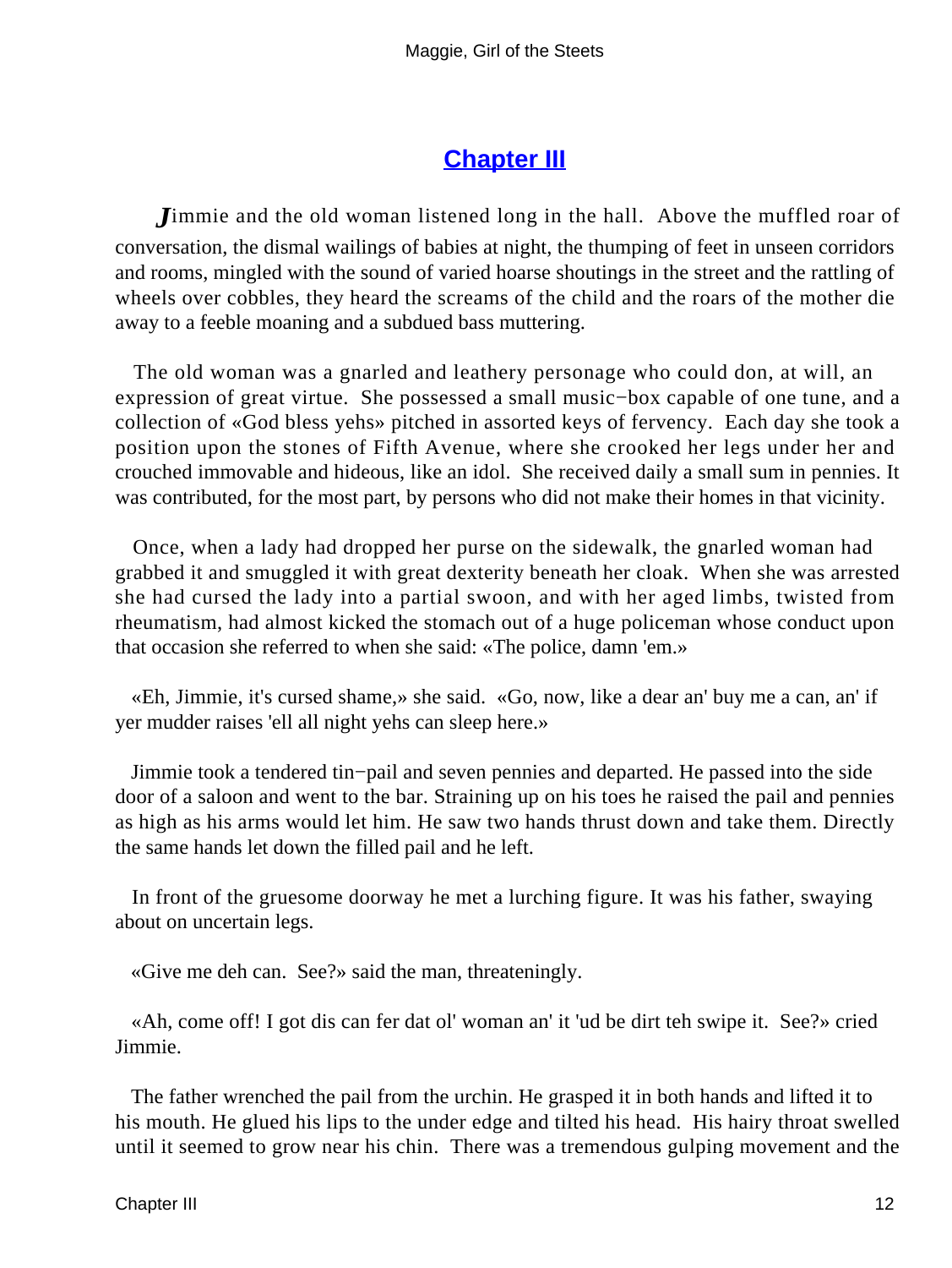## Chapter III

Jimmie and the old woman listened long in the hall. Above the muffled roar of conversation, the dismal wailings of babies at night, the thumping of feet in unseen corridors and rooms, mingled with the sound of varied hoarse shoutings in the street and the rattling of wheels over cobbles, they heard the screams of the child and the roars of the mother die away to a feeble moaning and a subdued bass muttering.

The old woman was a gnarled and leathery personage who could don, at will, an expression of great virtue. She possessed a small music−box capable of one tune, and a collection of «God bless yehs» pitched in assorted keys of fervency. Each day she took a position upon the stones of Fifth Avenue, where she crooked her legs under her and crouched immovable and hideous, like an idol. She received daily a small sum in pennies. It was contributed, for the most part, by persons who did not make their homes in that vicinity.

Once, when a lady had dropped her purse on the sidewalk, the gnarled woman had grabbed it and smuggled it with great dexterity beneath her cloak. When she was arrested she had cursed the lady into a partial swoon, and with her aged limbs, twisted from rheumatism, had almost kicked the stomach out of a huge policeman whose conduct upon that occasion she referred to when she said: «The police, damn 'em.»

«Eh, Jimmie, it's cursed shame,» she said. «Go, now, like a dear an' buy me a can, an' if yer mudder raises 'ell all night yehs can sleep here.»

Jimmie took a tendered tin−pail and seven pennies and departed. He passed into the side door of a saloon and went to the bar. Straining up on his toes he raised the pail and pennies as high as his arms would let him. He saw two hands thrust down and take them. Directly the same hands let down the filled pail and he left.

In front of the gruesome doorway he met a lurching figure. It was his father, swaying about on uncertain legs.

«Give me deh can. See?» said the man, threateningly.

«Ah, come off! I got dis can fer dat ol' woman an' it 'ud be dirt teh swipe it. See?» cried Jimmie.

The father wrenched the pail from the urchin. He grasped it in both hands and lifted it to his mouth. He glued his lips to the under edge and tilted his head. His hairy throat swelled until it seemed to grow near his chin. There was a tremendous gulping movement and the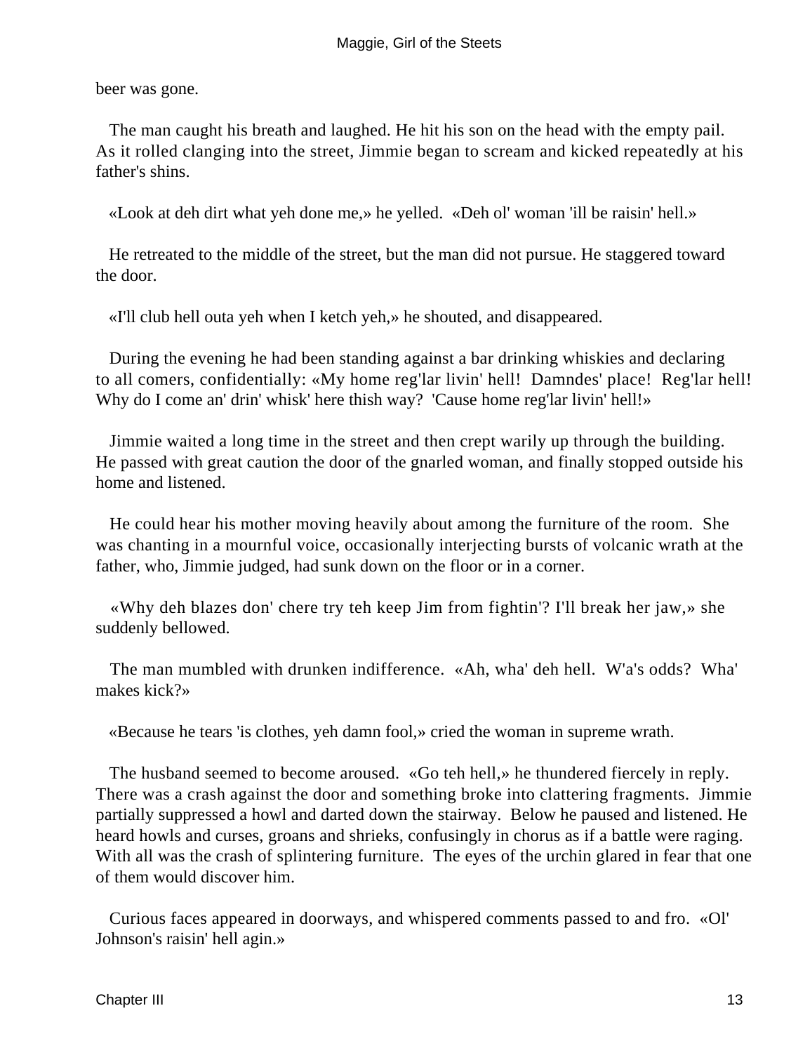beer was gone.

The man caught his breath and laughed. He hit his son on the head with the empty pail. As it rolled clanging into the street, Jimmie began to scream and kicked repeatedly at his father's shins.

«Look at deh dirt what yeh done me,» he yelled. «Deh ol' woman 'ill be raisin' hell.»

He retreated to the middle of the street, but the man did not pursue. He staggered toward the door.

«I'll club hell outa yeh when I ketch yeh,» he shouted, and disappeared.

During the evening he had been standing against a bar drinking whiskies and declaring to all comers, confidentially: «My home reg'lar livin' hell! Damndes' place! Reg'lar hell! Why do I come an' drin' whisk' here thish way? 'Cause home reg'lar livin' hell!»

Jimmie waited a long time in the street and then crept warily up through the building. He passed with great caution the door of the gnarled woman, and finally stopped outside his home and listened.

He could hear his mother moving heavily about among the furniture of the room. She was chanting in a mournful voice, occasionally interjecting bursts of volcanic wrath at the father, who, Jimmie judged, had sunk down on the floor or in a corner.

«Why deh blazes don' chere try teh keep Jim from fightin'? I'll break her jaw,» she suddenly bellowed.

The man mumbled with drunken indifference. «Ah, wha' deh hell. W'a's odds? Wha' makes kick?»

«Because he tears 'is clothes, yeh damn fool,» cried the woman in supreme wrath.

The husband seemed to become aroused. «Go teh hell,» he thundered fiercely in reply. There was a crash against the door and something broke into clattering fragments. Jimmie partially suppressed a howl and darted down the stairway. Below he paused and listened. He heard howls and curses, groans and shrieks, confusingly in chorus as if a battle were raging. With all was the crash of splintering furniture. The eyes of the urchin glared in fear that one of them would discover him.

Curious faces appeared in doorways, and whispered comments passed to and fro. «Ol' Johnson's raisin' hell agin.»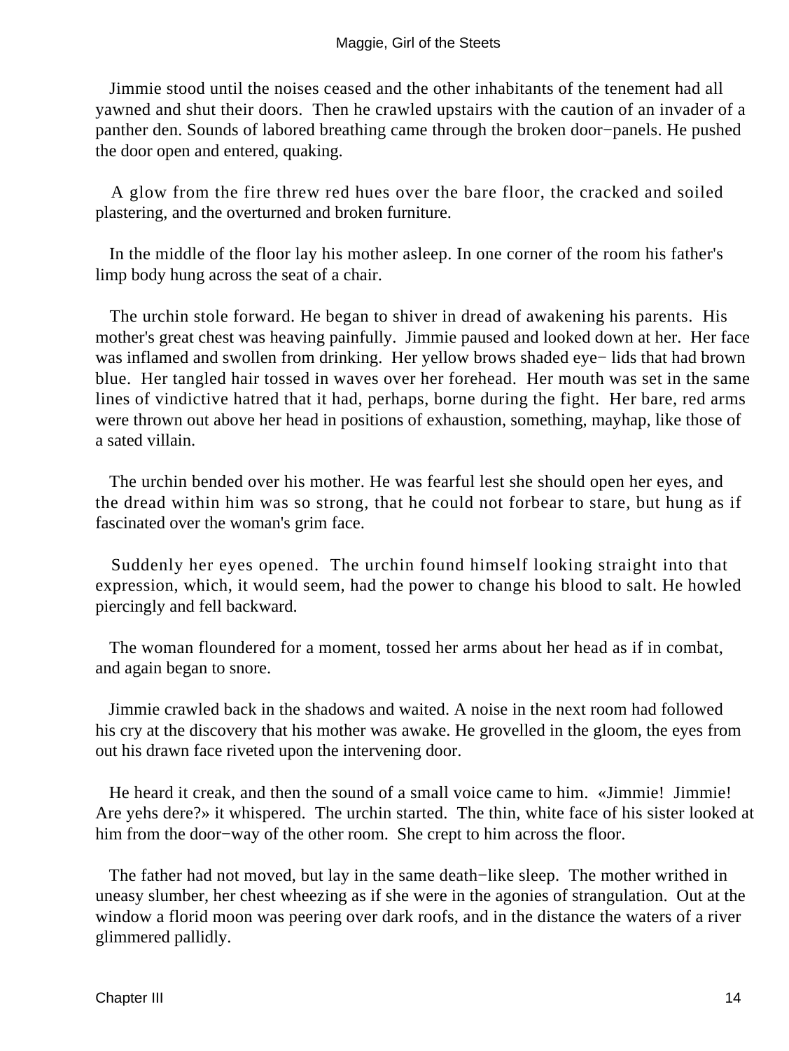Jimmie stood until the noises ceased and the other inhabitants of the tenement had all yawned and shut their doors. Then he crawled upstairs with the caution of an invader of a panther den. Sounds of labored breathing came through the broken door−panels. He pushed the door open and entered, quaking.

A glow from the fire threw red hues over the bare floor, the cracked and soiled plastering, and the overturned and broken furniture.

In the middle of the floor lay his mother asleep. In one corner of the room his father's limp body hung across the seat of a chair.

The urchin stole forward. He began to shiver in dread of awakening his parents. His mother's great chest was heaving painfully. Jimmie paused and looked down at her. Her face was inflamed and swollen from drinking. Her yellow brows shaded eye− lids that had brown blue. Her tangled hair tossed in waves over her forehead. Her mouth was set in the same lines of vindictive hatred that it had, perhaps, borne during the fight. Her bare, red arms were thrown out above her head in positions of exhaustion, something, mayhap, like those of a sated villain.

The urchin bended over his mother. He was fearful lest she should open her eyes, and the dread within him was so strong, that he could not forbear to stare, but hung as if fascinated over the woman's grim face.

Suddenly her eyes opened. The urchin found himself looking straight into that expression, which, it would seem, had the power to change his blood to salt. He howled piercingly and fell backward.

The woman floundered for a moment, tossed her arms about her head as if in combat, and again began to snore.

Jimmie crawled back in the shadows and waited. A noise in the next room had followed his cry at the discovery that his mother was awake. He grovelled in the gloom, the eyes from out his drawn face riveted upon the intervening door.

He heard it creak, and then the sound of a small voice came to him. «Jimmie! Jimmie! Are yehs dere?» it whispered. The urchin started. The thin, white face of his sister looked at him from the door−way of the other room. She crept to him across the floor.

The father had not moved, but lay in the same death−like sleep. The mother writhed in uneasy slumber, her chest wheezing as if she were in the agonies of strangulation. Out at the window a florid moon was peering over dark roofs, and in the distance the waters of a river glimmered pallidly.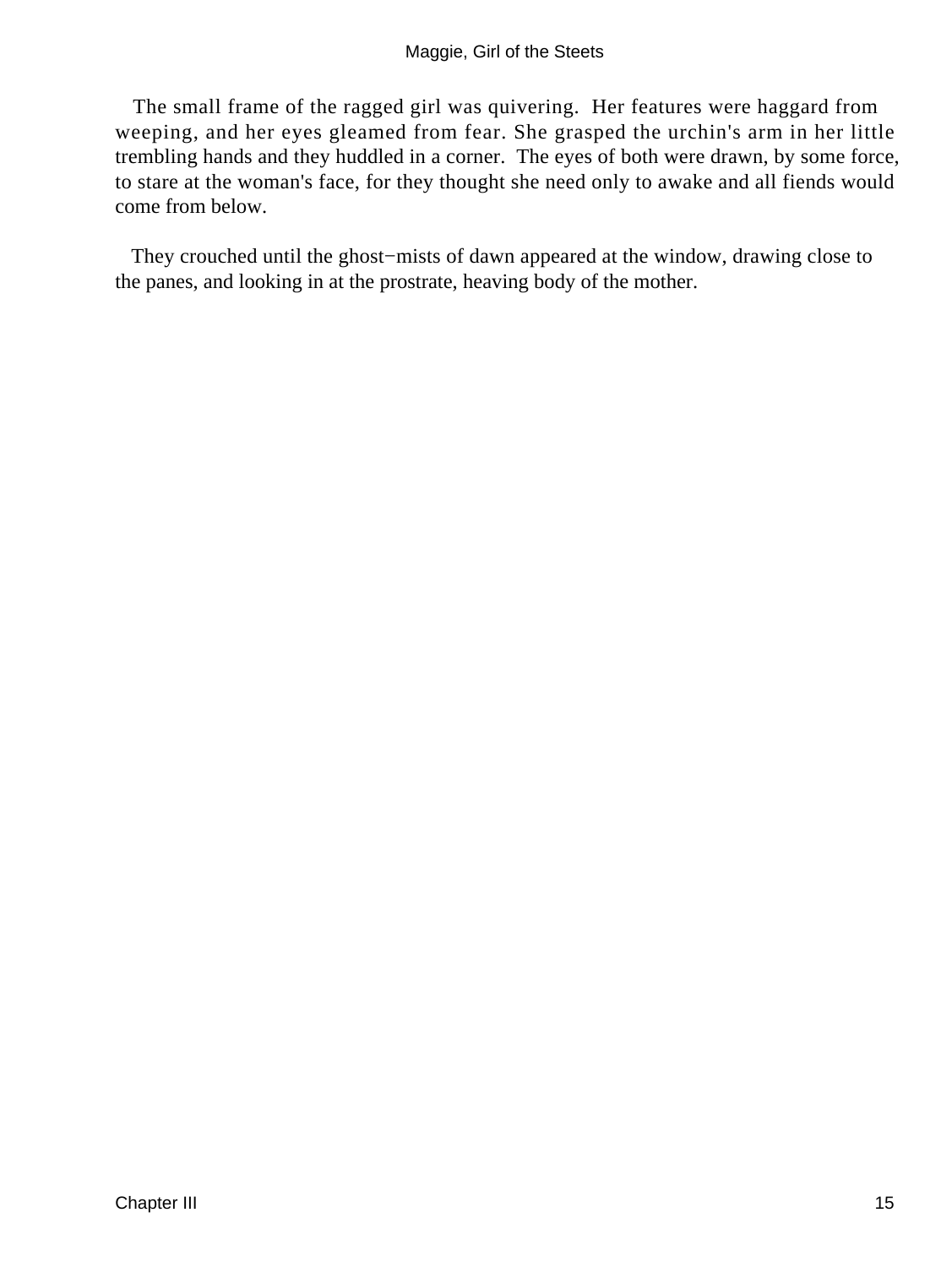The small frame of the ragged girl was quivering. Her features were haggard from weeping, and her eyes gleamed from fear. She grasped the urchin's arm in her little trembling hands and they huddled in a corner. The eyes of both were drawn, by some force, to stare at the woman's face, for they thought she need only to awake and all fiends would come from below.

They crouched until the ghost−mists of dawn appeared at the window, drawing close to the panes, and looking in at the prostrate, heaving body of the mother.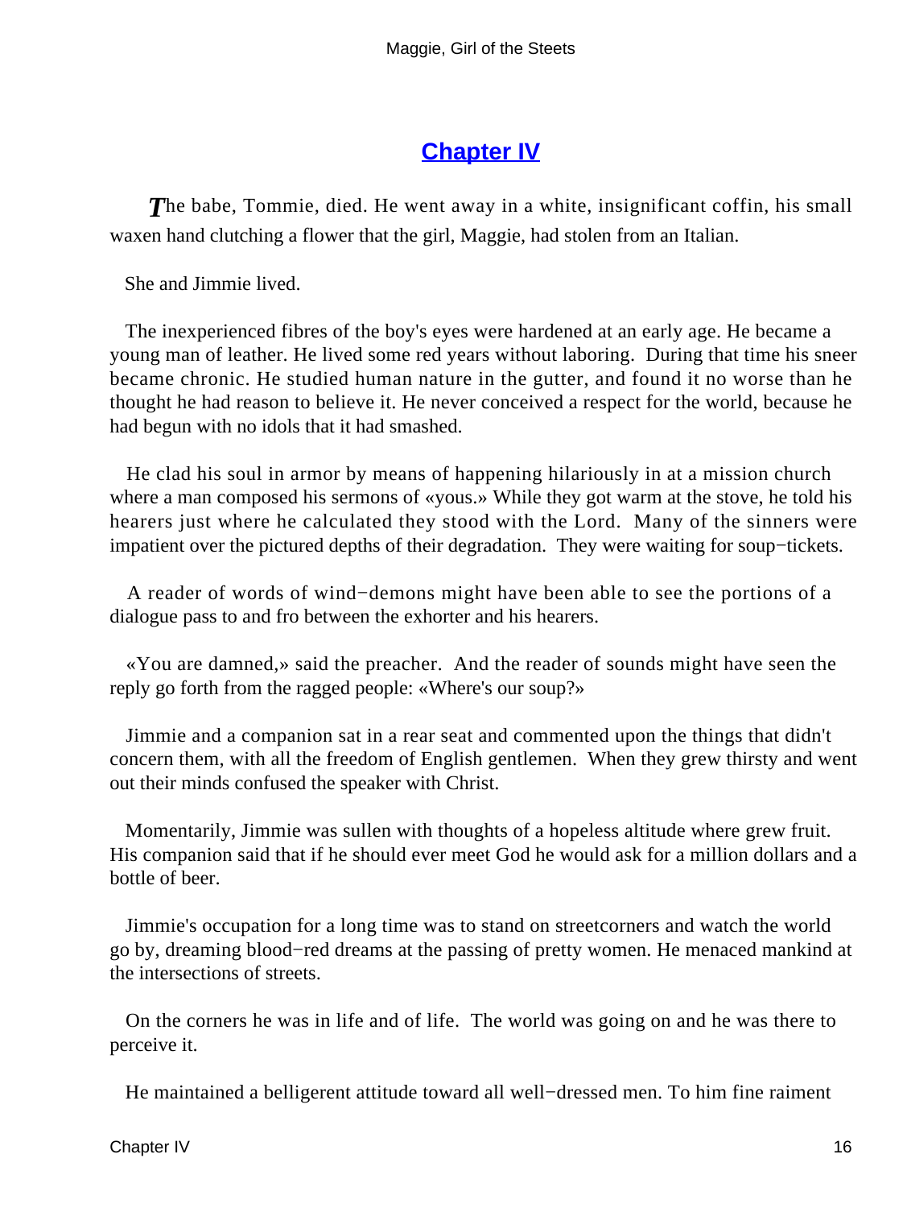## Chapter IV

*T*he babe, Tommie, died. He went away in a white, insignificant coffin, his small waxen hand clutching a flower that the girl, Maggie, had stolen from an Italian.

She and Jimmie lived.

The inexperienced fibres of the boy's eyes were hardened at an early age. He became a young man of leather. He lived some red years without laboring. During that time his sneer became chronic. He studied human nature in the gutter, and found it no worse than he thought he had reason to believe it. He never conceived a respect for the world, because he had begun with no idols that it had smashed.

He clad his soul in armor by means of happening hilariously in at a mission church where a man composed his sermons of «yous.» While they got warm at the stove, he told his hearers just where he calculated they stood with the Lord. Many of the sinners were impatient over the pictured depths of their degradation. They were waiting for soup−tickets.

A reader of words of wind−demons might have been able to see the portions of a dialogue pass to and fro between the exhorter and his hearers.

«You are damned,» said the preacher. And the reader of sounds might have seen the reply go forth from the ragged people: «Where's our soup?»

Jimmie and a companion sat in a rear seat and commented upon the things that didn't concern them, with all the freedom of English gentlemen. When they grew thirsty and went out their minds confused the speaker with Christ.

Momentarily, Jimmie was sullen with thoughts of a hopeless altitude where grew fruit. His companion said that if he should ever meet God he would ask for a million dollars and a bottle of beer.

Jimmie's occupation for a long time was to stand on streetcorners and watch the world go by, dreaming blood−red dreams at the passing of pretty women. He menaced mankind at the intersections of streets.

On the corners he was in life and of life. The world was going on and he was there to perceive it.

He maintained a belligerent attitude toward all well−dressed men. To him fine raiment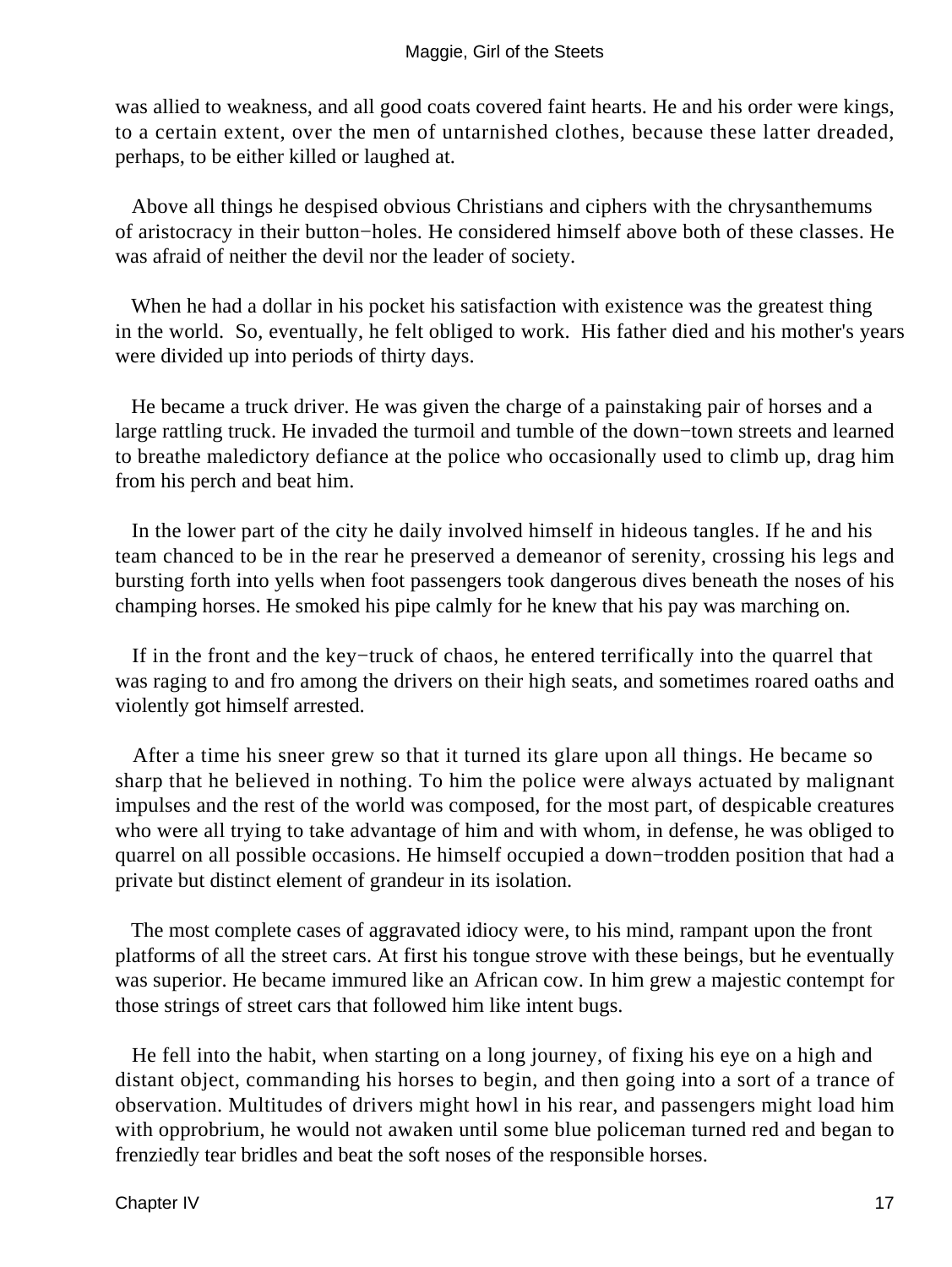was allied to weakness, and all good coats covered faint hearts. He and his order were kings, to a certain extent, over the men of untarnished clothes, because these latter dreaded, perhaps, to be either killed or laughed at.

Above all things he despised obvious Christians and ciphers with the chrysanthemums of aristocracy in their button−holes. He considered himself above both of these classes. He was afraid of neither the devil nor the leader of society.

When he had a dollar in his pocket his satisfaction with existence was the greatest thing in the world. So, eventually, he felt obliged to work. His father died and his mother's years were divided up into periods of thirty days.

He became a truck driver. He was given the charge of a painstaking pair of horses and a large rattling truck. He invaded the turmoil and tumble of the down−town streets and learned to breathe maledictory defiance at the police who occasionally used to climb up, drag him from his perch and beat him.

In the lower part of the city he daily involved himself in hideous tangles. If he and his team chanced to be in the rear he preserved a demeanor of serenity, crossing his legs and bursting forth into yells when foot passengers took dangerous dives beneath the noses of his champing horses. He smoked his pipe calmly for he knew that his pay was marching on.

If in the front and the key−truck of chaos, he entered terrifically into the quarrel that was raging to and fro among the drivers on their high seats, and sometimes roared oaths and violently got himself arrested.

After a time his sneer grew so that it turned its glare upon all things. He became so sharp that he believed in nothing. To him the police were always actuated by malignant impulses and the rest of the world was composed, for the most part, of despicable creatures who were all trying to take advantage of him and with whom, in defense, he was obliged to quarrel on all possible occasions. He himself occupied a down−trodden position that had a private but distinct element of grandeur in its isolation.

The most complete cases of aggravated idiocy were, to his mind, rampant upon the front platforms of all the street cars. At first his tongue strove with these beings, but he eventually was superior. He became immured like an African cow. In him grew a majestic contempt for those strings of street cars that followed him like intent bugs.

He fell into the habit, when starting on a long journey, of fixing his eye on a high and distant object, commanding his horses to begin, and then going into a sort of a trance of observation. Multitudes of drivers might howl in his rear, and passengers might load him with opprobrium, he would not awaken until some blue policeman turned red and began to frenziedly tear bridles and beat the soft noses of the responsible horses.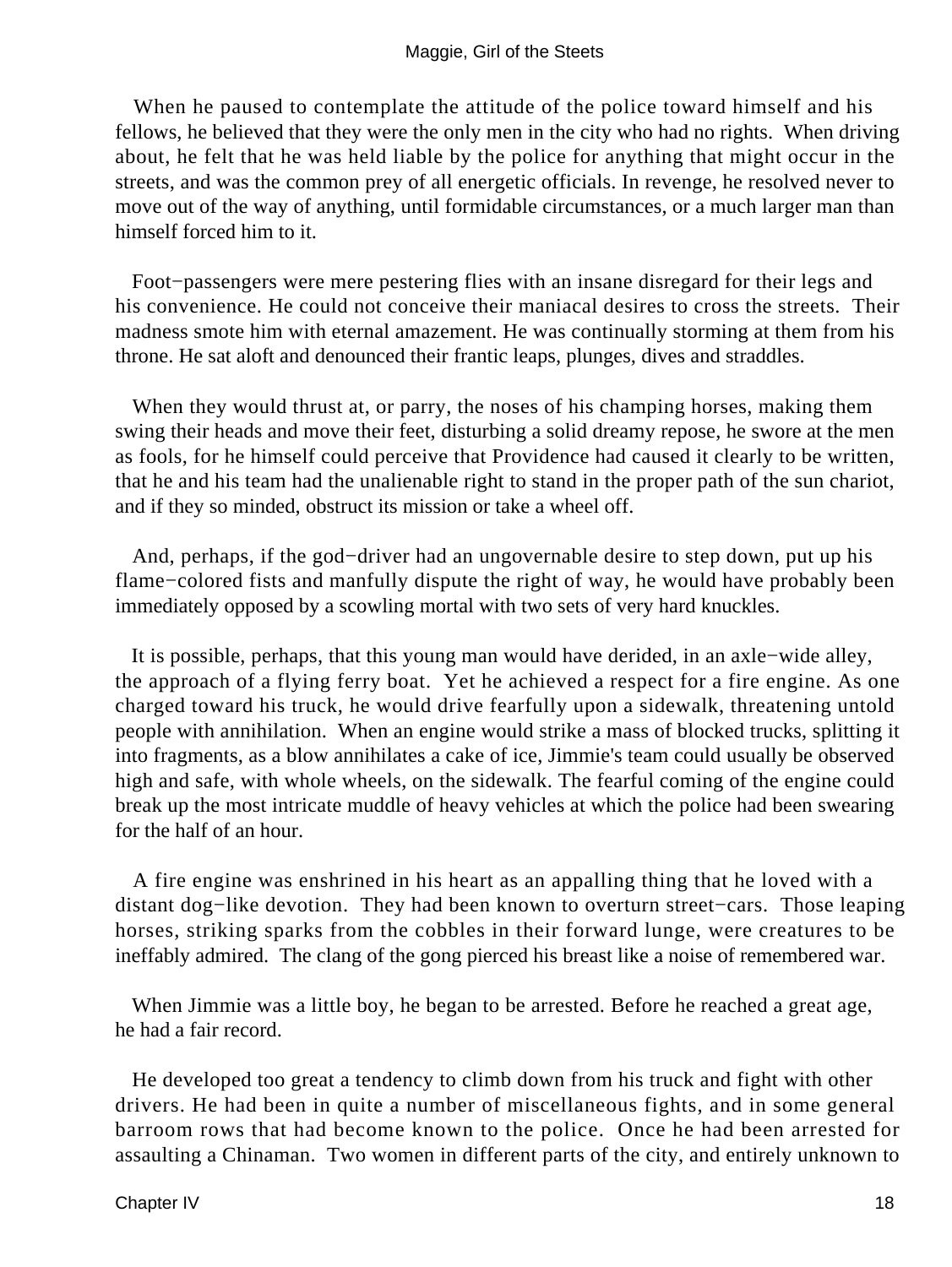When he paused to contemplate the attitude of the police toward himself and his fellows, he believed that they were the only men in the city who had no rights. When driving about, he felt that he was held liable by the police for anything that might occur in the streets, and was the common prey of all energetic officials. In revenge, he resolved never to move out of the way of anything, until formidable circumstances, or a much larger man than himself forced him to it.

Foot−passengers were mere pestering flies with an insane disregard for their legs and his convenience. He could not conceive their maniacal desires to cross the streets. Their madness smote him with eternal amazement. He was continually storming at them from his throne. He sat aloft and denounced their frantic leaps, plunges, dives and straddles.

When they would thrust at, or parry, the noses of his champing horses, making them swing their heads and move their feet, disturbing a solid dreamy repose, he swore at the men as fools, for he himself could perceive that Providence had caused it clearly to be written, that he and his team had the unalienable right to stand in the proper path of the sun chariot, and if they so minded, obstruct its mission or take a wheel off.

And, perhaps, if the god−driver had an ungovernable desire to step down, put up his flame−colored fists and manfully dispute the right of way, he would have probably been immediately opposed by a scowling mortal with two sets of very hard knuckles.

It is possible, perhaps, that this young man would have derided, in an axle−wide alley, the approach of a flying ferry boat. Yet he achieved a respect for a fire engine. As one charged toward his truck, he would drive fearfully upon a sidewalk, threatening untold people with annihilation. When an engine would strike a mass of blocked trucks, splitting it into fragments, as a blow annihilates a cake of ice, Jimmie's team could usually be observed high and safe, with whole wheels, on the sidewalk. The fearful coming of the engine could break up the most intricate muddle of heavy vehicles at which the police had been swearing for the half of an hour.

A fire engine was enshrined in his heart as an appalling thing that he loved with a distant dog−like devotion. They had been known to overturn street−cars. Those leaping horses, striking sparks from the cobbles in their forward lunge, were creatures to be ineffably admired. The clang of the gong pierced his breast like a noise of remembered war.

When Jimmie was a little boy, he began to be arrested. Before he reached a great age, he had a fair record.

He developed too great a tendency to climb down from his truck and fight with other drivers. He had been in quite a number of miscellaneous fights, and in some general barroom rows that had become known to the police. Once he had been arrested for assaulting a Chinaman. Two women in different parts of the city, and entirely unknown to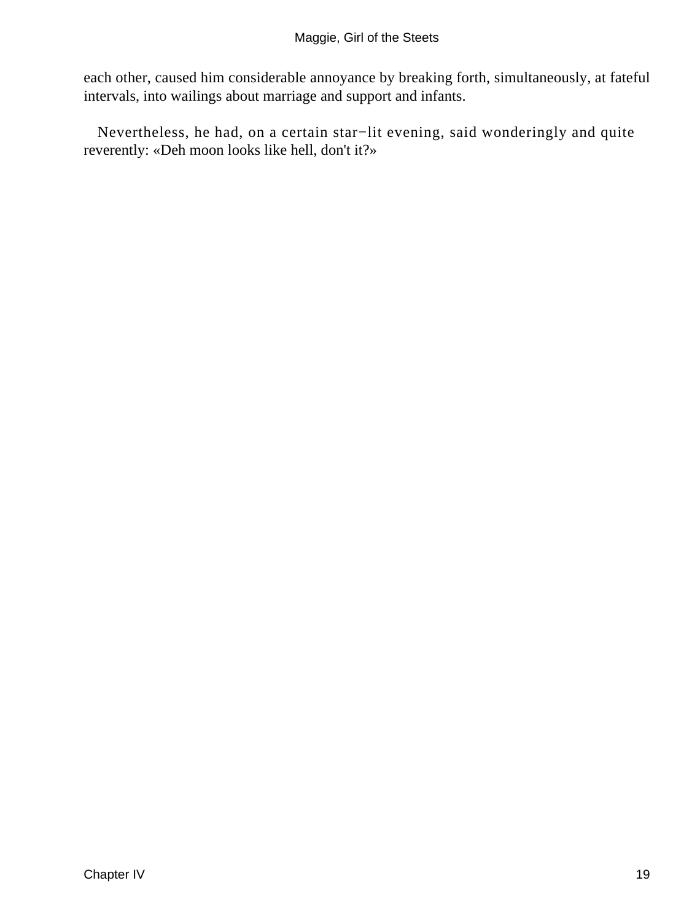each other, caused him considerable annoyance by breaking forth, simultaneously, at fateful intervals, into wailings about marriage and support and infants.

Nevertheless, he had, on a certain star−lit evening, said wonderingly and quite reverently: «Deh moon looks like hell, don't it?»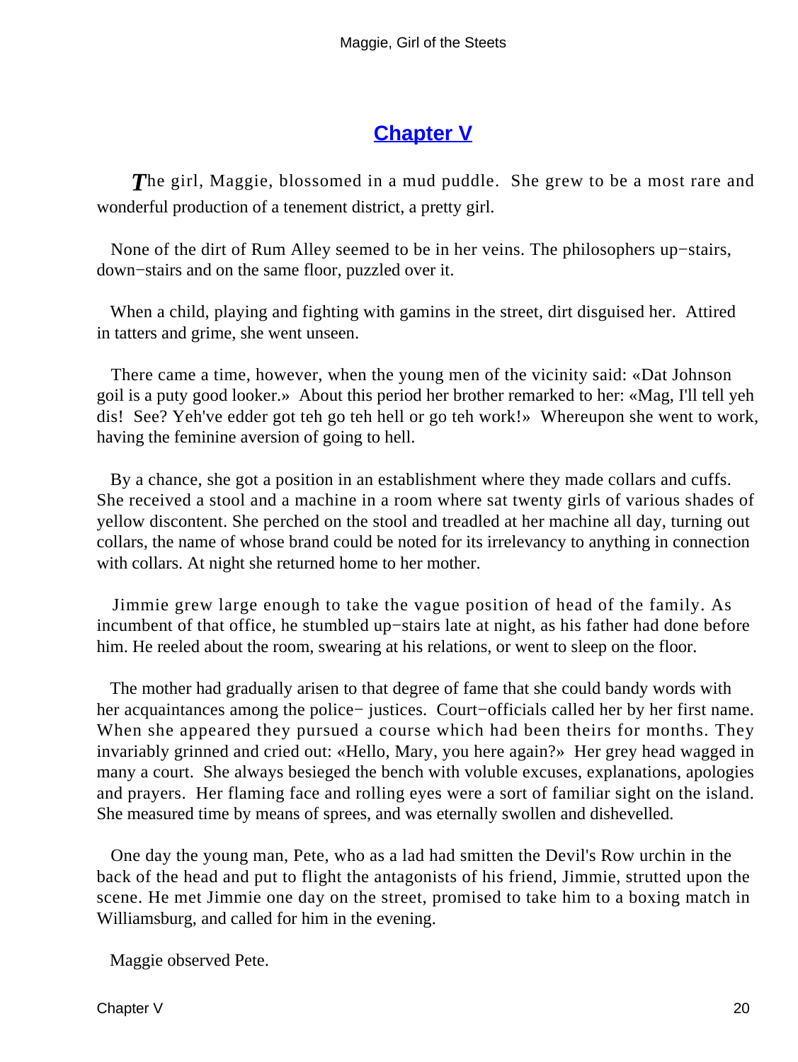## Chapter V

The girl, Maggie, blossomed in a mud puddle. She grew to be a most rare and wonderful production of a tenement district, a pretty girl.

None of the dirt of Rum Alley seemed to be in her veins. The philosophers up−stairs, down−stairs and on the same floor, puzzled over it.

When a child, playing and fighting with gamins in the street, dirt disguised her. Attired in tatters and grime, she went unseen.

There came a time, however, when the young men of the vicinity said: «Dat Johnson goil is a puty good looker.» About this period her brother remarked to her: «Mag, I'll tell yeh dis! See? Yeh've edder got teh go teh hell or go teh work!» Whereupon she went to work, having the feminine aversion of going to hell.

By a chance, she got a position in an establishment where they made collars and cuffs. She received a stool and a machine in a room where sat twenty girls of various shades of yellow discontent. She perched on the stool and treadled at her machine all day, turning out collars, the name of whose brand could be noted for its irrelevancy to anything in connection with collars. At night she returned home to her mother.

Jimmie grew large enough to take the vague position of head of the family. As incumbent of that office, he stumbled up−stairs late at night, as his father had done before him. He reeled about the room, swearing at his relations, or went to sleep on the floor.

The mother had gradually arisen to that degree of fame that she could bandy words with her acquaintances among the police− justices. Court−officials called her by her first name. When she appeared they pursued a course which had been theirs for months. They invariably grinned and cried out: «Hello, Mary, you here again?» Her grey head wagged in many a court. She always besieged the bench with voluble excuses, explanations, apologies and prayers. Her flaming face and rolling eyes were a sort of familiar sight on the island. She measured time by means of sprees, and was eternally swollen and dishevelled.

One day the young man, Pete, who as a lad had smitten the Devil's Row urchin in the back of the head and put to flight the antagonists of his friend, Jimmie, strutted upon the scene. He met Jimmie one day on the street, promised to take him to a boxing match in Williamsburg, and called for him in the evening.

Maggie observed Pete.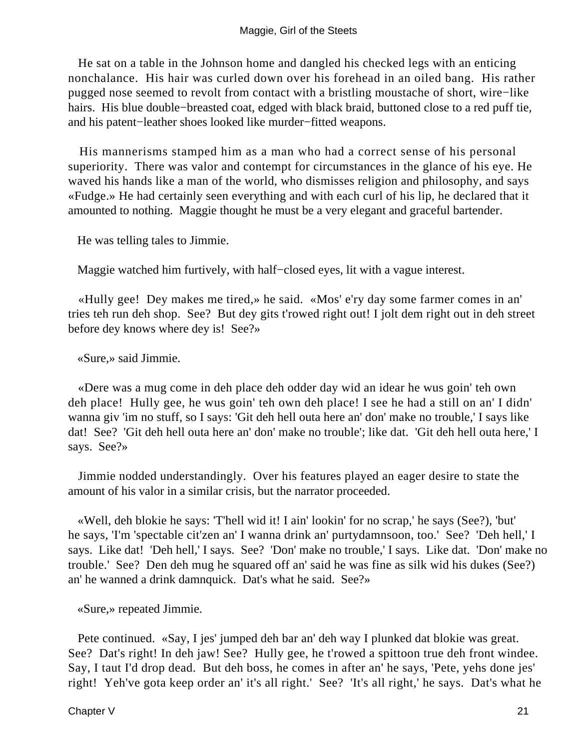He sat on a table in the Johnson home and dangled his checked legs with an enticing nonchalance. His hair was curled down over his forehead in an oiled bang. His rather pugged nose seemed to revolt from contact with a bristling moustache of short, wire−like hairs. His blue double−breasted coat, edged with black braid, buttoned close to a red puff tie, and his patent−leather shoes looked like murder−fitted weapons.

His mannerisms stamped him as a man who had a correct sense of his personal superiority. There was valor and contempt for circumstances in the glance of his eye. He waved his hands like a man of the world, who dismisses religion and philosophy, and says «Fudge.» He had certainly seen everything and with each curl of his lip, he declared that it amounted to nothing. Maggie thought he must be a very elegant and graceful bartender.

He was telling tales to Jimmie.

Maggie watched him furtively, with half−closed eyes, lit with a vague interest.

«Hully gee! Dey makes me tired,» he said. «Mos' e'ry day some farmer comes in an' tries teh run deh shop. See? But dey gits t'rowed right out! I jolt dem right out in deh street before dey knows where dey is! See?»

«Sure,» said Jimmie.

«Dere was a mug come in deh place deh odder day wid an idear he wus goin' teh own deh place! Hully gee, he wus goin' teh own deh place! I see he had a still on an' I didn' wanna giv 'im no stuff, so I says: 'Git deh hell outa here an' don' make no trouble,' I says like dat! See? 'Git deh hell outa here an' don' make no trouble'; like dat. 'Git deh hell outa here,' I says. See?»

Jimmie nodded understandingly. Over his features played an eager desire to state the amount of his valor in a similar crisis, but the narrator proceeded.

«Well, deh blokie he says: 'T'hell wid it! I ain' lookin' for no scrap,' he says (See?), 'but' he says, 'I'm 'spectable cit'zen an' I wanna drink an' purtydamnsoon, too.' See? 'Deh hell,' I says. Like dat! 'Deh hell,' I says. See? 'Don' make no trouble,' I says. Like dat. 'Don' make no trouble.' See? Den deh mug he squared off an' said he was fine as silk wid his dukes (See?) an' he wanned a drink damnquick. Dat's what he said. See?»

«Sure,» repeated Jimmie.

Pete continued. «Say, I jes' jumped deh bar an' deh way I plunked dat blokie was great. See? Dat's right! In deh jaw! See? Hully gee, he t'rowed a spittoon true deh front windee. Say, I taut I'd drop dead. But deh boss, he comes in after an' he says, 'Pete, yehs done jes' right! Yeh've gota keep order an' it's all right.' See? 'It's all right,' he says. Dat's what he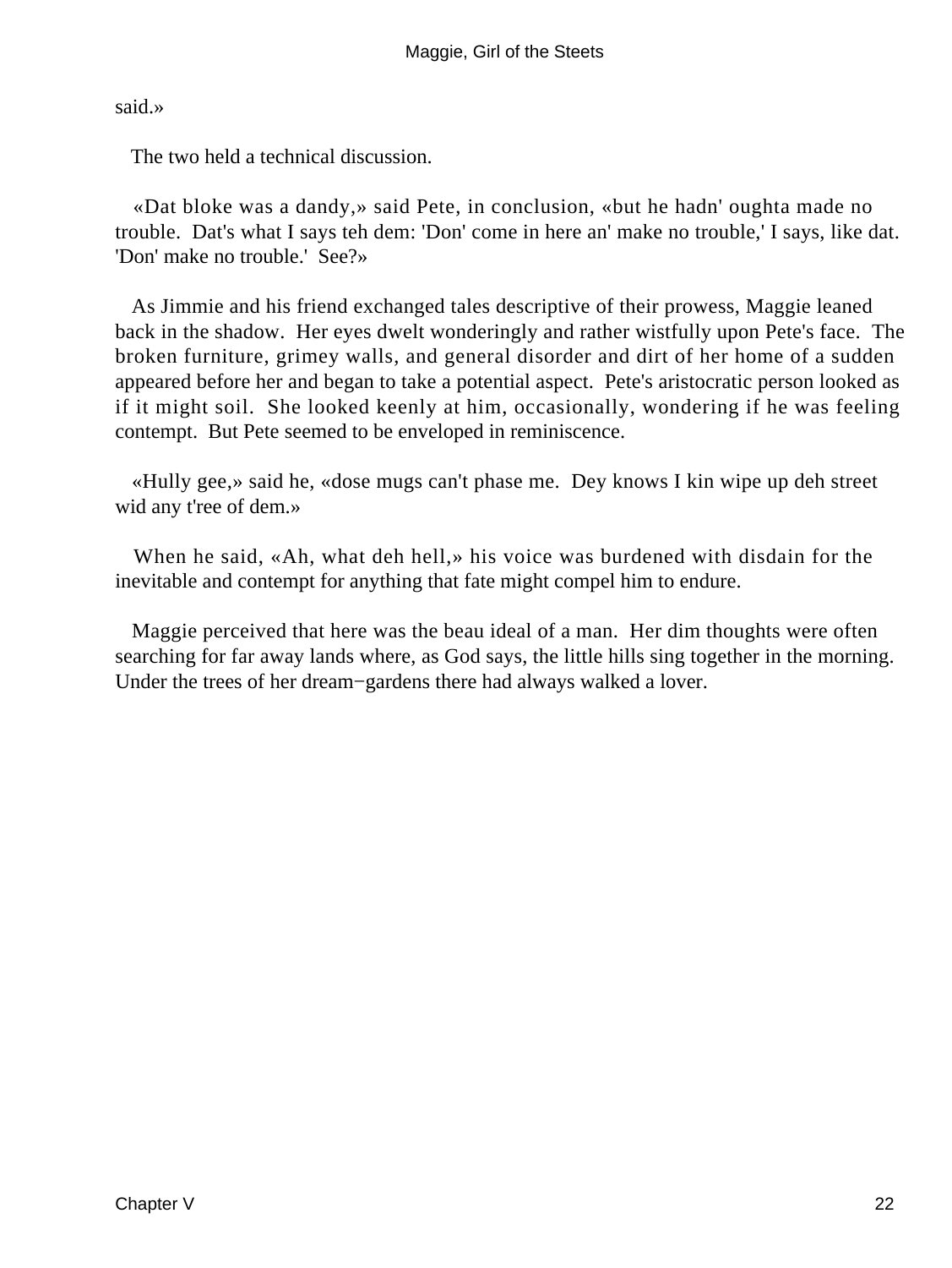said.»

The two held a technical discussion.

«Dat bloke was a dandy,» said Pete, in conclusion, «but he hadn' oughta made no trouble. Dat's what I says teh dem: 'Don' come in here an' make no trouble,' I says, like dat. 'Don' make no trouble.' See?»

As Jimmie and his friend exchanged tales descriptive of their prowess, Maggie leaned back in the shadow. Her eyes dwelt wonderingly and rather wistfully upon Pete's face. The broken furniture, grimey walls, and general disorder and dirt of her home of a sudden appeared before her and began to take a potential aspect. Pete's aristocratic person looked as if it might soil. She looked keenly at him, occasionally, wondering if he was feeling contempt. But Pete seemed to be enveloped in reminiscence.

«Hully gee,» said he, «dose mugs can't phase me. Dey knows I kin wipe up deh street wid any t'ree of dem.»

When he said, «Ah, what deh hell,» his voice was burdened with disdain for the inevitable and contempt for anything that fate might compel him to endure.

Maggie perceived that here was the beau ideal of a man. Her dim thoughts were often searching for far away lands where, as God says, the little hills sing together in the morning. Under the trees of her dream−gardens there had always walked a lover.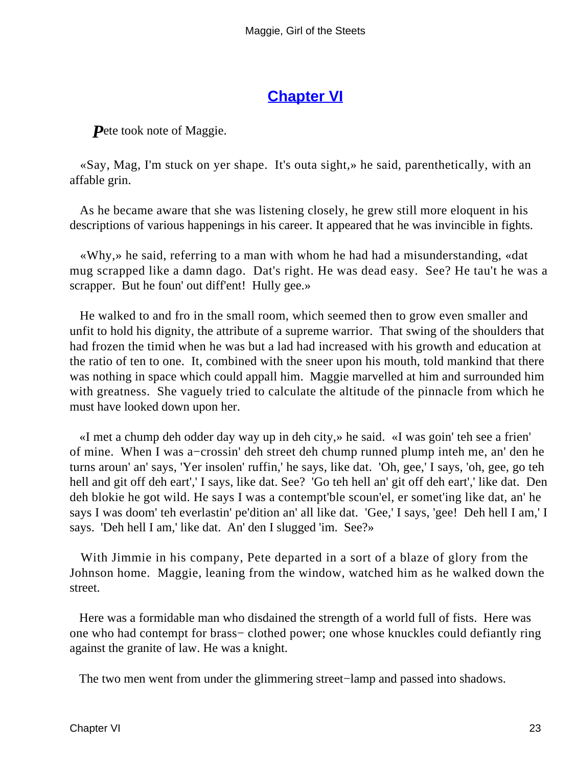## Chapter VI

**P**ete took note of Maggie.

«Say, Mag, I'm stuck on yer shape. It's outa sight,» he said, parenthetically, with an affable grin.

As he became aware that she was listening closely, he grew still more eloquent in his descriptions of various happenings in his career. It appeared that he was invincible in fights.

«Why,» he said, referring to a man with whom he had had a misunderstanding, «dat mug scrapped like a damn dago. Dat's right. He was dead easy. See? He tau't he was a scrapper. But he foun' out diff'ent! Hully gee.»

He walked to and fro in the small room, which seemed then to grow even smaller and unfit to hold his dignity, the attribute of a supreme warrior. That swing of the shoulders that had frozen the timid when he was but a lad had increased with his growth and education at the ratio of ten to one. It, combined with the sneer upon his mouth, told mankind that there was nothing in space which could appall him. Maggie marvelled at him and surrounded him with greatness. She vaguely tried to calculate the altitude of the pinnacle from which he must have looked down upon her.

«I met a chump deh odder day way up in deh city,» he said. «I was goin' teh see a frien' of mine. When I was a−crossin' deh street deh chump runned plump inteh me, an' den he turns aroun' an' says, 'Yer insolen' ruffin,' he says, like dat. 'Oh, gee,' I says, 'oh, gee, go teh hell and git off deh eart',' I says, like dat. See? 'Go teh hell an' git off deh eart',' like dat. Den deh blokie he got wild. He says I was a contempt'ble scoun'el, er somet'ing like dat, an' he says I was doom' teh everlastin' pe'dition an' all like dat. 'Gee,' I says, 'gee! Deh hell I am,' I says. 'Deh hell I am,' like dat. An' den I slugged 'im. See?»

With Jimmie in his company, Pete departed in a sort of a blaze of glory from the Johnson home. Maggie, leaning from the window, watched him as he walked down the street.

Here was a formidable man who disdained the strength of a world full of fists. Here was one who had contempt for brass− clothed power; one whose knuckles could defiantly ring against the granite of law. He was a knight.

The two men went from under the glimmering street−lamp and passed into shadows.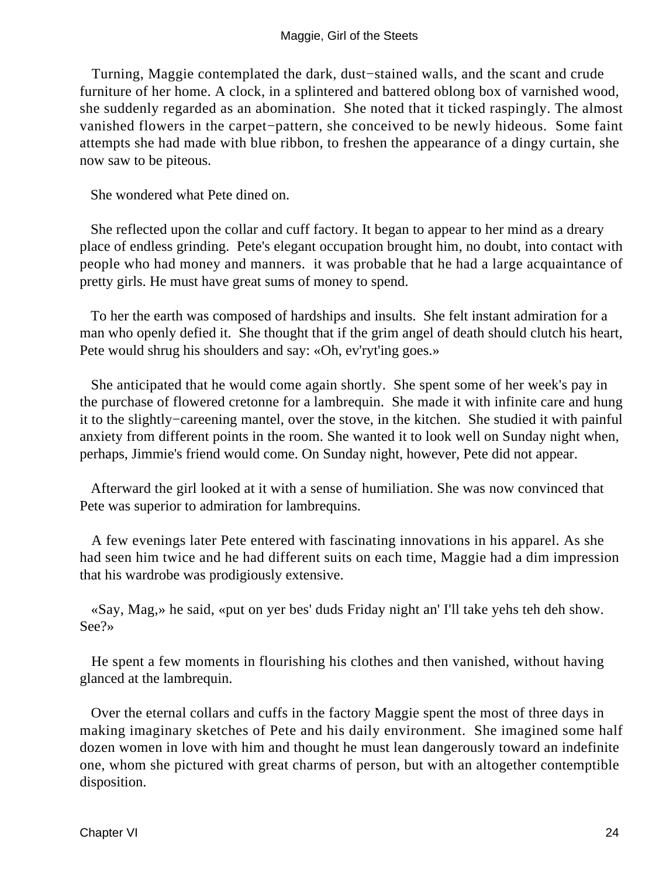Turning, Maggie contemplated the dark, dust−stained walls, and the scant and crude furniture of her home. A clock, in a splintered and battered oblong box of varnished wood, she suddenly regarded as an abomination. She noted that it ticked raspingly. The almost vanished flowers in the carpet−pattern, she conceived to be newly hideous. Some faint attempts she had made with blue ribbon, to freshen the appearance of a dingy curtain, she now saw to be piteous.

She wondered what Pete dined on.

She reflected upon the collar and cuff factory. It began to appear to her mind as a dreary place of endless grinding. Pete's elegant occupation brought him, no doubt, into contact with people who had money and manners. it was probable that he had a large acquaintance of pretty girls. He must have great sums of money to spend.

To her the earth was composed of hardships and insults. She felt instant admiration for a man who openly defied it. She thought that if the grim angel of death should clutch his heart, Pete would shrug his shoulders and say: «Oh, ev'ryt'ing goes.»

She anticipated that he would come again shortly. She spent some of her week's pay in the purchase of flowered cretonne for a lambrequin. She made it with infinite care and hung it to the slightly−careening mantel, over the stove, in the kitchen. She studied it with painful anxiety from different points in the room. She wanted it to look well on Sunday night when, perhaps, Jimmie's friend would come. On Sunday night, however, Pete did not appear.

Afterward the girl looked at it with a sense of humiliation. She was now convinced that Pete was superior to admiration for lambrequins.

A few evenings later Pete entered with fascinating innovations in his apparel. As she had seen him twice and he had different suits on each time, Maggie had a dim impression that his wardrobe was prodigiously extensive.

«Say, Mag,» he said, «put on yer bes' duds Friday night an' I'll take yehs teh deh show. See?»

He spent a few moments in flourishing his clothes and then vanished, without having glanced at the lambrequin.

Over the eternal collars and cuffs in the factory Maggie spent the most of three days in making imaginary sketches of Pete and his daily environment. She imagined some half dozen women in love with him and thought he must lean dangerously toward an indefinite one, whom she pictured with great charms of person, but with an altogether contemptible disposition.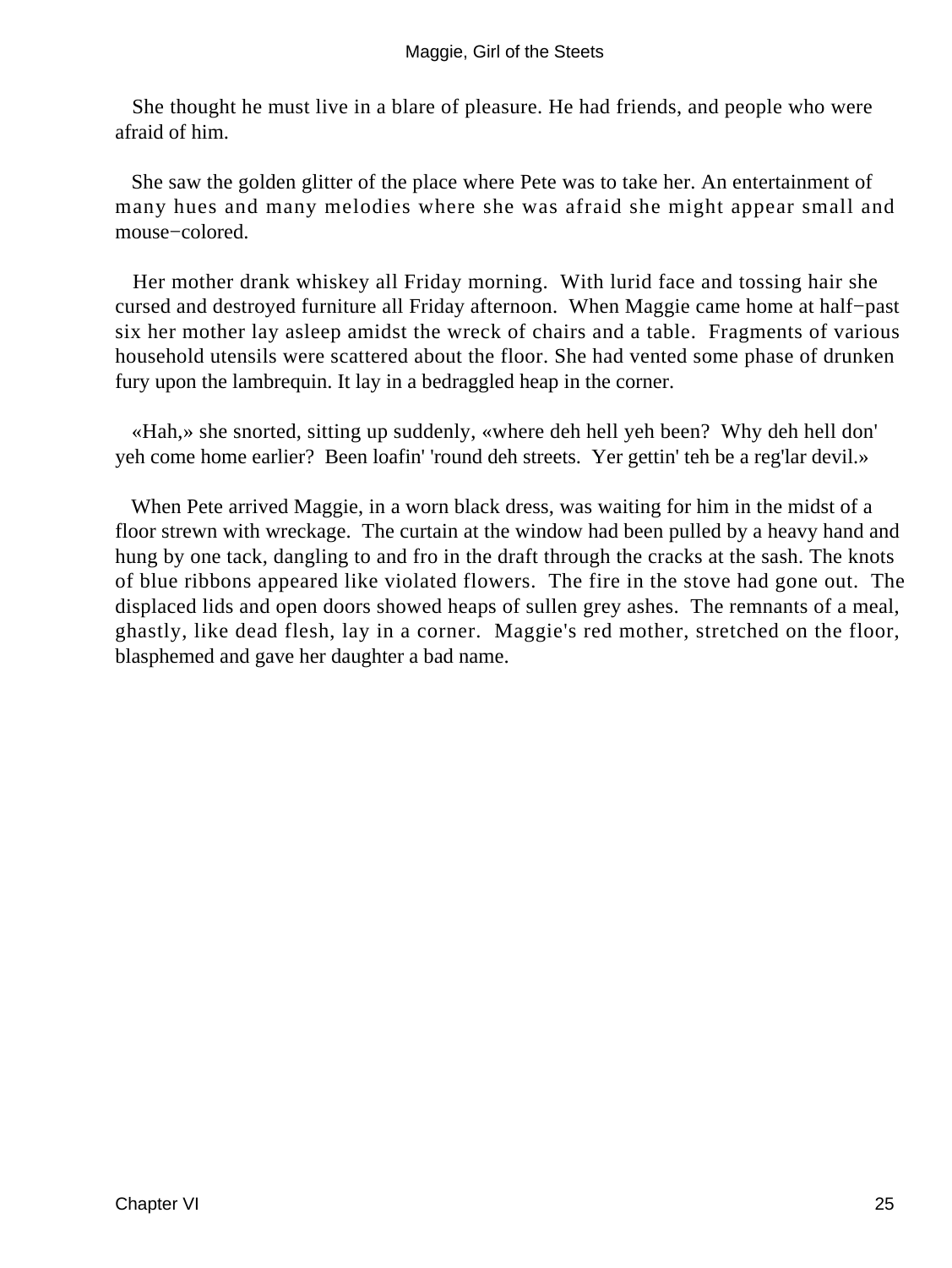She thought he must live in a blare of pleasure. He had friends, and people who were afraid of him.

She saw the golden glitter of the place where Pete was to take her. An entertainment of many hues and many melodies where she was afraid she might appear small and mouse−colored.

Her mother drank whiskey all Friday morning. With lurid face and tossing hair she cursed and destroyed furniture all Friday afternoon. When Maggie came home at half−past six her mother lay asleep amidst the wreck of chairs and a table. Fragments of various household utensils were scattered about the floor. She had vented some phase of drunken fury upon the lambrequin. It lay in a bedraggled heap in the corner.

«Hah,» she snorted, sitting up suddenly, «where deh hell yeh been? Why deh hell don' yeh come home earlier? Been loafin' 'round deh streets. Yer gettin' teh be a reg'lar devil.»

When Pete arrived Maggie, in a worn black dress, was waiting for him in the midst of a floor strewn with wreckage. The curtain at the window had been pulled by a heavy hand and hung by one tack, dangling to and fro in the draft through the cracks at the sash. The knots of blue ribbons appeared like violated flowers. The fire in the stove had gone out. The displaced lids and open doors showed heaps of sullen grey ashes. The remnants of a meal, ghastly, like dead flesh, lay in a corner. Maggie's red mother, stretched on the floor, blasphemed and gave her daughter a bad name.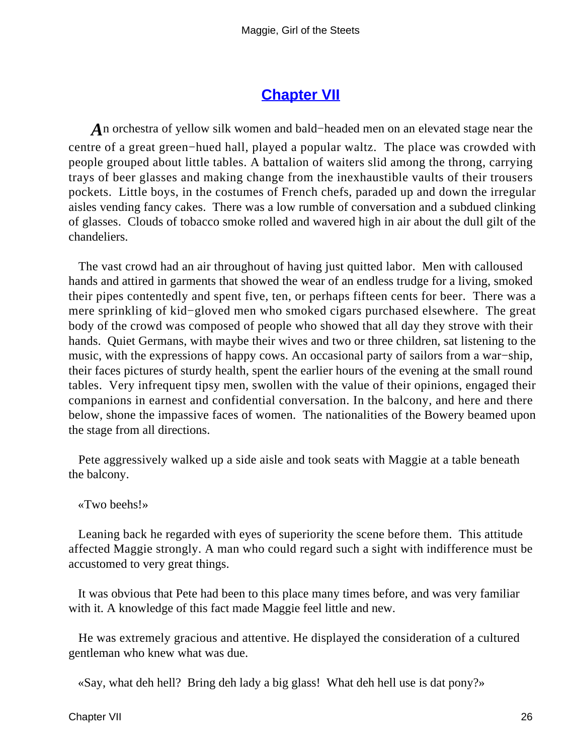## Chapter VII

An orchestra of yellow silk women and bald−headed men on an elevated stage near the centre of a great green−hued hall, played a popular waltz. The place was crowded with people grouped about little tables. A battalion of waiters slid among the throng, carrying trays of beer glasses and making change from the inexhaustible vaults of their trousers pockets. Little boys, in the costumes of French chefs, paraded up and down the irregular aisles vending fancy cakes. There was a low rumble of conversation and a subdued clinking of glasses. Clouds of tobacco smoke rolled and wavered high in air about the dull gilt of the chandeliers.

The vast crowd had an air throughout of having just quitted labor. Men with calloused hands and attired in garments that showed the wear of an endless trudge for a living, smoked their pipes contentedly and spent five, ten, or perhaps fifteen cents for beer. There was a mere sprinkling of kid−gloved men who smoked cigars purchased elsewhere. The great body of the crowd was composed of people who showed that all day they strove with their hands. Quiet Germans, with maybe their wives and two or three children, sat listening to the music, with the expressions of happy cows. An occasional party of sailors from a war−ship, their faces pictures of sturdy health, spent the earlier hours of the evening at the small round tables. Very infrequent tipsy men, swollen with the value of their opinions, engaged their companions in earnest and confidential conversation. In the balcony, and here and there below, shone the impassive faces of women. The nationalities of the Bowery beamed upon the stage from all directions.

Pete aggressively walked up a side aisle and took seats with Maggie at a table beneath the balcony.

«Two beehs!»

Leaning back he regarded with eyes of superiority the scene before them. This attitude affected Maggie strongly. A man who could regard such a sight with indifference must be accustomed to very great things.

It was obvious that Pete had been to this place many times before, and was very familiar with it. A knowledge of this fact made Maggie feel little and new.

He was extremely gracious and attentive. He displayed the consideration of a cultured gentleman who knew what was due.

«Say, what deh hell? Bring deh lady a big glass! What deh hell use is dat pony?»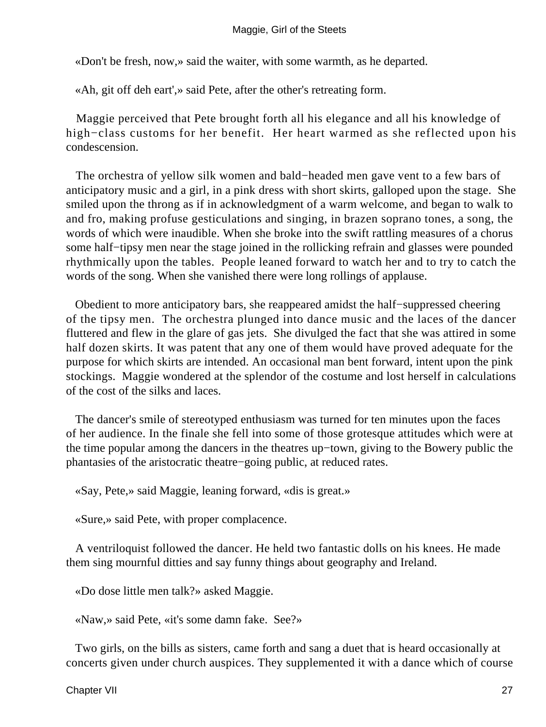«Don't be fresh, now,» said the waiter, with some warmth, as he departed.

«Ah, git off deh eart',» said Pete, after the other's retreating form.

Maggie perceived that Pete brought forth all his elegance and all his knowledge of high−class customs for her benefit. Her heart warmed as she reflected upon his condescension.

The orchestra of yellow silk women and bald−headed men gave vent to a few bars of anticipatory music and a girl, in a pink dress with short skirts, galloped upon the stage. She smiled upon the throng as if in acknowledgment of a warm welcome, and began to walk to and fro, making profuse gesticulations and singing, in brazen soprano tones, a song, the words of which were inaudible. When she broke into the swift rattling measures of a chorus some half−tipsy men near the stage joined in the rollicking refrain and glasses were pounded rhythmically upon the tables. People leaned forward to watch her and to try to catch the words of the song. When she vanished there were long rollings of applause.

Obedient to more anticipatory bars, she reappeared amidst the half−suppressed cheering of the tipsy men. The orchestra plunged into dance music and the laces of the dancer fluttered and flew in the glare of gas jets. She divulged the fact that she was attired in some half dozen skirts. It was patent that any one of them would have proved adequate for the purpose for which skirts are intended. An occasional man bent forward, intent upon the pink stockings. Maggie wondered at the splendor of the costume and lost herself in calculations of the cost of the silks and laces.

The dancer's smile of stereotyped enthusiasm was turned for ten minutes upon the faces of her audience. In the finale she fell into some of those grotesque attitudes which were at the time popular among the dancers in the theatres up−town, giving to the Bowery public the phantasies of the aristocratic theatre−going public, at reduced rates.

«Say, Pete,» said Maggie, leaning forward, «dis is great.»

«Sure,» said Pete, with proper complacence.

A ventriloquist followed the dancer. He held two fantastic dolls on his knees. He made them sing mournful ditties and say funny things about geography and Ireland.

«Do dose little men talk?» asked Maggie.

«Naw,» said Pete, «it's some damn fake. See?»

Two girls, on the bills as sisters, came forth and sang a duet that is heard occasionally at concerts given under church auspices. They supplemented it with a dance which of course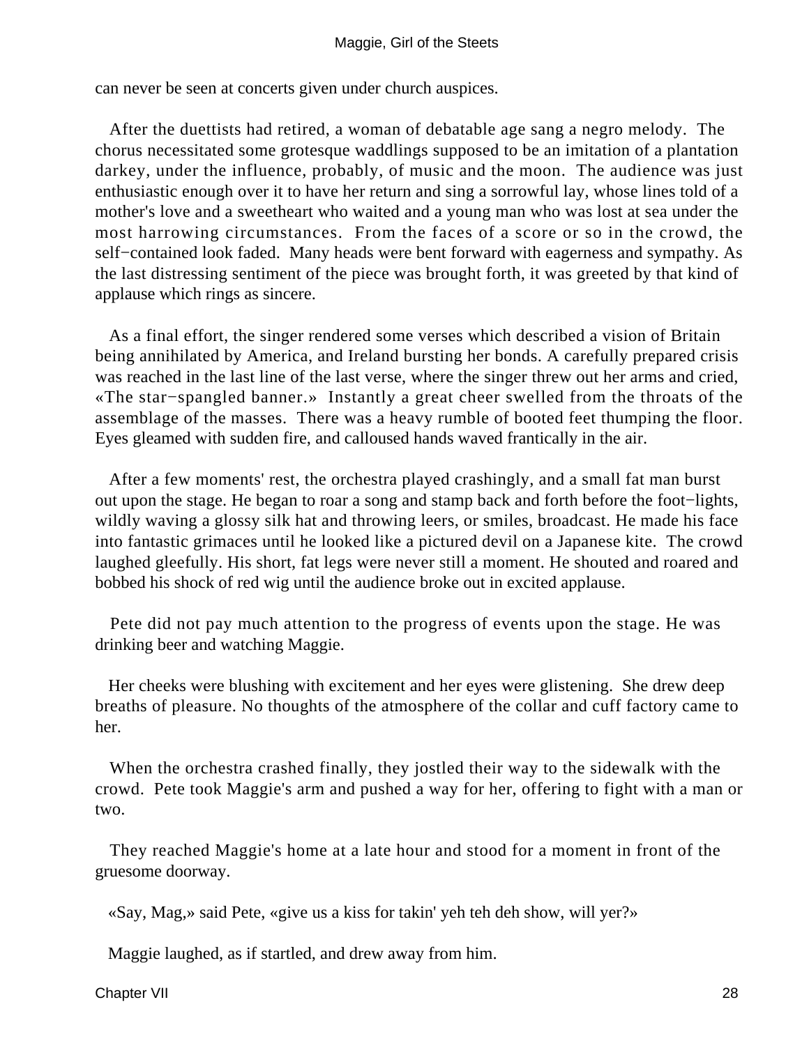can never be seen at concerts given under church auspices.

After the duettists had retired, a woman of debatable age sang a negro melody. The chorus necessitated some grotesque waddlings supposed to be an imitation of a plantation darkey, under the influence, probably, of music and the moon. The audience was just enthusiastic enough over it to have her return and sing a sorrowful lay, whose lines told of a mother's love and a sweetheart who waited and a young man who was lost at sea under the most harrowing circumstances. From the faces of a score or so in the crowd, the self−contained look faded. Many heads were bent forward with eagerness and sympathy. As the last distressing sentiment of the piece was brought forth, it was greeted by that kind of applause which rings as sincere.

As a final effort, the singer rendered some verses which described a vision of Britain being annihilated by America, and Ireland bursting her bonds. A carefully prepared crisis was reached in the last line of the last verse, where the singer threw out her arms and cried, «The star−spangled banner.» Instantly a great cheer swelled from the throats of the assemblage of the masses. There was a heavy rumble of booted feet thumping the floor. Eyes gleamed with sudden fire, and calloused hands waved frantically in the air.

After a few moments' rest, the orchestra played crashingly, and a small fat man burst out upon the stage. He began to roar a song and stamp back and forth before the foot−lights, wildly waving a glossy silk hat and throwing leers, or smiles, broadcast. He made his face into fantastic grimaces until he looked like a pictured devil on a Japanese kite. The crowd laughed gleefully. His short, fat legs were never still a moment. He shouted and roared and bobbed his shock of red wig until the audience broke out in excited applause.

Pete did not pay much attention to the progress of events upon the stage. He was drinking beer and watching Maggie.

Her cheeks were blushing with excitement and her eyes were glistening. She drew deep breaths of pleasure. No thoughts of the atmosphere of the collar and cuff factory came to her.

When the orchestra crashed finally, they jostled their way to the sidewalk with the crowd. Pete took Maggie's arm and pushed a way for her, offering to fight with a man or two.

They reached Maggie's home at a late hour and stood for a moment in front of the gruesome doorway.

«Say, Mag,» said Pete, «give us a kiss for takin' yeh teh deh show, will yer?»

Maggie laughed, as if startled, and drew away from him.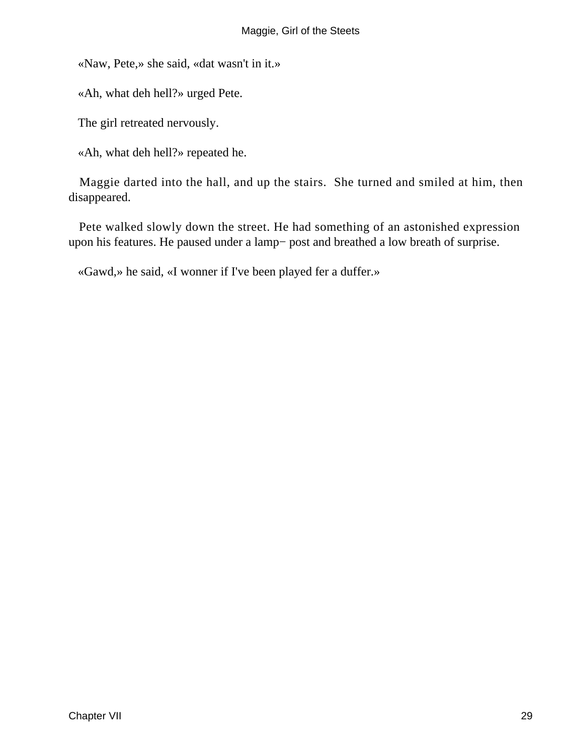«Naw, Pete,» she said, «dat wasn't in it.»

«Ah, what deh hell?» urged Pete.

The girl retreated nervously.

«Ah, what deh hell?» repeated he.

Maggie darted into the hall, and up the stairs. She turned and smiled at him, then disappeared.

Pete walked slowly down the street. He had something of an astonished expression upon his features. He paused under a lamp− post and breathed a low breath of surprise.

«Gawd,» he said, «I wonner if I've been played fer a duffer.»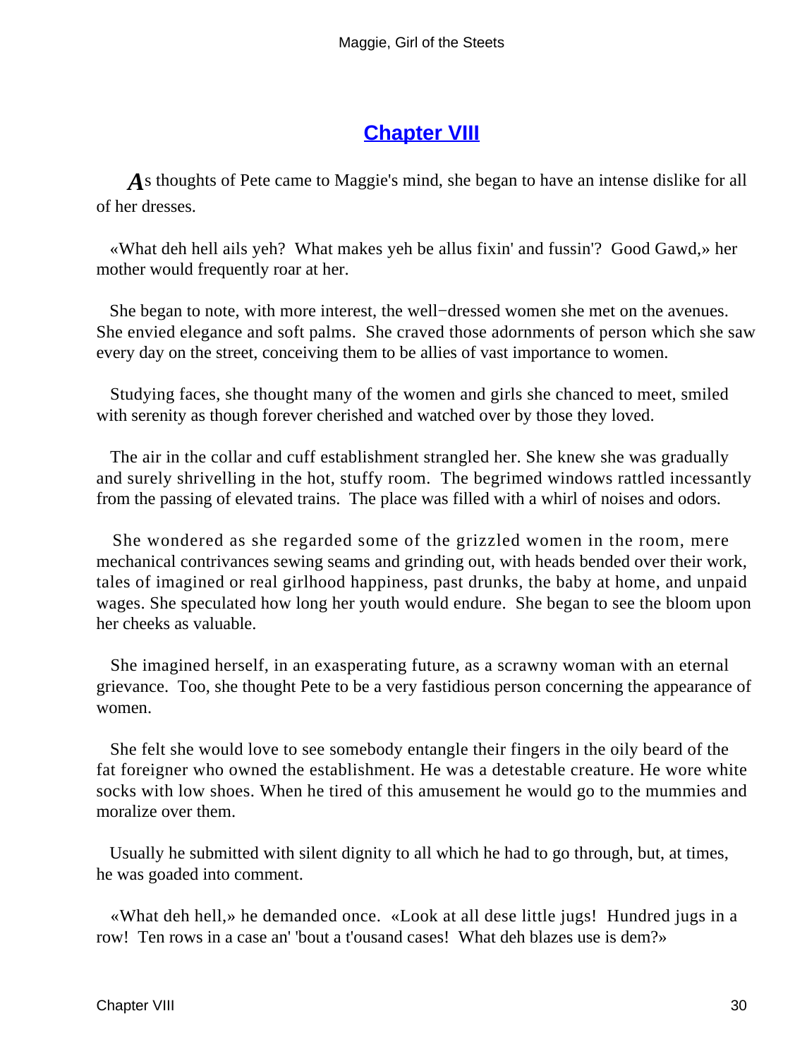## Chapter VIII

*A*s thoughts of Pete came to Maggie's mind, she began to have an intense dislike for all of her dresses.

«What deh hell ails yeh? What makes yeh be allus fixin' and fussin'? Good Gawd,» her mother would frequently roar at her.

She began to note, with more interest, the well−dressed women she met on the avenues. She envied elegance and soft palms. She craved those adornments of person which she saw every day on the street, conceiving them to be allies of vast importance to women.

Studying faces, she thought many of the women and girls she chanced to meet, smiled with serenity as though forever cherished and watched over by those they loved.

The air in the collar and cuff establishment strangled her. She knew she was gradually and surely shrivelling in the hot, stuffy room. The begrimed windows rattled incessantly from the passing of elevated trains. The place was filled with a whirl of noises and odors.

She wondered as she regarded some of the grizzled women in the room, mere mechanical contrivances sewing seams and grinding out, with heads bended over their work, tales of imagined or real girlhood happiness, past drunks, the baby at home, and unpaid wages. She speculated how long her youth would endure. She began to see the bloom upon her cheeks as valuable.

She imagined herself, in an exasperating future, as a scrawny woman with an eternal grievance. Too, she thought Pete to be a very fastidious person concerning the appearance of women.

She felt she would love to see somebody entangle their fingers in the oily beard of the fat foreigner who owned the establishment. He was a detestable creature. He wore white socks with low shoes. When he tired of this amusement he would go to the mummies and moralize over them.

Usually he submitted with silent dignity to all which he had to go through, but, at times, he was goaded into comment.

«What deh hell,» he demanded once. «Look at all dese little jugs! Hundred jugs in a row! Ten rows in a case an' 'bout a t'ousand cases! What deh blazes use is dem?»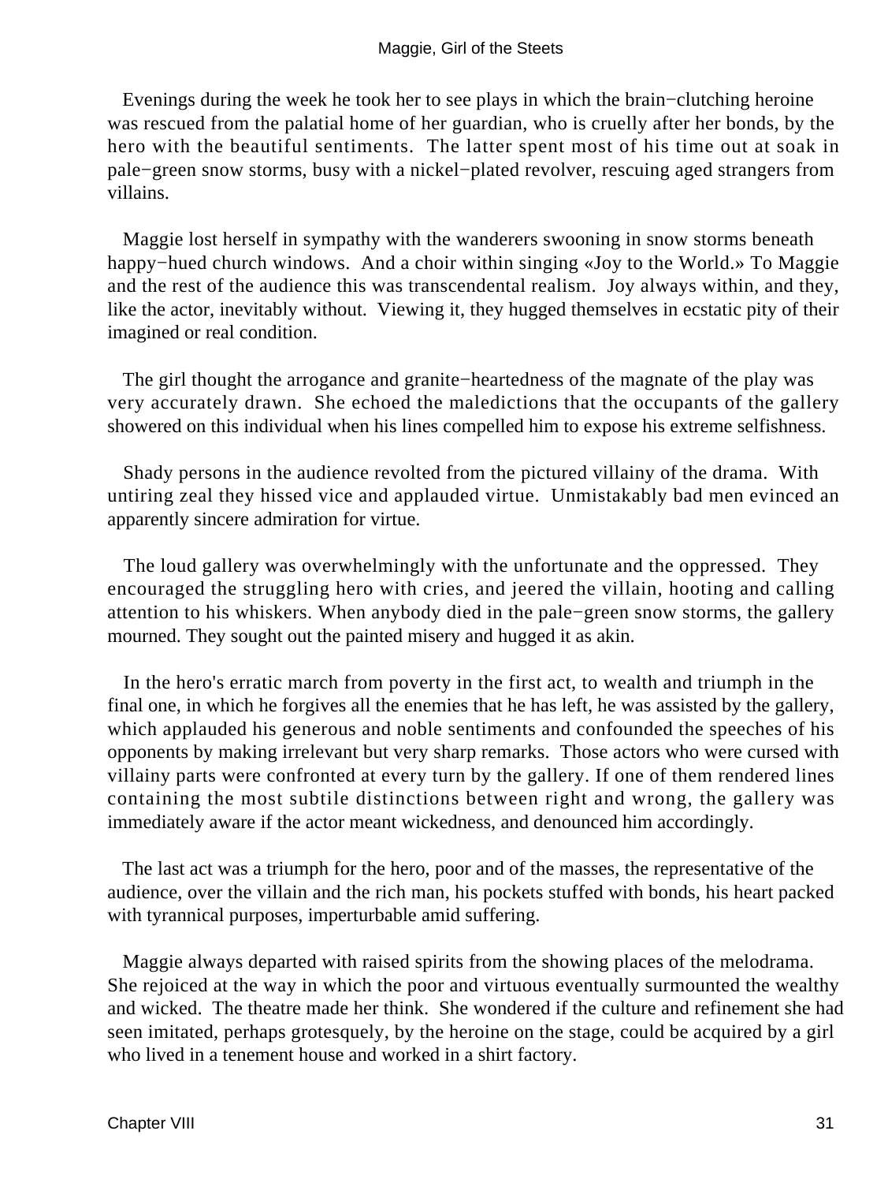Evenings during the week he took her to see plays in which the brain−clutching heroine was rescued from the palatial home of her guardian, who is cruelly after her bonds, by the hero with the beautiful sentiments. The latter spent most of his time out at soak in pale−green snow storms, busy with a nickel−plated revolver, rescuing aged strangers from villains.

Maggie lost herself in sympathy with the wanderers swooning in snow storms beneath happy−hued church windows. And a choir within singing «Joy to the World.» To Maggie and the rest of the audience this was transcendental realism. Joy always within, and they, like the actor, inevitably without. Viewing it, they hugged themselves in ecstatic pity of their imagined or real condition.

The girl thought the arrogance and granite−heartedness of the magnate of the play was very accurately drawn. She echoed the maledictions that the occupants of the gallery showered on this individual when his lines compelled him to expose his extreme selfishness.

Shady persons in the audience revolted from the pictured villainy of the drama. With untiring zeal they hissed vice and applauded virtue. Unmistakably bad men evinced an apparently sincere admiration for virtue.

The loud gallery was overwhelmingly with the unfortunate and the oppressed. They encouraged the struggling hero with cries, and jeered the villain, hooting and calling attention to his whiskers. When anybody died in the pale−green snow storms, the gallery mourned. They sought out the painted misery and hugged it as akin.

In the hero's erratic march from poverty in the first act, to wealth and triumph in the final one, in which he forgives all the enemies that he has left, he was assisted by the gallery, which applauded his generous and noble sentiments and confounded the speeches of his opponents by making irrelevant but very sharp remarks. Those actors who were cursed with villainy parts were confronted at every turn by the gallery. If one of them rendered lines containing the most subtile distinctions between right and wrong, the gallery was immediately aware if the actor meant wickedness, and denounced him accordingly.

The last act was a triumph for the hero, poor and of the masses, the representative of the audience, over the villain and the rich man, his pockets stuffed with bonds, his heart packed with tyrannical purposes, imperturbable amid suffering.

Maggie always departed with raised spirits from the showing places of the melodrama. She rejoiced at the way in which the poor and virtuous eventually surmounted the wealthy and wicked. The theatre made her think. She wondered if the culture and refinement she had seen imitated, perhaps grotesquely, by the heroine on the stage, could be acquired by a girl who lived in a tenement house and worked in a shirt factory.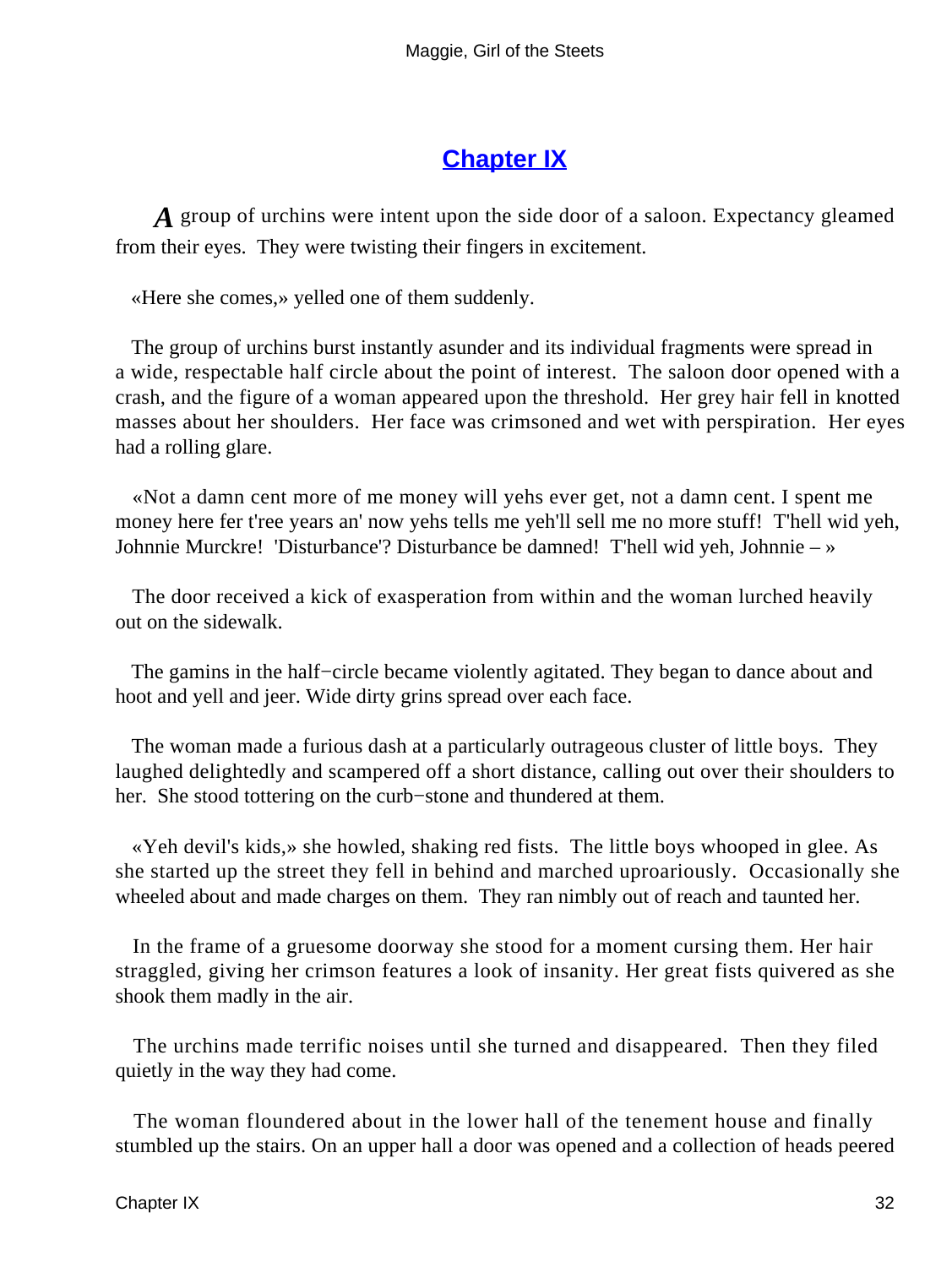## Chapter IX

*A* group of urchins were intent upon the side door of a saloon. Expectancy gleamed from their eyes. They were twisting their fingers in excitement.

«Here she comes,» yelled one of them suddenly.

The group of urchins burst instantly asunder and its individual fragments were spread in a wide, respectable half circle about the point of interest. The saloon door opened with a crash, and the figure of a woman appeared upon the threshold. Her grey hair fell in knotted masses about her shoulders. Her face was crimsoned and wet with perspiration. Her eyes had a rolling glare.

«Not a damn cent more of me money will yehs ever get, not a damn cent. I spent me money here fer t'ree years an' now yehs tells me yeh'll sell me no more stuff! T'hell wid yeh, Johnnie Murckre! 'Disturbance'? Disturbance be damned! T'hell wid yeh, Johnnie – »

The door received a kick of exasperation from within and the woman lurched heavily out on the sidewalk.

The gamins in the half−circle became violently agitated. They began to dance about and hoot and yell and jeer. Wide dirty grins spread over each face.

The woman made a furious dash at a particularly outrageous cluster of little boys. They laughed delightedly and scampered off a short distance, calling out over their shoulders to her. She stood tottering on the curb−stone and thundered at them.

«Yeh devil's kids,» she howled, shaking red fists. The little boys whooped in glee. As she started up the street they fell in behind and marched uproariously. Occasionally she wheeled about and made charges on them. They ran nimbly out of reach and taunted her.

In the frame of a gruesome doorway she stood for a moment cursing them. Her hair straggled, giving her crimson features a look of insanity. Her great fists quivered as she shook them madly in the air.

The urchins made terrific noises until she turned and disappeared. Then they filed quietly in the way they had come.

The woman floundered about in the lower hall of the tenement house and finally stumbled up the stairs. On an upper hall a door was opened and a collection of heads peered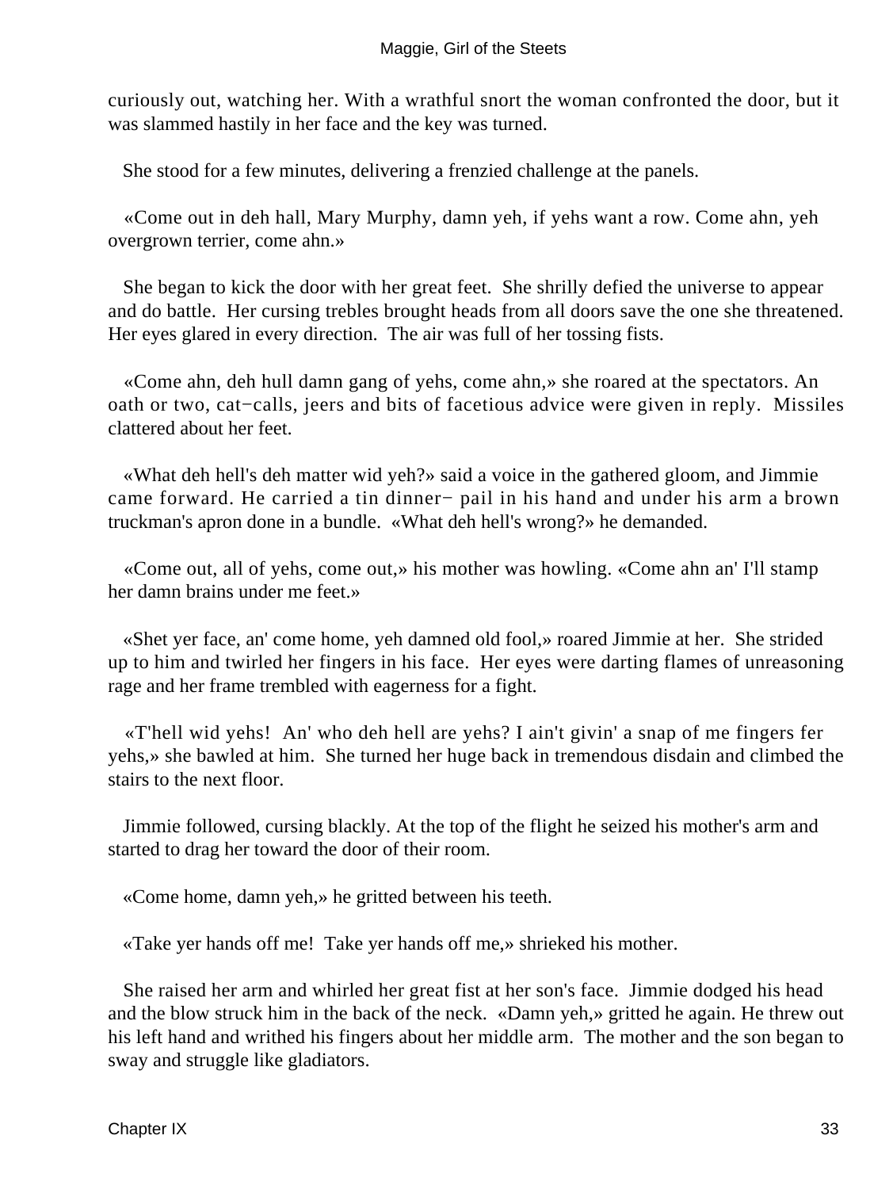curiously out, watching her. With a wrathful snort the woman confronted the door, but it was slammed hastily in her face and the key was turned.

She stood for a few minutes, delivering a frenzied challenge at the panels.

«Come out in deh hall, Mary Murphy, damn yeh, if yehs want a row. Come ahn, yeh overgrown terrier, come ahn.»

She began to kick the door with her great feet. She shrilly defied the universe to appear and do battle. Her cursing trebles brought heads from all doors save the one she threatened. Her eyes glared in every direction. The air was full of her tossing fists.

«Come ahn, deh hull damn gang of yehs, come ahn,» she roared at the spectators. An oath or two, cat−calls, jeers and bits of facetious advice were given in reply. Missiles clattered about her feet.

«What deh hell's deh matter wid yeh?» said a voice in the gathered gloom, and Jimmie came forward. He carried a tin dinner− pail in his hand and under his arm a brown truckman's apron done in a bundle. «What deh hell's wrong?» he demanded.

«Come out, all of yehs, come out,» his mother was howling. «Come ahn an' I'll stamp her damn brains under me feet.»

«Shet yer face, an' come home, yeh damned old fool,» roared Jimmie at her. She strided up to him and twirled her fingers in his face. Her eyes were darting flames of unreasoning rage and her frame trembled with eagerness for a fight.

«T'hell wid yehs! An' who deh hell are yehs? I ain't givin' a snap of me fingers fer yehs,» she bawled at him. She turned her huge back in tremendous disdain and climbed the stairs to the next floor.

Jimmie followed, cursing blackly. At the top of the flight he seized his mother's arm and started to drag her toward the door of their room.

«Come home, damn yeh,» he gritted between his teeth.

«Take yer hands off me! Take yer hands off me,» shrieked his mother.

She raised her arm and whirled her great fist at her son's face. Jimmie dodged his head and the blow struck him in the back of the neck. «Damn yeh,» gritted he again. He threw out his left hand and writhed his fingers about her middle arm. The mother and the son began to sway and struggle like gladiators.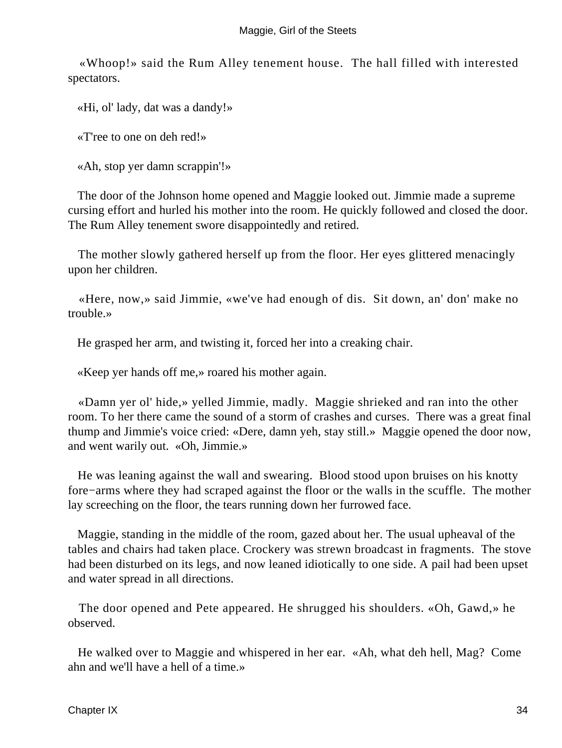«Whoop!» said the Rum Alley tenement house. The hall filled with interested spectators.

«Hi, ol' lady, dat was a dandy!»

«T'ree to one on deh red!»

«Ah, stop yer damn scrappin'!»

The door of the Johnson home opened and Maggie looked out. Jimmie made a supreme cursing effort and hurled his mother into the room. He quickly followed and closed the door. The Rum Alley tenement swore disappointedly and retired.

The mother slowly gathered herself up from the floor. Her eyes glittered menacingly upon her children.

«Here, now,» said Jimmie, «we've had enough of dis. Sit down, an' don' make no trouble.»

He grasped her arm, and twisting it, forced her into a creaking chair.

«Keep yer hands off me,» roared his mother again.

«Damn yer ol' hide,» yelled Jimmie, madly. Maggie shrieked and ran into the other room. To her there came the sound of a storm of crashes and curses. There was a great final thump and Jimmie's voice cried: «Dere, damn yeh, stay still.» Maggie opened the door now, and went warily out. «Oh, Jimmie.»

He was leaning against the wall and swearing. Blood stood upon bruises on his knotty fore−arms where they had scraped against the floor or the walls in the scuffle. The mother lay screeching on the floor, the tears running down her furrowed face.

Maggie, standing in the middle of the room, gazed about her. The usual upheaval of the tables and chairs had taken place. Crockery was strewn broadcast in fragments. The stove had been disturbed on its legs, and now leaned idiotically to one side. A pail had been upset and water spread in all directions.

The door opened and Pete appeared. He shrugged his shoulders. «Oh, Gawd,» he observed.

He walked over to Maggie and whispered in her ear. «Ah, what deh hell, Mag? Come ahn and we'll have a hell of a time.»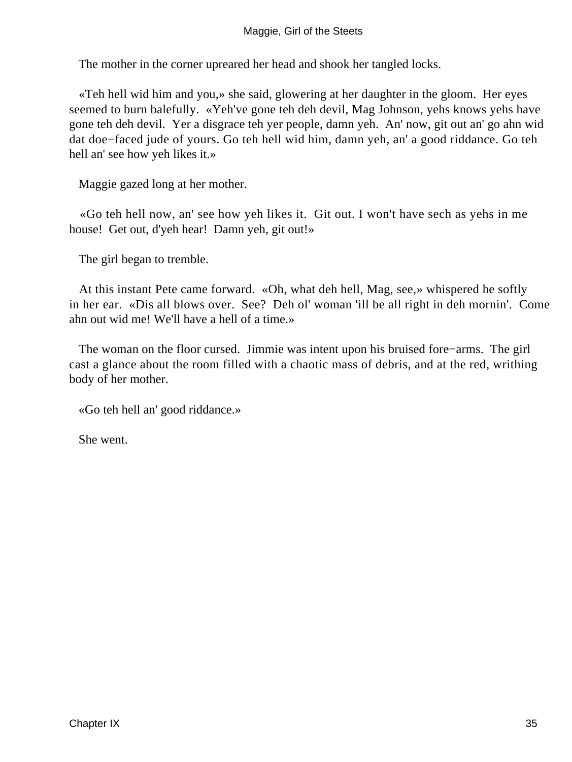The mother in the corner upreared her head and shook her tangled locks.

«Teh hell wid him and you,» she said, glowering at her daughter in the gloom. Her eyes seemed to burn balefully. «Yeh've gone teh deh devil, Mag Johnson, yehs knows yehs have gone teh deh devil. Yer a disgrace teh yer people, damn yeh. An' now, git out an' go ahn wid dat doe−faced jude of yours. Go teh hell wid him, damn yeh, an' a good riddance. Go teh hell an' see how yeh likes it.»

Maggie gazed long at her mother.

«Go teh hell now, an' see how yeh likes it. Git out. I won't have sech as yehs in me house! Get out, d'yeh hear! Damn yeh, git out!»

The girl began to tremble.

At this instant Pete came forward. «Oh, what deh hell, Mag, see,» whispered he softly in her ear. «Dis all blows over. See? Deh ol' woman 'ill be all right in deh mornin'. Come ahn out wid me! We'll have a hell of a time.»

The woman on the floor cursed. Jimmie was intent upon his bruised fore−arms. The girl cast a glance about the room filled with a chaotic mass of debris, and at the red, writhing body of her mother.

«Go teh hell an' good riddance.»

She went.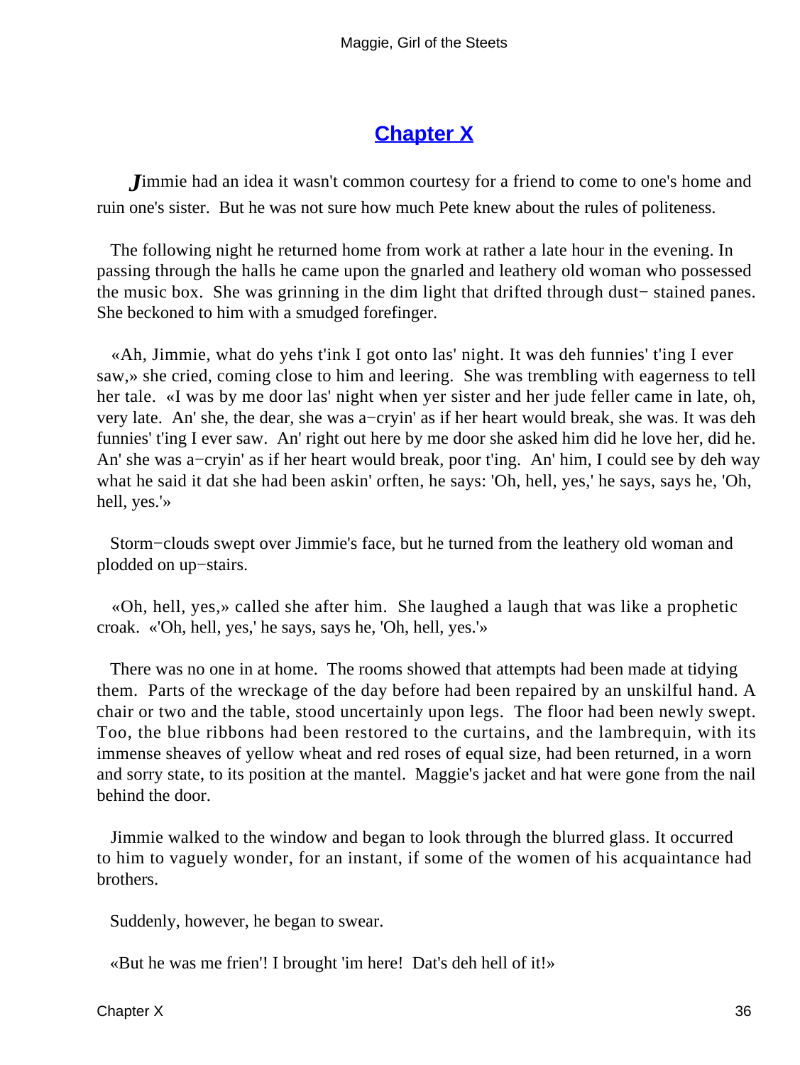## Chapter X

*J*immie had an idea it wasn't common courtesy for a friend to come to one's home and ruin one's sister. But he was not sure how much Pete knew about the rules of politeness.

The following night he returned home from work at rather a late hour in the evening. In passing through the halls he came upon the gnarled and leathery old woman who possessed the music box. She was grinning in the dim light that drifted through dust− stained panes. She beckoned to him with a smudged forefinger.

«Ah, Jimmie, what do yehs t'ink I got onto las' night. It was deh funnies' t'ing I ever saw,» she cried, coming close to him and leering. She was trembling with eagerness to tell her tale. «I was by me door las' night when yer sister and her jude feller came in late, oh, very late. An' she, the dear, she was a−cryin' as if her heart would break, she was. It was deh funnies' t'ing I ever saw. An' right out here by me door she asked him did he love her, did he. An' she was a−cryin' as if her heart would break, poor t'ing. An' him, I could see by deh way what he said it dat she had been askin' orften, he says: 'Oh, hell, yes,' he says, says he, 'Oh, hell, yes.'»

Storm−clouds swept over Jimmie's face, but he turned from the leathery old woman and plodded on up−stairs.

«Oh, hell, yes,» called she after him. She laughed a laugh that was like a prophetic croak. «'Oh, hell, yes,' he says, says he, 'Oh, hell, yes.'»

There was no one in at home. The rooms showed that attempts had been made at tidying them. Parts of the wreckage of the day before had been repaired by an unskilful hand. A chair or two and the table, stood uncertainly upon legs. The floor had been newly swept. Too, the blue ribbons had been restored to the curtains, and the lambrequin, with its immense sheaves of yellow wheat and red roses of equal size, had been returned, in a worn and sorry state, to its position at the mantel. Maggie's jacket and hat were gone from the nail behind the door.

Jimmie walked to the window and began to look through the blurred glass. It occurred to him to vaguely wonder, for an instant, if some of the women of his acquaintance had brothers.

Suddenly, however, he began to swear.

«But he was me frien'! I brought 'im here! Dat's deh hell of it!»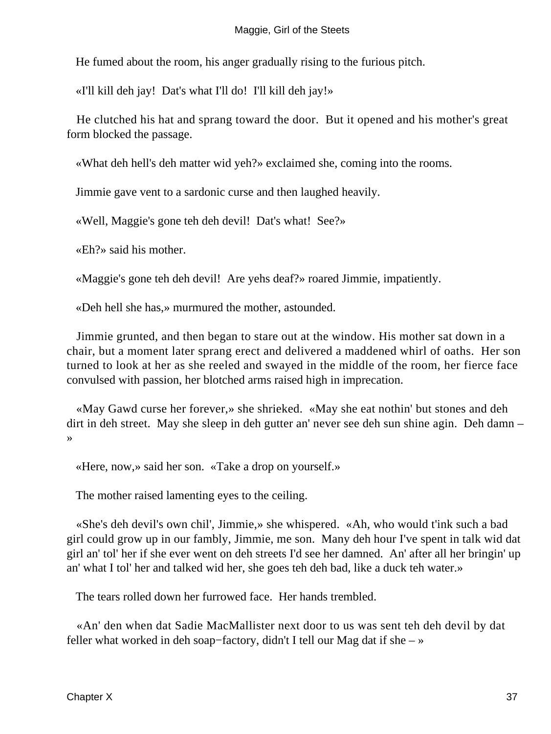He fumed about the room, his anger gradually rising to the furious pitch.

«I'll kill deh jay!  Dat's what I'll do!  I'll kill deh jay!»

He clutched his hat and sprang toward the door.  But it opened and his mother's great form blocked the passage.

«What deh hell's deh matter wid yeh?» exclaimed she, coming into the rooms.

Jimmie gave vent to a sardonic curse and then laughed heavily.

«Well, Maggie's gone teh deh devil!  Dat's what!  See?»

«Eh?» said his mother.

«Maggie's gone teh deh devil!  Are yehs deaf?» roared Jimmie, impatiently.

«Deh hell she has,» murmured the mother, astounded.

Jimmie grunted, and then began to stare out at the window. His mother sat down in a chair, but a moment later sprang erect and delivered a maddened whirl of oaths.  Her son turned to look at her as she reeled and swayed in the middle of the room, her fierce face convulsed with passion, her blotched arms raised high in imprecation.

«May Gawd curse her forever,» she shrieked.  «May she eat nothin' but stones and deh dirt in deh street.  May she sleep in deh gutter an' never see deh sun shine agin.  Deh damn – »

«Here, now,» said her son.  «Take a drop on yourself.»

The mother raised lamenting eyes to the ceiling.

«She's deh devil's own chil', Jimmie,» she whispered.  «Ah, who would t'ink such a bad girl could grow up in our fambly, Jimmie, me son.  Many deh hour I've spent in talk wid dat girl an' tol' her if she ever went on deh streets I'd see her damned.  An' after all her bringin' up an' what I tol' her and talked wid her, she goes teh deh bad, like a duck teh water.»

The tears rolled down her furrowed face.  Her hands trembled.

«An' den when dat Sadie MacMallister next door to us was sent teh deh devil by dat feller what worked in deh soap−factory, didn't I tell our Mag dat if she – »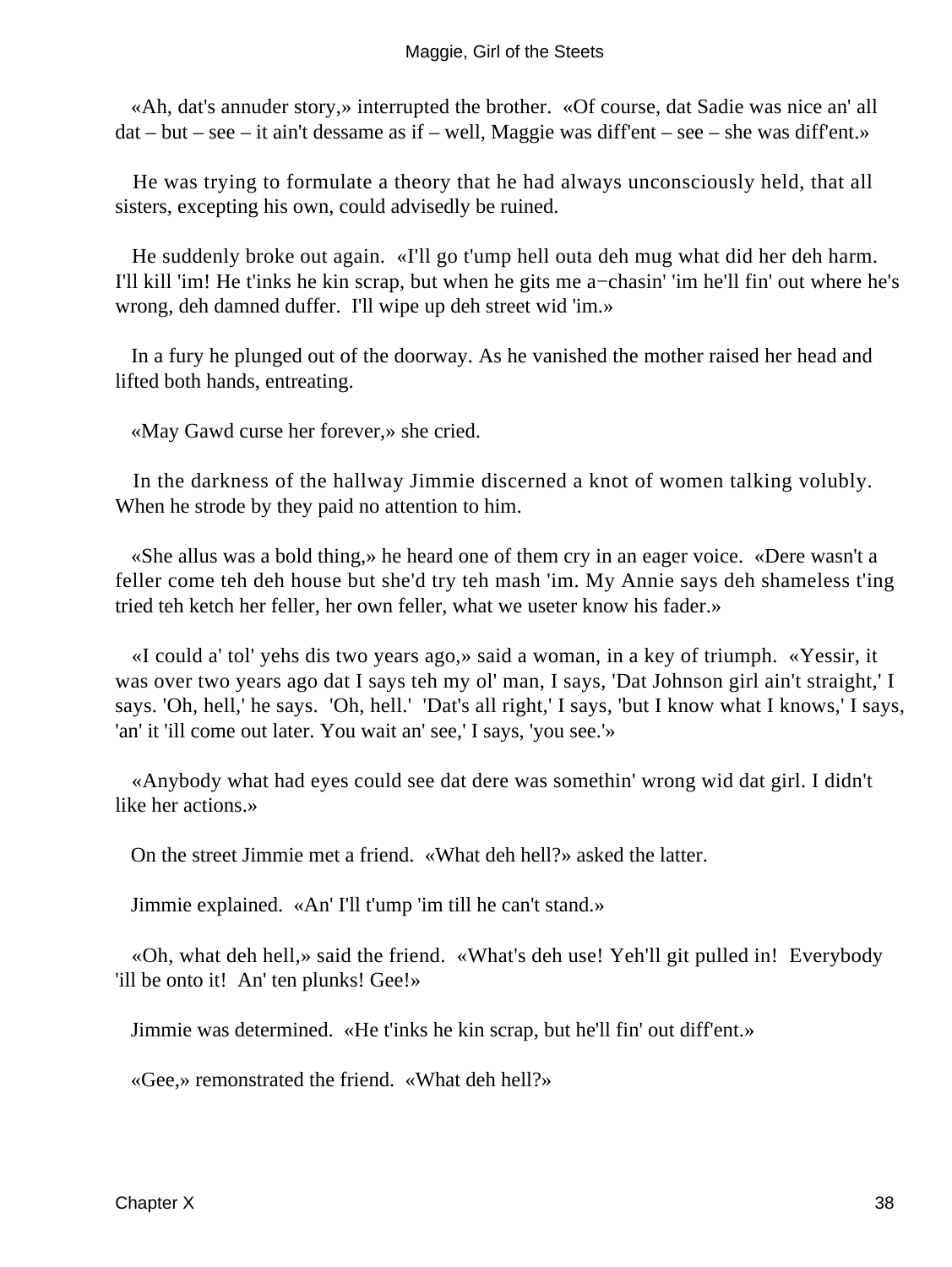«Ah, dat's annuder story,» interrupted the brother. «Of course, dat Sadie was nice an' all dat – but – see – it ain't dessame as if – well, Maggie was diff'ent – see – she was diff'ent.»

He was trying to formulate a theory that he had always unconsciously held, that all sisters, excepting his own, could advisedly be ruined.

He suddenly broke out again. «I'll go t'ump hell outa deh mug what did her deh harm. I'll kill 'im! He t'inks he kin scrap, but when he gits me a−chasin' 'im he'll fin' out where he's wrong, deh damned duffer. I'll wipe up deh street wid 'im.»

In a fury he plunged out of the doorway. As he vanished the mother raised her head and lifted both hands, entreating.

«May Gawd curse her forever,» she cried.

In the darkness of the hallway Jimmie discerned a knot of women talking volubly. When he strode by they paid no attention to him.

«She allus was a bold thing,» he heard one of them cry in an eager voice. «Dere wasn't a feller come teh deh house but she'd try teh mash 'im. My Annie says deh shameless t'ing tried teh ketch her feller, her own feller, what we useter know his fader.»

«I could a' tol' yehs dis two years ago,» said a woman, in a key of triumph. «Yessir, it was over two years ago dat I says teh my ol' man, I says, 'Dat Johnson girl ain't straight,' I says. 'Oh, hell,' he says. 'Oh, hell.' 'Dat's all right,' I says, 'but I know what I knows,' I says, 'an' it 'ill come out later. You wait an' see,' I says, 'you see.'»

«Anybody what had eyes could see dat dere was somethin' wrong wid dat girl. I didn't like her actions.»

On the street Jimmie met a friend. «What deh hell?» asked the latter.

Jimmie explained. «An' I'll t'ump 'im till he can't stand.»

«Oh, what deh hell,» said the friend. «What's deh use! Yeh'll git pulled in! Everybody 'ill be onto it! An' ten plunks! Gee!»

Jimmie was determined. «He t'inks he kin scrap, but he'll fin' out diff'ent.»

«Gee,» remonstrated the friend. «What deh hell?»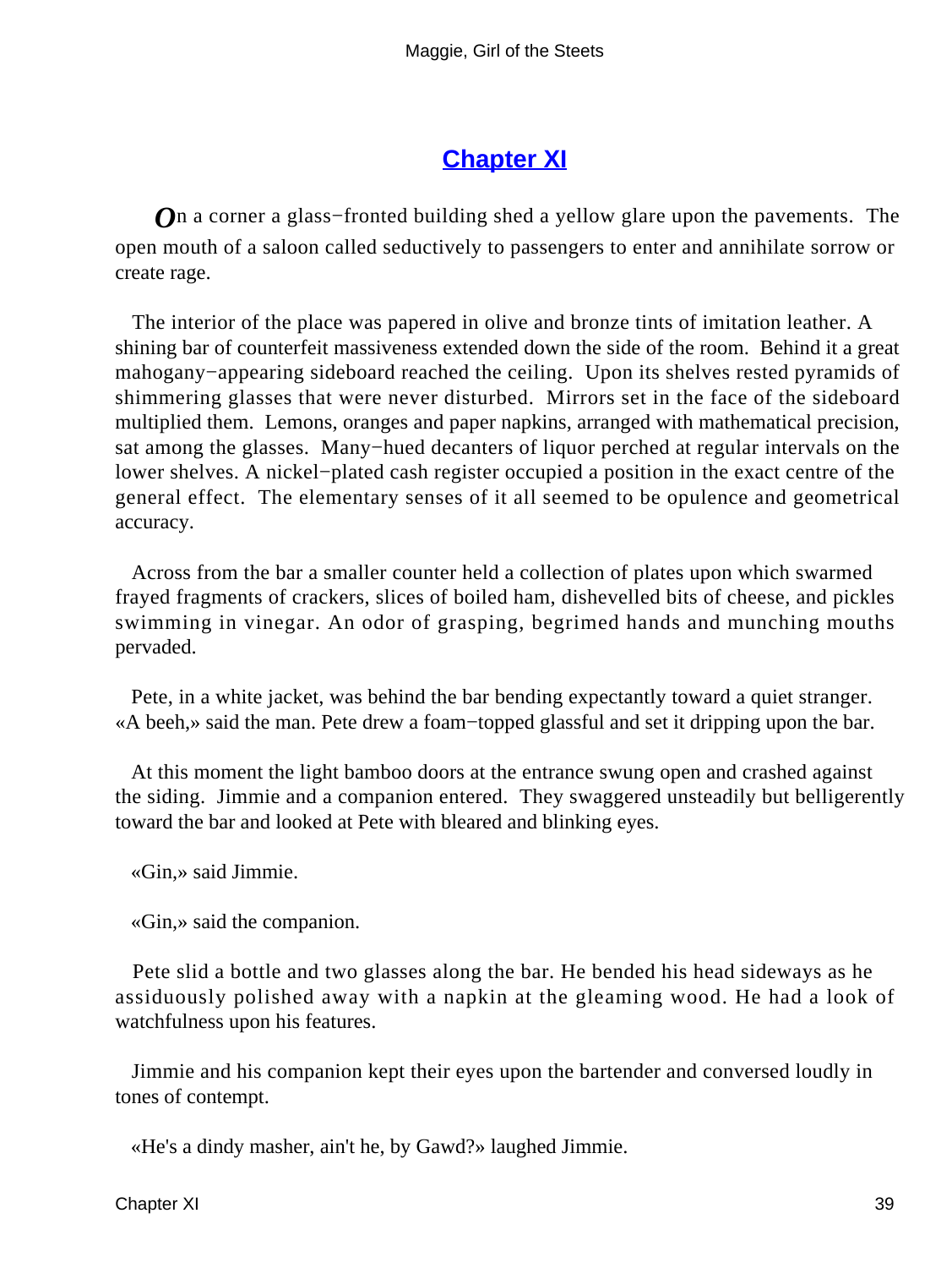## Chapter XI

On a corner a glass−fronted building shed a yellow glare upon the pavements. The open mouth of a saloon called seductively to passengers to enter and annihilate sorrow or create rage.

The interior of the place was papered in olive and bronze tints of imitation leather. A shining bar of counterfeit massiveness extended down the side of the room. Behind it a great mahogany−appearing sideboard reached the ceiling. Upon its shelves rested pyramids of shimmering glasses that were never disturbed. Mirrors set in the face of the sideboard multiplied them. Lemons, oranges and paper napkins, arranged with mathematical precision, sat among the glasses. Many−hued decanters of liquor perched at regular intervals on the lower shelves. A nickel−plated cash register occupied a position in the exact centre of the general effect. The elementary senses of it all seemed to be opulence and geometrical accuracy.

Across from the bar a smaller counter held a collection of plates upon which swarmed frayed fragments of crackers, slices of boiled ham, dishevelled bits of cheese, and pickles swimming in vinegar. An odor of grasping, begrimed hands and munching mouths pervaded.

Pete, in a white jacket, was behind the bar bending expectantly toward a quiet stranger. «A beeh,» said the man. Pete drew a foam−topped glassful and set it dripping upon the bar.

At this moment the light bamboo doors at the entrance swung open and crashed against the siding. Jimmie and a companion entered. They swaggered unsteadily but belligerently toward the bar and looked at Pete with bleared and blinking eyes.

«Gin,» said Jimmie.

«Gin,» said the companion.

Pete slid a bottle and two glasses along the bar. He bended his head sideways as he assiduously polished away with a napkin at the gleaming wood. He had a look of watchfulness upon his features.

Jimmie and his companion kept their eyes upon the bartender and conversed loudly in tones of contempt.

«He's a dindy masher, ain't he, by Gawd?» laughed Jimmie.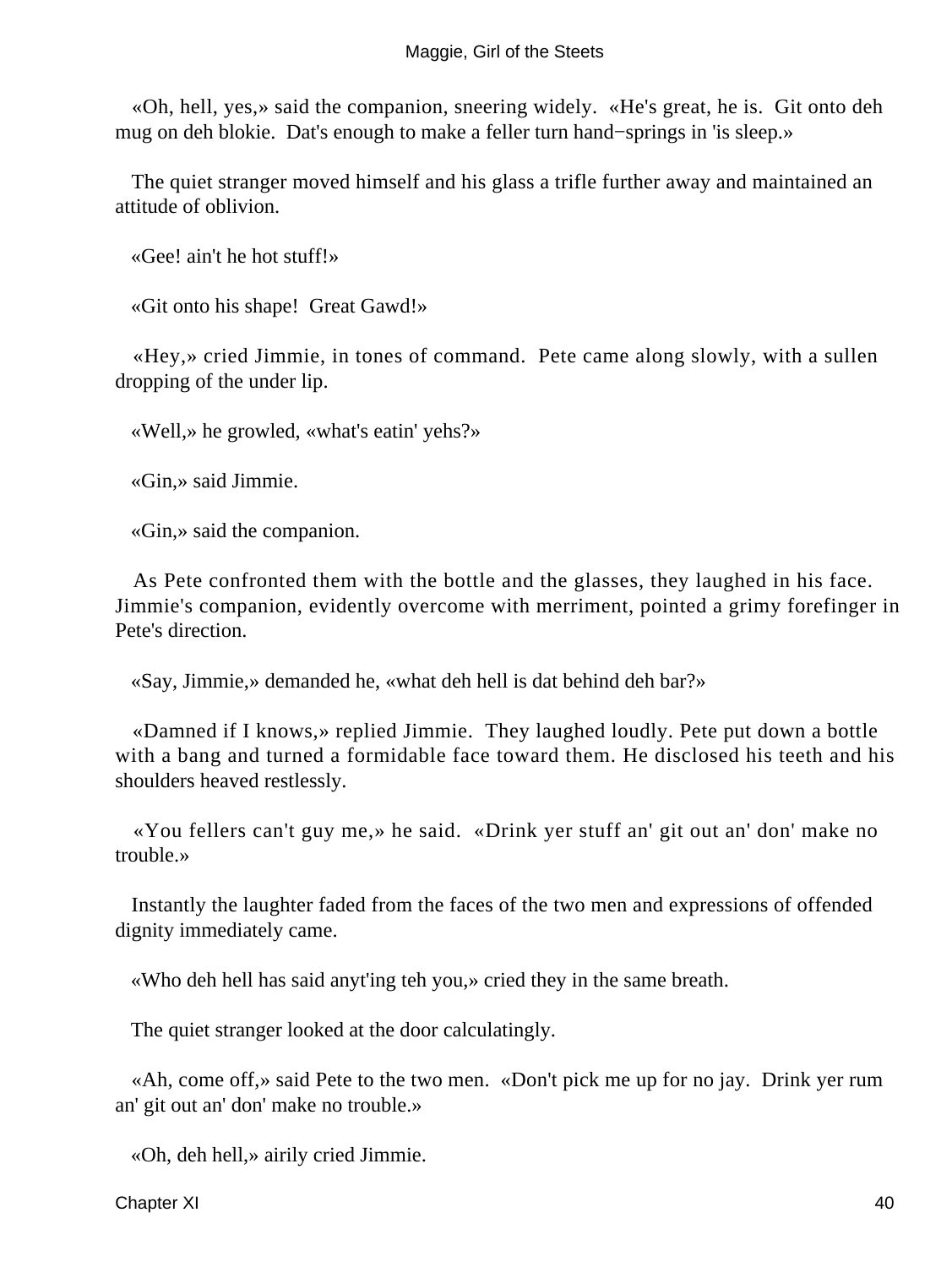«Oh, hell, yes,» said the companion, sneering widely. «He's great, he is. Git onto deh mug on deh blokie. Dat's enough to make a feller turn hand−springs in 'is sleep.»

The quiet stranger moved himself and his glass a trifle further away and maintained an attitude of oblivion.

«Gee! ain't he hot stuff!»

«Git onto his shape! Great Gawd!»

«Hey,» cried Jimmie, in tones of command. Pete came along slowly, with a sullen dropping of the under lip.

«Well,» he growled, «what's eatin' yehs?»

«Gin,» said Jimmie.

«Gin,» said the companion.

As Pete confronted them with the bottle and the glasses, they laughed in his face. Jimmie's companion, evidently overcome with merriment, pointed a grimy forefinger in Pete's direction.

«Say, Jimmie,» demanded he, «what deh hell is dat behind deh bar?»

«Damned if I knows,» replied Jimmie. They laughed loudly. Pete put down a bottle with a bang and turned a formidable face toward them. He disclosed his teeth and his shoulders heaved restlessly.

«You fellers can't guy me,» he said. «Drink yer stuff an' git out an' don' make no trouble.»

Instantly the laughter faded from the faces of the two men and expressions of offended dignity immediately came.

«Who deh hell has said anyt'ing teh you,» cried they in the same breath.

The quiet stranger looked at the door calculatingly.

«Ah, come off,» said Pete to the two men. «Don't pick me up for no jay. Drink yer rum an' git out an' don' make no trouble.»

«Oh, deh hell,» airily cried Jimmie.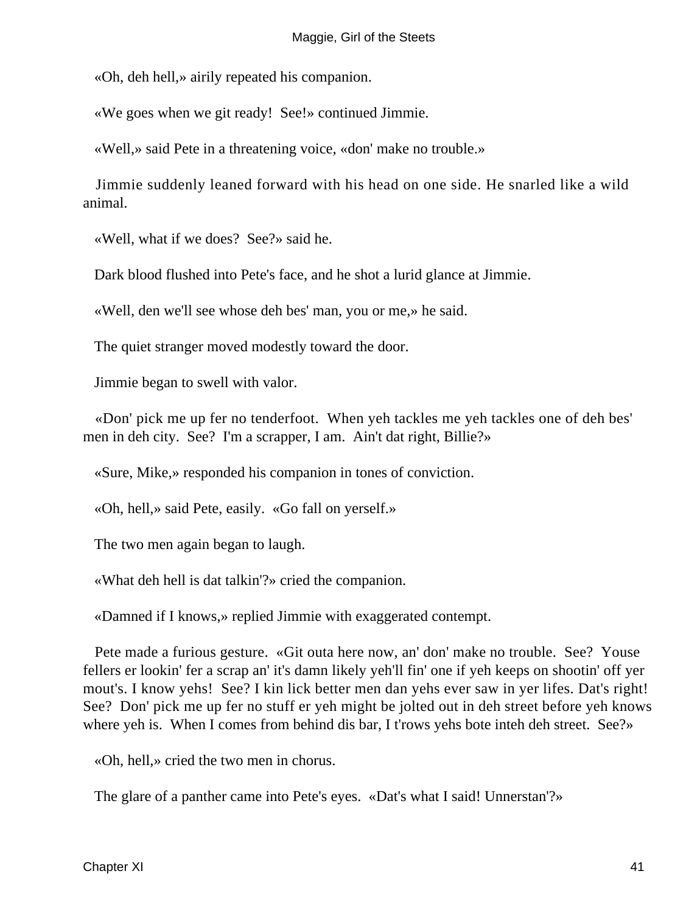«Oh, deh hell,» airily repeated his companion.

«We goes when we git ready!  See!» continued Jimmie.

«Well,» said Pete in a threatening voice, «don' make no trouble.»

Jimmie suddenly leaned forward with his head on one side. He snarled like a wild animal.

«Well, what if we does?  See?» said he.

Dark blood flushed into Pete's face, and he shot a lurid glance at Jimmie.

«Well, den we'll see whose deh bes' man, you or me,» he said.

The quiet stranger moved modestly toward the door.

Jimmie began to swell with valor.

«Don' pick me up fer no tenderfoot.  When yeh tackles me yeh tackles one of deh bes' men in deh city.  See?  I'm a scrapper, I am.  Ain't dat right, Billie?»

«Sure, Mike,» responded his companion in tones of conviction.

«Oh, hell,» said Pete, easily.  «Go fall on yerself.»

The two men again began to laugh.

«What deh hell is dat talkin'?» cried the companion.

«Damned if I knows,» replied Jimmie with exaggerated contempt.

Pete made a furious gesture.  «Git outa here now, an' don' make no trouble.  See?  Youse fellers er lookin' fer a scrap an' it's damn likely yeh'll fin' one if yeh keeps on shootin' off yer mout's. I know yehs!  See? I kin lick better men dan yehs ever saw in yer lifes. Dat's right!  See?  Don' pick me up fer no stuff er yeh might be jolted out in deh street before yeh knows where yeh is.  When I comes from behind dis bar, I t'rows yehs bote inteh deh street.  See?»

«Oh, hell,» cried the two men in chorus.

The glare of a panther came into Pete's eyes.  «Dat's what I said! Unnerstan'?»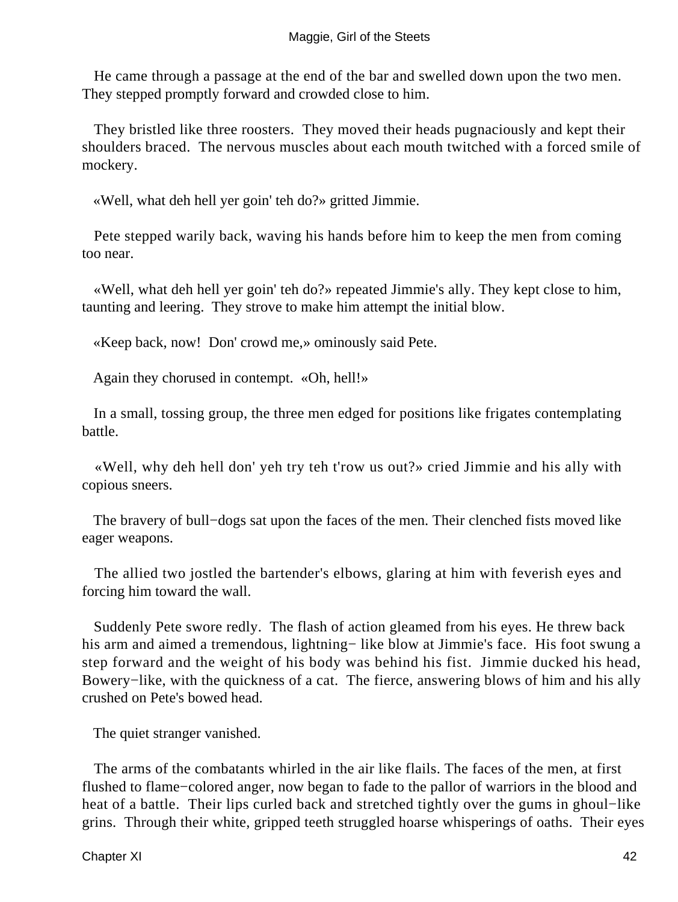He came through a passage at the end of the bar and swelled down upon the two men. They stepped promptly forward and crowded close to him.

They bristled like three roosters. They moved their heads pugnaciously and kept their shoulders braced. The nervous muscles about each mouth twitched with a forced smile of mockery.

«Well, what deh hell yer goin' teh do?» gritted Jimmie.

Pete stepped warily back, waving his hands before him to keep the men from coming too near.

«Well, what deh hell yer goin' teh do?» repeated Jimmie's ally. They kept close to him, taunting and leering. They strove to make him attempt the initial blow.

«Keep back, now! Don' crowd me,» ominously said Pete.

Again they chorused in contempt. «Oh, hell!»

In a small, tossing group, the three men edged for positions like frigates contemplating battle.

«Well, why deh hell don' yeh try teh t'row us out?» cried Jimmie and his ally with copious sneers.

The bravery of bull−dogs sat upon the faces of the men. Their clenched fists moved like eager weapons.

The allied two jostled the bartender's elbows, glaring at him with feverish eyes and forcing him toward the wall.

Suddenly Pete swore redly. The flash of action gleamed from his eyes. He threw back his arm and aimed a tremendous, lightning− like blow at Jimmie's face. His foot swung a step forward and the weight of his body was behind his fist. Jimmie ducked his head, Bowery−like, with the quickness of a cat. The fierce, answering blows of him and his ally crushed on Pete's bowed head.

The quiet stranger vanished.

The arms of the combatants whirled in the air like flails. The faces of the men, at first flushed to flame−colored anger, now began to fade to the pallor of warriors in the blood and heat of a battle. Their lips curled back and stretched tightly over the gums in ghoul−like grins. Through their white, gripped teeth struggled hoarse whisperings of oaths. Their eyes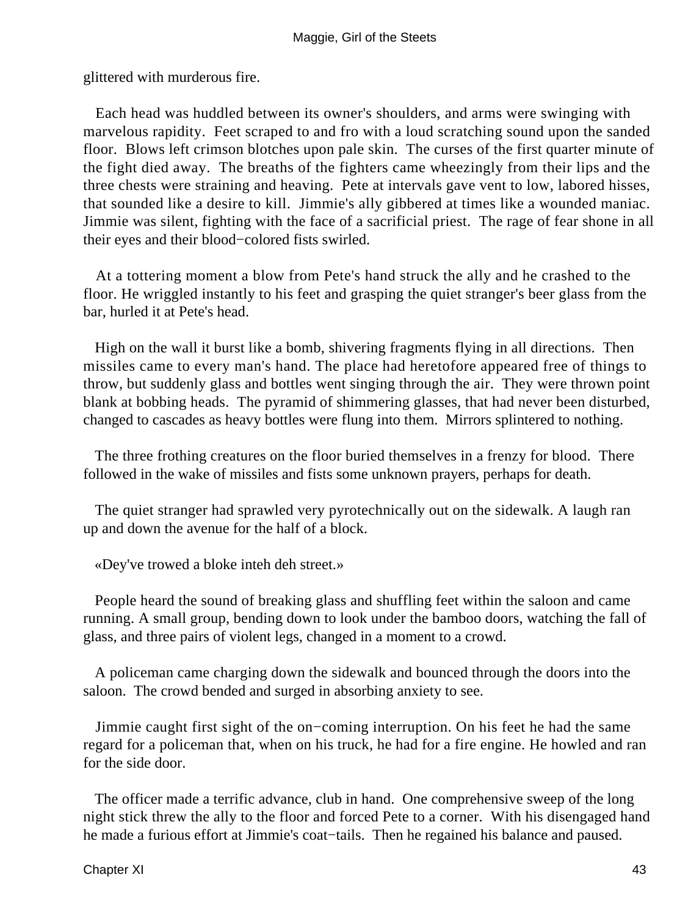glittered with murderous fire.

Each head was huddled between its owner's shoulders, and arms were swinging with marvelous rapidity. Feet scraped to and fro with a loud scratching sound upon the sanded floor. Blows left crimson blotches upon pale skin. The curses of the first quarter minute of the fight died away. The breaths of the fighters came wheezingly from their lips and the three chests were straining and heaving. Pete at intervals gave vent to low, labored hisses, that sounded like a desire to kill. Jimmie's ally gibbered at times like a wounded maniac. Jimmie was silent, fighting with the face of a sacrificial priest. The rage of fear shone in all their eyes and their blood−colored fists swirled.

At a tottering moment a blow from Pete's hand struck the ally and he crashed to the floor. He wriggled instantly to his feet and grasping the quiet stranger's beer glass from the bar, hurled it at Pete's head.

High on the wall it burst like a bomb, shivering fragments flying in all directions. Then missiles came to every man's hand. The place had heretofore appeared free of things to throw, but suddenly glass and bottles went singing through the air. They were thrown point blank at bobbing heads. The pyramid of shimmering glasses, that had never been disturbed, changed to cascades as heavy bottles were flung into them. Mirrors splintered to nothing.

The three frothing creatures on the floor buried themselves in a frenzy for blood. There followed in the wake of missiles and fists some unknown prayers, perhaps for death.

The quiet stranger had sprawled very pyrotechnically out on the sidewalk. A laugh ran up and down the avenue for the half of a block.

«Dey've trowed a bloke inteh deh street.»

People heard the sound of breaking glass and shuffling feet within the saloon and came running. A small group, bending down to look under the bamboo doors, watching the fall of glass, and three pairs of violent legs, changed in a moment to a crowd.

A policeman came charging down the sidewalk and bounced through the doors into the saloon. The crowd bended and surged in absorbing anxiety to see.

Jimmie caught first sight of the on−coming interruption. On his feet he had the same regard for a policeman that, when on his truck, he had for a fire engine. He howled and ran for the side door.

The officer made a terrific advance, club in hand. One comprehensive sweep of the long night stick threw the ally to the floor and forced Pete to a corner. With his disengaged hand he made a furious effort at Jimmie's coat−tails. Then he regained his balance and paused.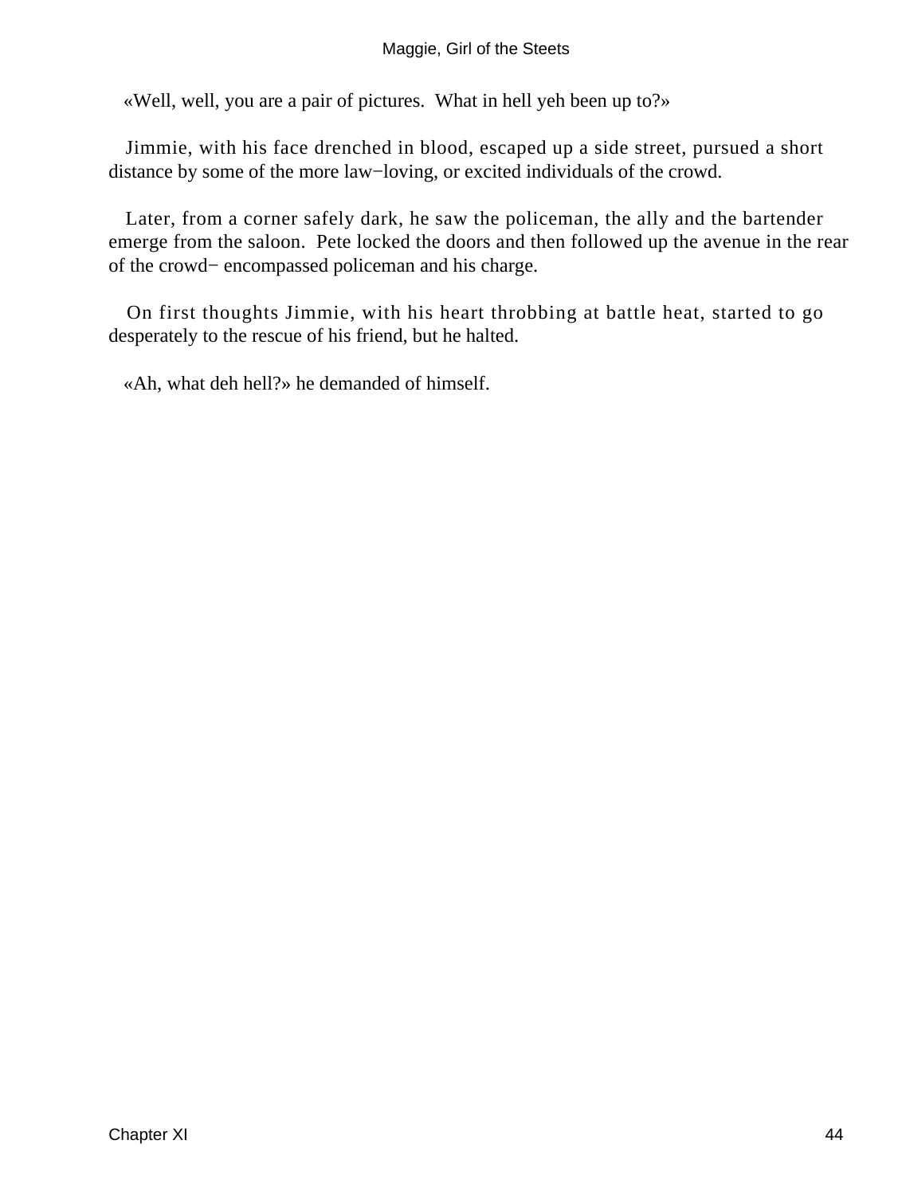«Well, well, you are a pair of pictures. What in hell yeh been up to?»

Jimmie, with his face drenched in blood, escaped up a side street, pursued a short distance by some of the more law−loving, or excited individuals of the crowd.

Later, from a corner safely dark, he saw the policeman, the ally and the bartender emerge from the saloon. Pete locked the doors and then followed up the avenue in the rear of the crowd− encompassed policeman and his charge.

On first thoughts Jimmie, with his heart throbbing at battle heat, started to go desperately to the rescue of his friend, but he halted.

«Ah, what deh hell?» he demanded of himself.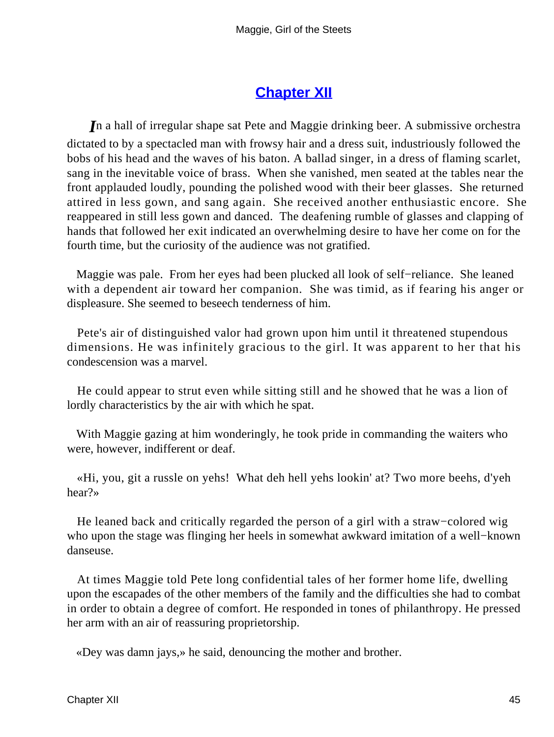## Chapter XII

In a hall of irregular shape sat Pete and Maggie drinking beer. A submissive orchestra dictated to by a spectacled man with frowsy hair and a dress suit, industriously followed the bobs of his head and the waves of his baton. A ballad singer, in a dress of flaming scarlet, sang in the inevitable voice of brass. When she vanished, men seated at the tables near the front applauded loudly, pounding the polished wood with their beer glasses. She returned attired in less gown, and sang again. She received another enthusiastic encore. She reappeared in still less gown and danced. The deafening rumble of glasses and clapping of hands that followed her exit indicated an overwhelming desire to have her come on for the fourth time, but the curiosity of the audience was not gratified.

Maggie was pale. From her eyes had been plucked all look of self−reliance. She leaned with a dependent air toward her companion. She was timid, as if fearing his anger or displeasure. She seemed to beseech tenderness of him.

Pete's air of distinguished valor had grown upon him until it threatened stupendous dimensions. He was infinitely gracious to the girl. It was apparent to her that his condescension was a marvel.

He could appear to strut even while sitting still and he showed that he was a lion of lordly characteristics by the air with which he spat.

With Maggie gazing at him wonderingly, he took pride in commanding the waiters who were, however, indifferent or deaf.

«Hi, you, git a russle on yehs! What deh hell yehs lookin' at? Two more beehs, d'yeh hear?»

He leaned back and critically regarded the person of a girl with a straw−colored wig who upon the stage was flinging her heels in somewhat awkward imitation of a well−known danseuse.

At times Maggie told Pete long confidential tales of her former home life, dwelling upon the escapades of the other members of the family and the difficulties she had to combat in order to obtain a degree of comfort. He responded in tones of philanthropy. He pressed her arm with an air of reassuring proprietorship.

«Dey was damn jays,» he said, denouncing the mother and brother.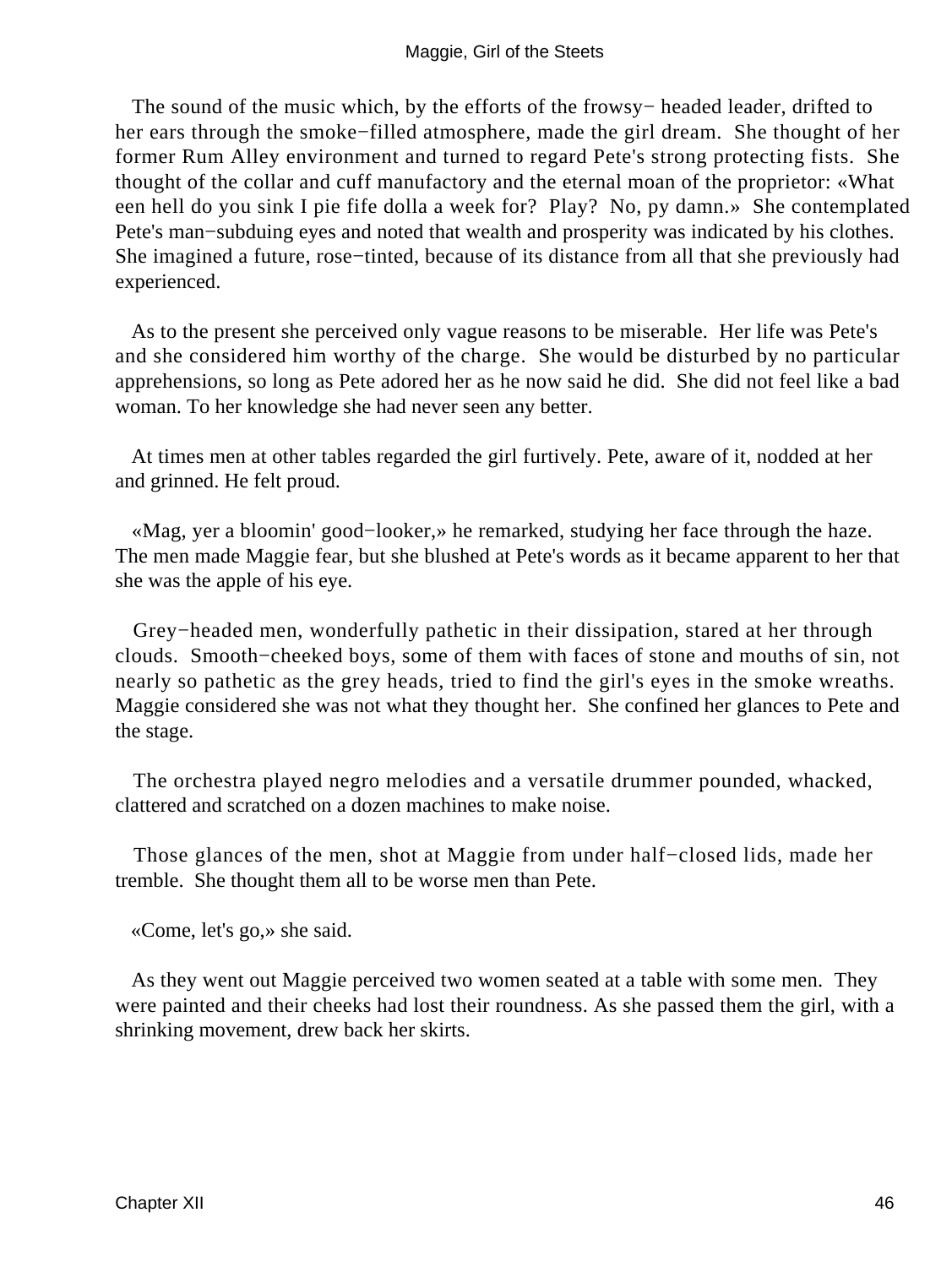The sound of the music which, by the efforts of the frowsy− headed leader, drifted to her ears through the smoke−filled atmosphere, made the girl dream. She thought of her former Rum Alley environment and turned to regard Pete's strong protecting fists. She thought of the collar and cuff manufactory and the eternal moan of the proprietor: «What een hell do you sink I pie fife dolla a week for? Play? No, py damn.» She contemplated Pete's man−subduing eyes and noted that wealth and prosperity was indicated by his clothes. She imagined a future, rose−tinted, because of its distance from all that she previously had experienced.

As to the present she perceived only vague reasons to be miserable. Her life was Pete's and she considered him worthy of the charge. She would be disturbed by no particular apprehensions, so long as Pete adored her as he now said he did. She did not feel like a bad woman. To her knowledge she had never seen any better.

At times men at other tables regarded the girl furtively. Pete, aware of it, nodded at her and grinned. He felt proud.

«Mag, yer a bloomin' good−looker,» he remarked, studying her face through the haze. The men made Maggie fear, but she blushed at Pete's words as it became apparent to her that she was the apple of his eye.

Grey−headed men, wonderfully pathetic in their dissipation, stared at her through clouds. Smooth−cheeked boys, some of them with faces of stone and mouths of sin, not nearly so pathetic as the grey heads, tried to find the girl's eyes in the smoke wreaths. Maggie considered she was not what they thought her. She confined her glances to Pete and the stage.

The orchestra played negro melodies and a versatile drummer pounded, whacked, clattered and scratched on a dozen machines to make noise.

Those glances of the men, shot at Maggie from under half−closed lids, made her tremble. She thought them all to be worse men than Pete.

«Come, let's go,» she said.

As they went out Maggie perceived two women seated at a table with some men. They were painted and their cheeks had lost their roundness. As she passed them the girl, with a shrinking movement, drew back her skirts.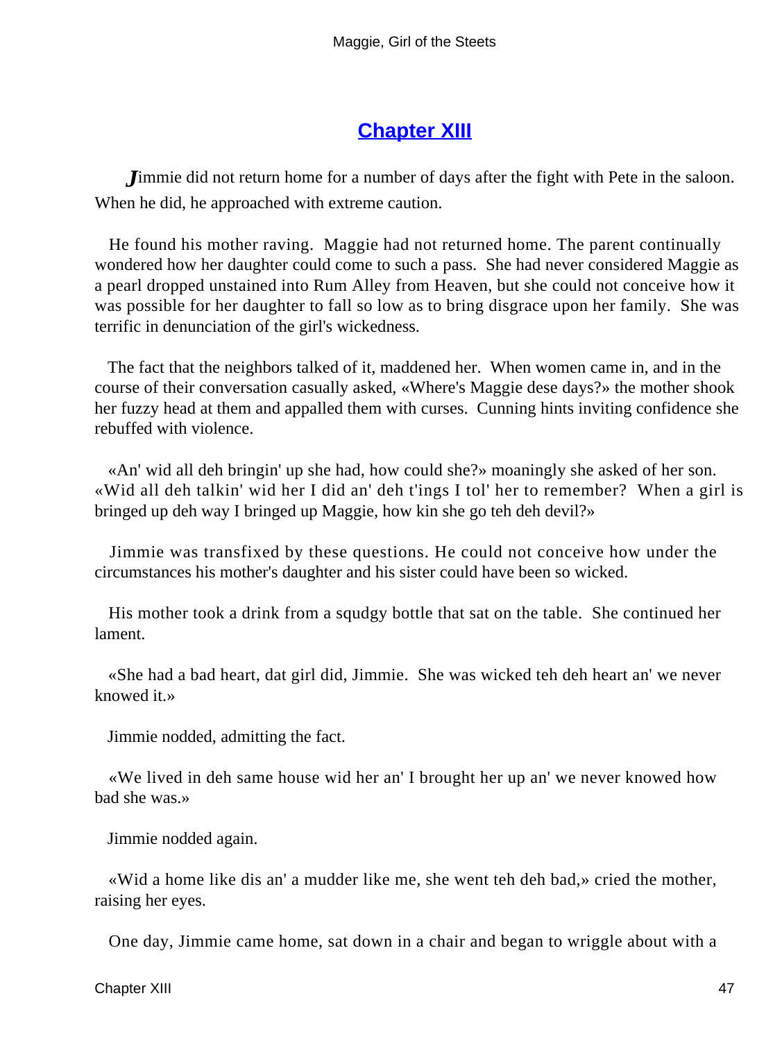## Chapter XIII

Jimmie did not return home for a number of days after the fight with Pete in the saloon. When he did, he approached with extreme caution.

He found his mother raving. Maggie had not returned home. The parent continually wondered how her daughter could come to such a pass. She had never considered Maggie as a pearl dropped unstained into Rum Alley from Heaven, but she could not conceive how it was possible for her daughter to fall so low as to bring disgrace upon her family. She was terrific in denunciation of the girl's wickedness.

The fact that the neighbors talked of it, maddened her. When women came in, and in the course of their conversation casually asked, «Where's Maggie dese days?» the mother shook her fuzzy head at them and appalled them with curses. Cunning hints inviting confidence she rebuffed with violence.

«An' wid all deh bringin' up she had, how could she?» moaningly she asked of her son. «Wid all deh talkin' wid her I did an' deh t'ings I tol' her to remember? When a girl is bringed up deh way I bringed up Maggie, how kin she go teh deh devil?»

Jimmie was transfixed by these questions. He could not conceive how under the circumstances his mother's daughter and his sister could have been so wicked.

His mother took a drink from a squdgy bottle that sat on the table. She continued her lament.

«She had a bad heart, dat girl did, Jimmie. She was wicked teh deh heart an' we never knowed it.»

Jimmie nodded, admitting the fact.

«We lived in deh same house wid her an' I brought her up an' we never knowed how bad she was.»

Jimmie nodded again.

«Wid a home like dis an' a mudder like me, she went teh deh bad,» cried the mother, raising her eyes.

One day, Jimmie came home, sat down in a chair and began to wriggle about with a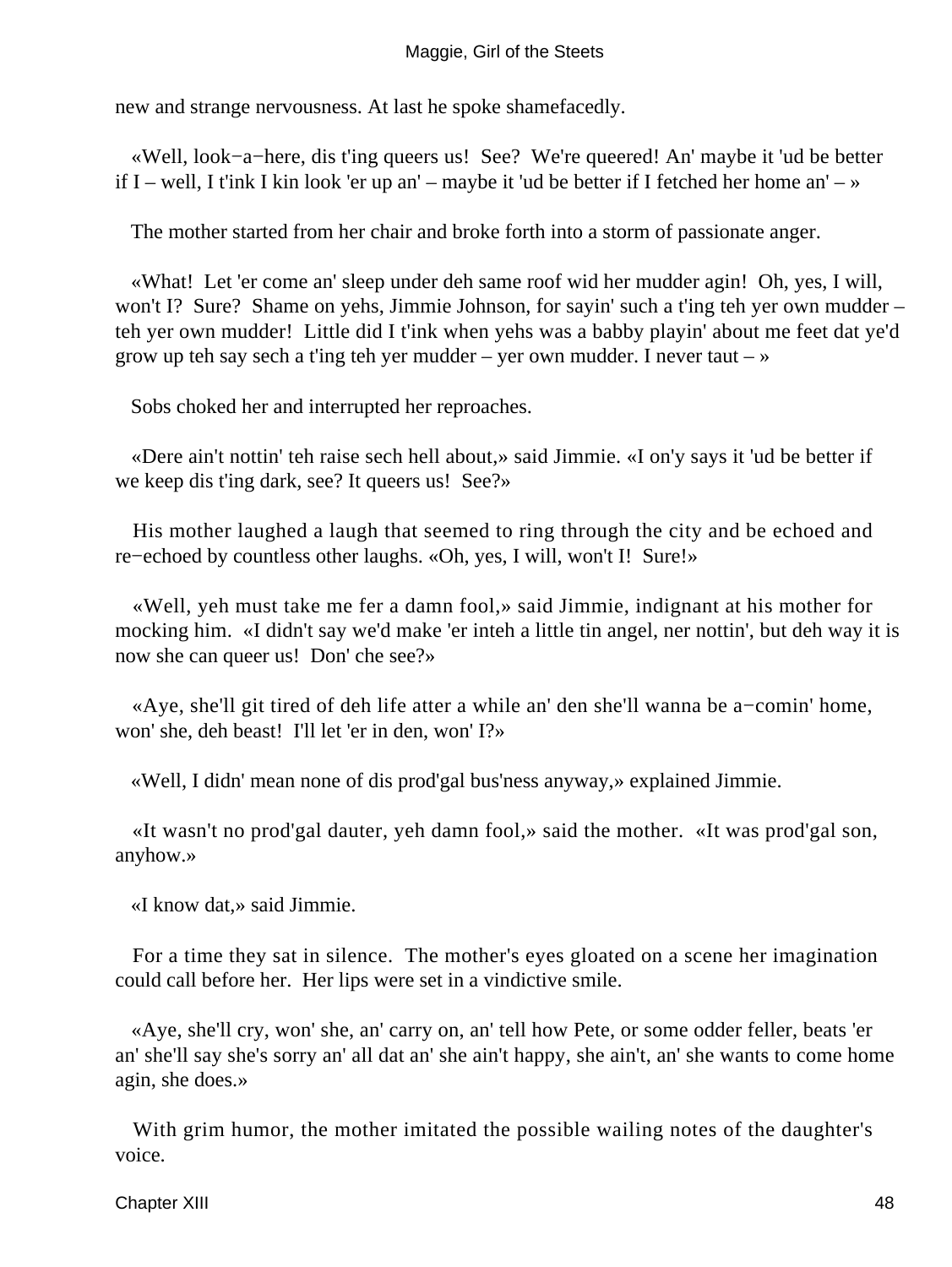new and strange nervousness. At last he spoke shamefacedly.

«Well, look−a−here, dis t'ing queers us! See? We're queered! An' maybe it 'ud be better if I – well, I t'ink I kin look 'er up an' – maybe it 'ud be better if I fetched her home an' – »

The mother started from her chair and broke forth into a storm of passionate anger.

«What! Let 'er come an' sleep under deh same roof wid her mudder agin! Oh, yes, I will, won't I? Sure? Shame on yehs, Jimmie Johnson, for sayin' such a t'ing teh yer own mudder – teh yer own mudder! Little did I t'ink when yehs was a babby playin' about me feet dat ye'd grow up teh say sech a t'ing teh yer mudder – yer own mudder. I never taut – »

Sobs choked her and interrupted her reproaches.

«Dere ain't nottin' teh raise sech hell about,» said Jimmie. «I on'y says it 'ud be better if we keep dis t'ing dark, see? It queers us! See?»

His mother laughed a laugh that seemed to ring through the city and be echoed and re−echoed by countless other laughs. «Oh, yes, I will, won't I! Sure!»

«Well, yeh must take me fer a damn fool,» said Jimmie, indignant at his mother for mocking him. «I didn't say we'd make 'er inteh a little tin angel, ner nottin', but deh way it is now she can queer us! Don' che see?»

«Aye, she'll git tired of deh life atter a while an' den she'll wanna be a−comin' home, won' she, deh beast! I'll let 'er in den, won' I?»

«Well, I didn' mean none of dis prod'gal bus'ness anyway,» explained Jimmie.

«It wasn't no prod'gal dauter, yeh damn fool,» said the mother. «It was prod'gal son, anyhow.»

«I know dat,» said Jimmie.

For a time they sat in silence. The mother's eyes gloated on a scene her imagination could call before her. Her lips were set in a vindictive smile.

«Aye, she'll cry, won' she, an' carry on, an' tell how Pete, or some odder feller, beats 'er an' she'll say she's sorry an' all dat an' she ain't happy, she ain't, an' she wants to come home agin, she does.»

With grim humor, the mother imitated the possible wailing notes of the daughter's voice.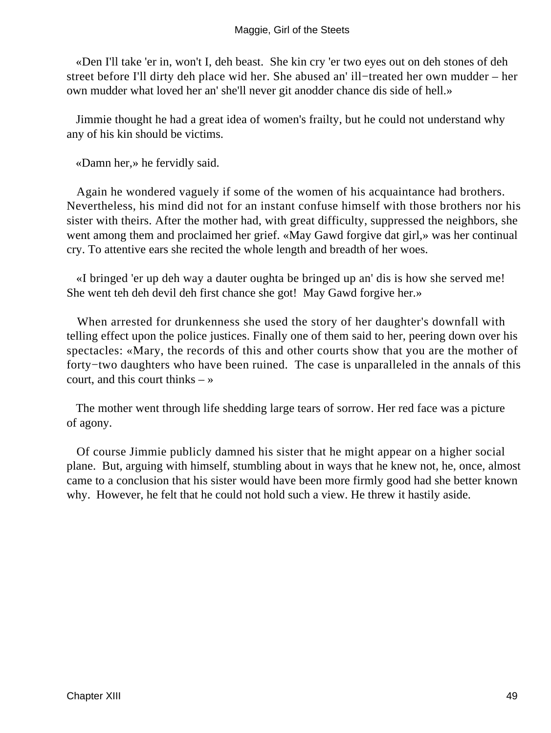«Den I'll take 'er in, won't I, deh beast.  She kin cry 'er two eyes out on deh stones of deh street before I'll dirty deh place wid her. She abused an' ill−treated her own mudder – her own mudder what loved her an' she'll never git anodder chance dis side of hell.»

Jimmie thought he had a great idea of women's frailty, but he could not understand why any of his kin should be victims.

«Damn her,» he fervidly said.

Again he wondered vaguely if some of the women of his acquaintance had brothers. Nevertheless, his mind did not for an instant confuse himself with those brothers nor his sister with theirs. After the mother had, with great difficulty, suppressed the neighbors, she went among them and proclaimed her grief. «May Gawd forgive dat girl,» was her continual cry. To attentive ears she recited the whole length and breadth of her woes.

«I bringed 'er up deh way a dauter oughta be bringed up an' dis is how she served me! She went teh deh devil deh first chance she got!  May Gawd forgive her.»

When arrested for drunkenness she used the story of her daughter's downfall with telling effect upon the police justices. Finally one of them said to her, peering down over his spectacles: «Mary, the records of this and other courts show that you are the mother of forty−two daughters who have been ruined.  The case is unparalleled in the annals of this court, and this court thinks – »

The mother went through life shedding large tears of sorrow. Her red face was a picture of agony.

Of course Jimmie publicly damned his sister that he might appear on a higher social plane.  But, arguing with himself, stumbling about in ways that he knew not, he, once, almost came to a conclusion that his sister would have been more firmly good had she better known why.  However, he felt that he could not hold such a view. He threw it hastily aside.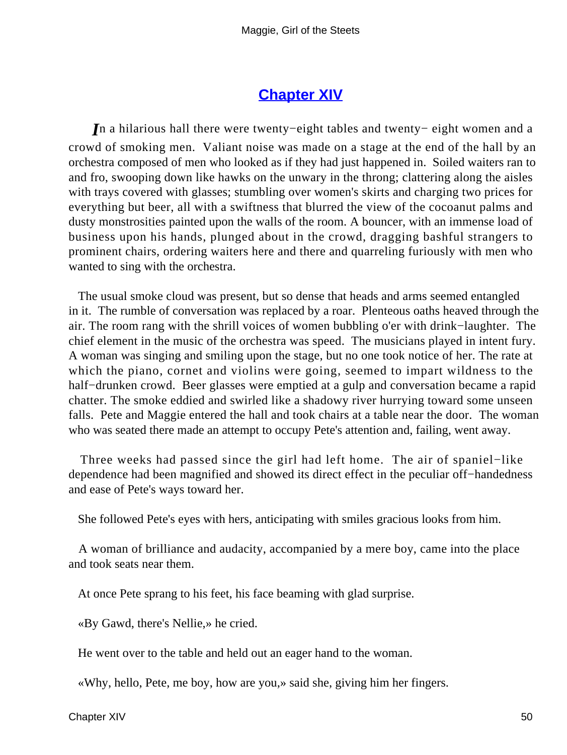## Chapter XIV

*I*n a hilarious hall there were twenty−eight tables and twenty− eight women and a crowd of smoking men. Valiant noise was made on a stage at the end of the hall by an orchestra composed of men who looked as if they had just happened in. Soiled waiters ran to and fro, swooping down like hawks on the unwary in the throng; clattering along the aisles with trays covered with glasses; stumbling over women's skirts and charging two prices for everything but beer, all with a swiftness that blurred the view of the cocoanut palms and dusty monstrosities painted upon the walls of the room. A bouncer, with an immense load of business upon his hands, plunged about in the crowd, dragging bashful strangers to prominent chairs, ordering waiters here and there and quarreling furiously with men who wanted to sing with the orchestra.

The usual smoke cloud was present, but so dense that heads and arms seemed entangled in it. The rumble of conversation was replaced by a roar. Plenteous oaths heaved through the air. The room rang with the shrill voices of women bubbling o'er with drink−laughter. The chief element in the music of the orchestra was speed. The musicians played in intent fury. A woman was singing and smiling upon the stage, but no one took notice of her. The rate at which the piano, cornet and violins were going, seemed to impart wildness to the half−drunken crowd. Beer glasses were emptied at a gulp and conversation became a rapid chatter. The smoke eddied and swirled like a shadowy river hurrying toward some unseen falls. Pete and Maggie entered the hall and took chairs at a table near the door. The woman who was seated there made an attempt to occupy Pete's attention and, failing, went away.

Three weeks had passed since the girl had left home. The air of spaniel−like dependence had been magnified and showed its direct effect in the peculiar off−handedness and ease of Pete's ways toward her.

She followed Pete's eyes with hers, anticipating with smiles gracious looks from him.

A woman of brilliance and audacity, accompanied by a mere boy, came into the place and took seats near them.

At once Pete sprang to his feet, his face beaming with glad surprise.

«By Gawd, there's Nellie,» he cried.

He went over to the table and held out an eager hand to the woman.

«Why, hello, Pete, me boy, how are you,» said she, giving him her fingers.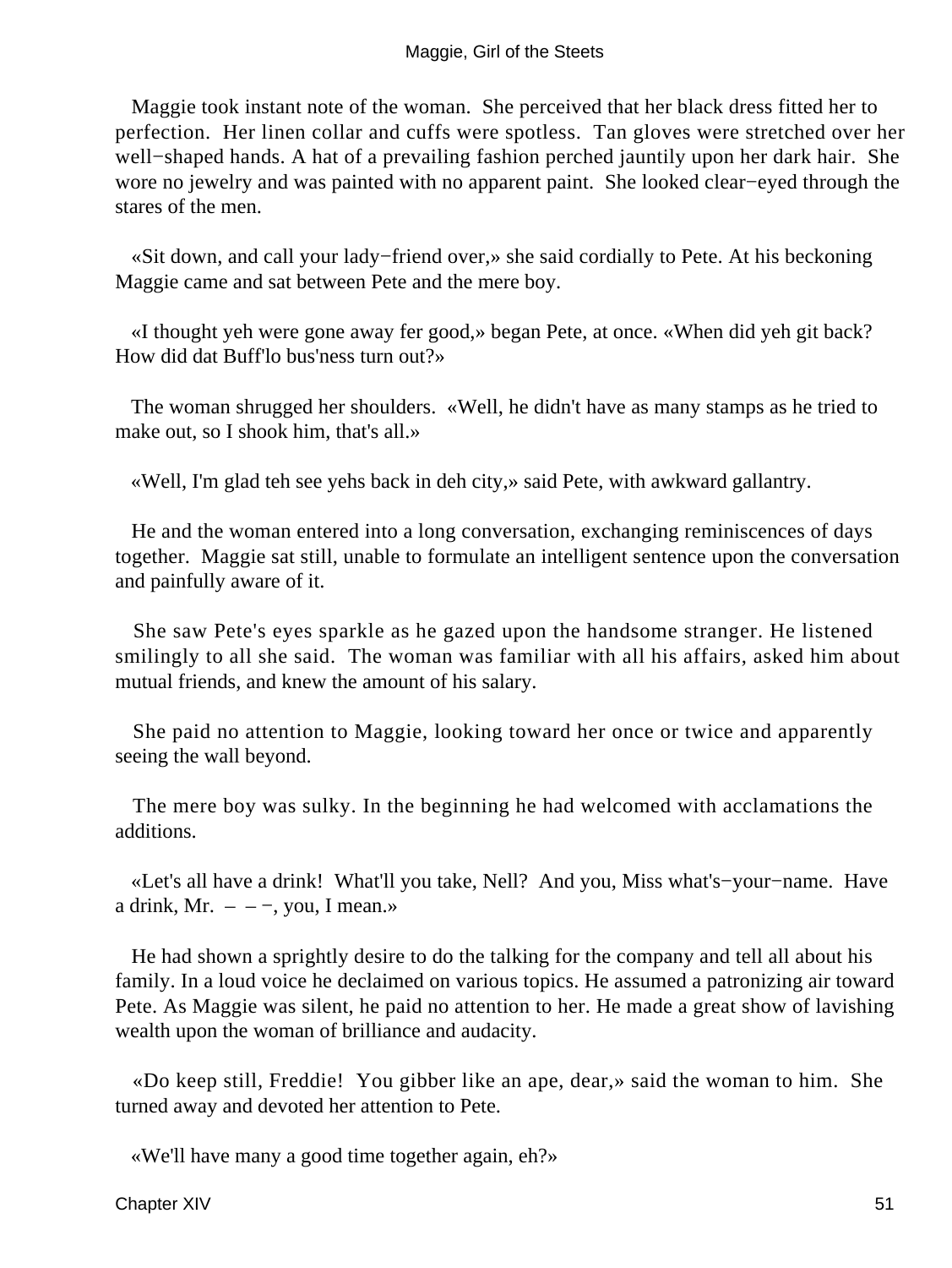Maggie took instant note of the woman. She perceived that her black dress fitted her to perfection. Her linen collar and cuffs were spotless. Tan gloves were stretched over her well−shaped hands. A hat of a prevailing fashion perched jauntily upon her dark hair. She wore no jewelry and was painted with no apparent paint. She looked clear−eyed through the stares of the men.

«Sit down, and call your lady−friend over,» she said cordially to Pete. At his beckoning Maggie came and sat between Pete and the mere boy.

«I thought yeh were gone away fer good,» began Pete, at once. «When did yeh git back? How did dat Buff'lo bus'ness turn out?»

The woman shrugged her shoulders. «Well, he didn't have as many stamps as he tried to make out, so I shook him, that's all.»

«Well, I'm glad teh see yehs back in deh city,» said Pete, with awkward gallantry.

He and the woman entered into a long conversation, exchanging reminiscences of days together. Maggie sat still, unable to formulate an intelligent sentence upon the conversation and painfully aware of it.

She saw Pete's eyes sparkle as he gazed upon the handsome stranger. He listened smilingly to all she said. The woman was familiar with all his affairs, asked him about mutual friends, and knew the amount of his salary.

She paid no attention to Maggie, looking toward her once or twice and apparently seeing the wall beyond.

The mere boy was sulky. In the beginning he had welcomed with acclamations the additions.

«Let's all have a drink! What'll you take, Nell? And you, Miss what's−your−name. Have a drink, Mr. – – −, you, I mean.»

He had shown a sprightly desire to do the talking for the company and tell all about his family. In a loud voice he declaimed on various topics. He assumed a patronizing air toward Pete. As Maggie was silent, he paid no attention to her. He made a great show of lavishing wealth upon the woman of brilliance and audacity.

«Do keep still, Freddie! You gibber like an ape, dear,» said the woman to him. She turned away and devoted her attention to Pete.

«We'll have many a good time together again, eh?»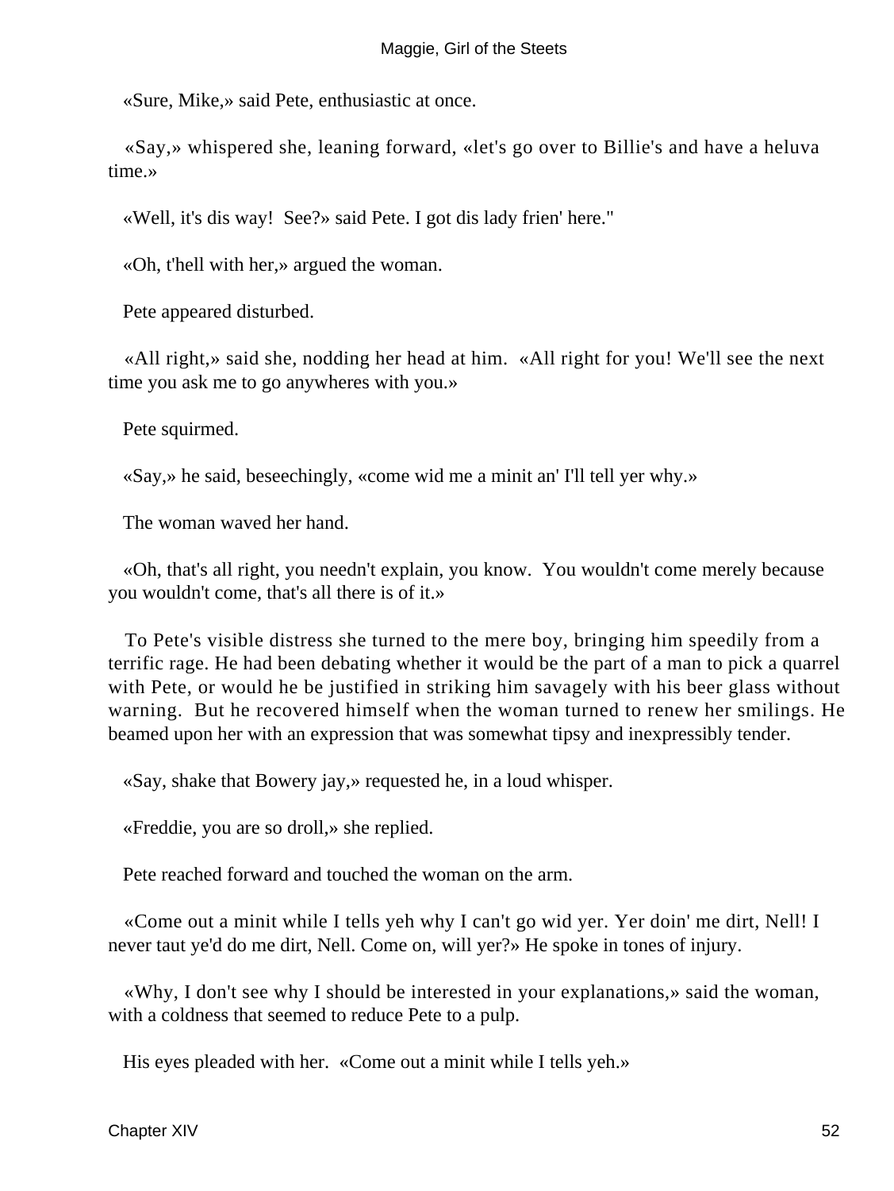«Sure, Mike,» said Pete, enthusiastic at once.

«Say,» whispered she, leaning forward, «let's go over to Billie's and have a heluva time.»

«Well, it's dis way! See?» said Pete. I got dis lady frien' here."

«Oh, t'hell with her,» argued the woman.

Pete appeared disturbed.

«All right,» said she, nodding her head at him. «All right for you! We'll see the next time you ask me to go anywheres with you.»

Pete squirmed.

«Say,» he said, beseechingly, «come wid me a minit an' I'll tell yer why.»

The woman waved her hand.

«Oh, that's all right, you needn't explain, you know. You wouldn't come merely because you wouldn't come, that's all there is of it.»

To Pete's visible distress she turned to the mere boy, bringing him speedily from a terrific rage. He had been debating whether it would be the part of a man to pick a quarrel with Pete, or would he be justified in striking him savagely with his beer glass without warning. But he recovered himself when the woman turned to renew her smilings. He beamed upon her with an expression that was somewhat tipsy and inexpressibly tender.

«Say, shake that Bowery jay,» requested he, in a loud whisper.

«Freddie, you are so droll,» she replied.

Pete reached forward and touched the woman on the arm.

«Come out a minit while I tells yeh why I can't go wid yer. Yer doin' me dirt, Nell! I never taut ye'd do me dirt, Nell. Come on, will yer?» He spoke in tones of injury.

«Why, I don't see why I should be interested in your explanations,» said the woman, with a coldness that seemed to reduce Pete to a pulp.

His eyes pleaded with her. «Come out a minit while I tells yeh.»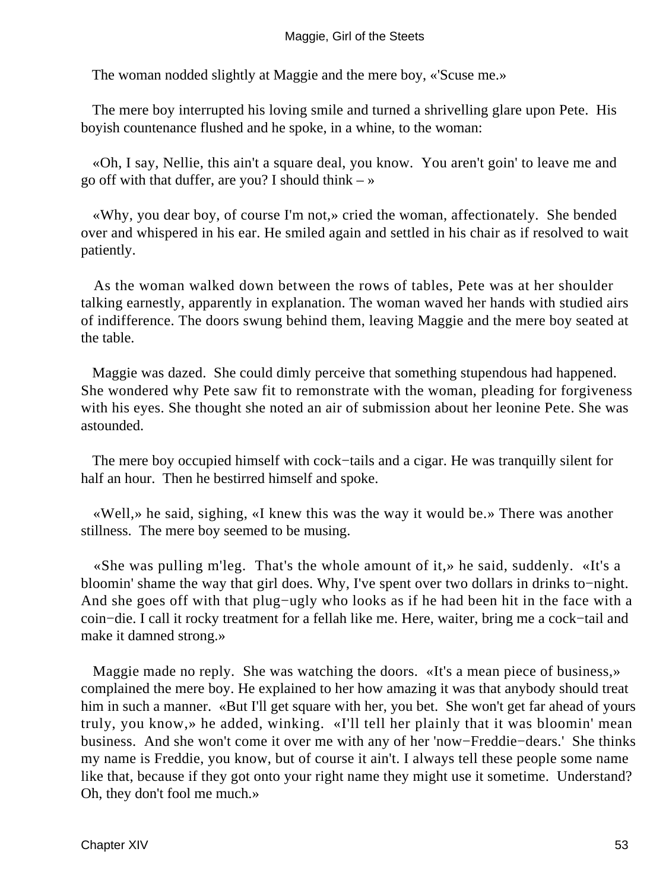The woman nodded slightly at Maggie and the mere boy, «'Scuse me.»

The mere boy interrupted his loving smile and turned a shrivelling glare upon Pete. His boyish countenance flushed and he spoke, in a whine, to the woman:

«Oh, I say, Nellie, this ain't a square deal, you know. You aren't goin' to leave me and go off with that duffer, are you? I should think – »

«Why, you dear boy, of course I'm not,» cried the woman, affectionately. She bended over and whispered in his ear. He smiled again and settled in his chair as if resolved to wait patiently.

As the woman walked down between the rows of tables, Pete was at her shoulder talking earnestly, apparently in explanation. The woman waved her hands with studied airs of indifference. The doors swung behind them, leaving Maggie and the mere boy seated at the table.

Maggie was dazed. She could dimly perceive that something stupendous had happened. She wondered why Pete saw fit to remonstrate with the woman, pleading for forgiveness with his eyes. She thought she noted an air of submission about her leonine Pete. She was astounded.

The mere boy occupied himself with cock−tails and a cigar. He was tranquilly silent for half an hour. Then he bestirred himself and spoke.

«Well,» he said, sighing, «I knew this was the way it would be.» There was another stillness. The mere boy seemed to be musing.

«She was pulling m'leg. That's the whole amount of it,» he said, suddenly. «It's a bloomin' shame the way that girl does. Why, I've spent over two dollars in drinks to−night. And she goes off with that plug−ugly who looks as if he had been hit in the face with a coin−die. I call it rocky treatment for a fellah like me. Here, waiter, bring me a cock−tail and make it damned strong.»

Maggie made no reply. She was watching the doors. «It's a mean piece of business,» complained the mere boy. He explained to her how amazing it was that anybody should treat him in such a manner. «But I'll get square with her, you bet. She won't get far ahead of yours truly, you know,» he added, winking. «I'll tell her plainly that it was bloomin' mean business. And she won't come it over me with any of her 'now−Freddie−dears.' She thinks my name is Freddie, you know, but of course it ain't. I always tell these people some name like that, because if they got onto your right name they might use it sometime. Understand? Oh, they don't fool me much.»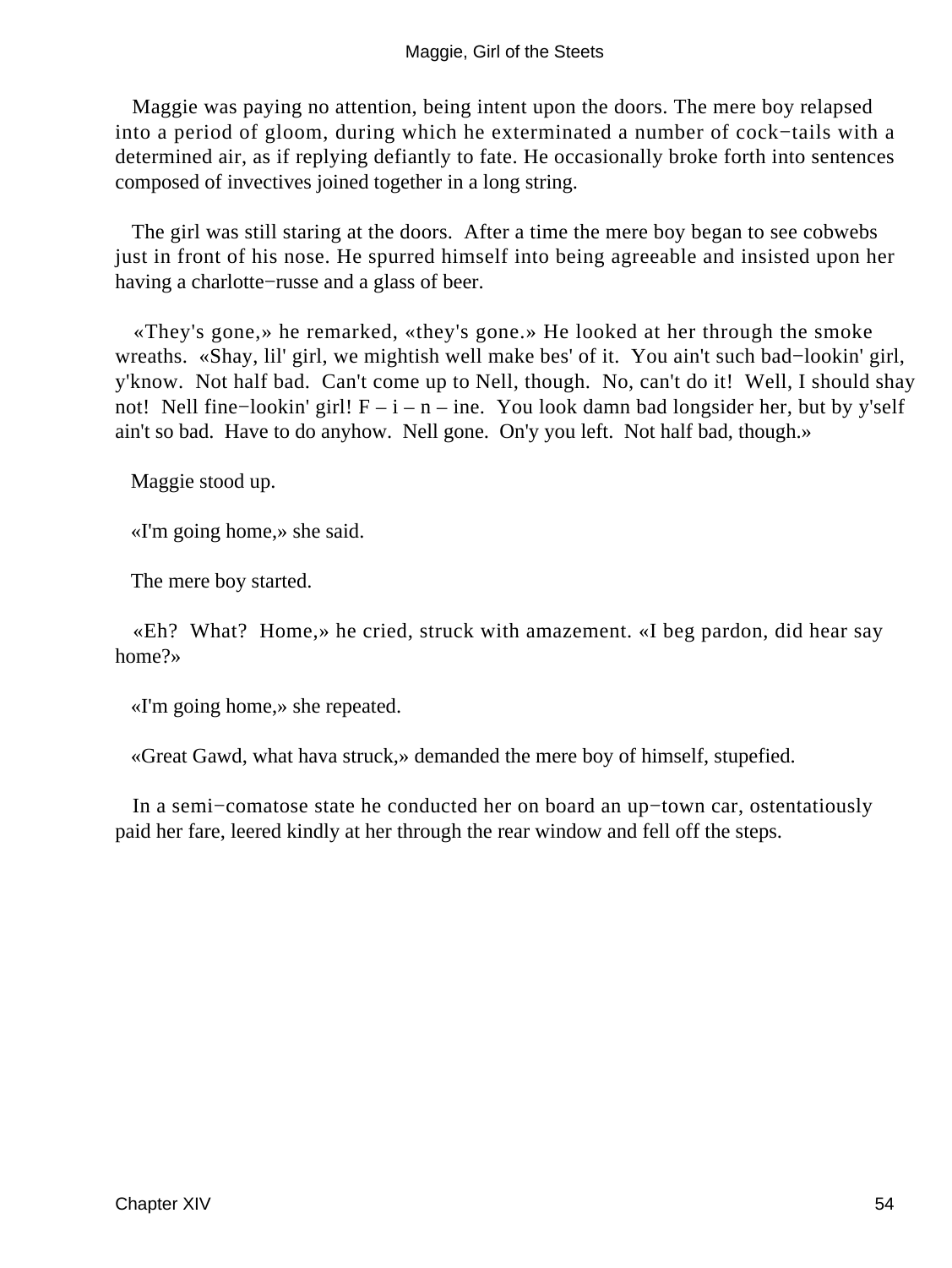Maggie was paying no attention, being intent upon the doors. The mere boy relapsed into a period of gloom, during which he exterminated a number of cock−tails with a determined air, as if replying defiantly to fate. He occasionally broke forth into sentences composed of invectives joined together in a long string.

The girl was still staring at the doors. After a time the mere boy began to see cobwebs just in front of his nose. He spurred himself into being agreeable and insisted upon her having a charlotte−russe and a glass of beer.

«They's gone,» he remarked, «they's gone.» He looked at her through the smoke wreaths. «Shay, lil' girl, we mightish well make bes' of it. You ain't such bad−lookin' girl, y'know. Not half bad. Can't come up to Nell, though. No, can't do it! Well, I should shay not! Nell fine−lookin' girl! F – i – n – ine. You look damn bad longsider her, but by y'self ain't so bad. Have to do anyhow. Nell gone. On'y you left. Not half bad, though.»

Maggie stood up.

«I'm going home,» she said.

The mere boy started.

«Eh? What? Home,» he cried, struck with amazement. «I beg pardon, did hear say home?»

«I'm going home,» she repeated.

«Great Gawd, what hava struck,» demanded the mere boy of himself, stupefied.

In a semi−comatose state he conducted her on board an up−town car, ostentatiously paid her fare, leered kindly at her through the rear window and fell off the steps.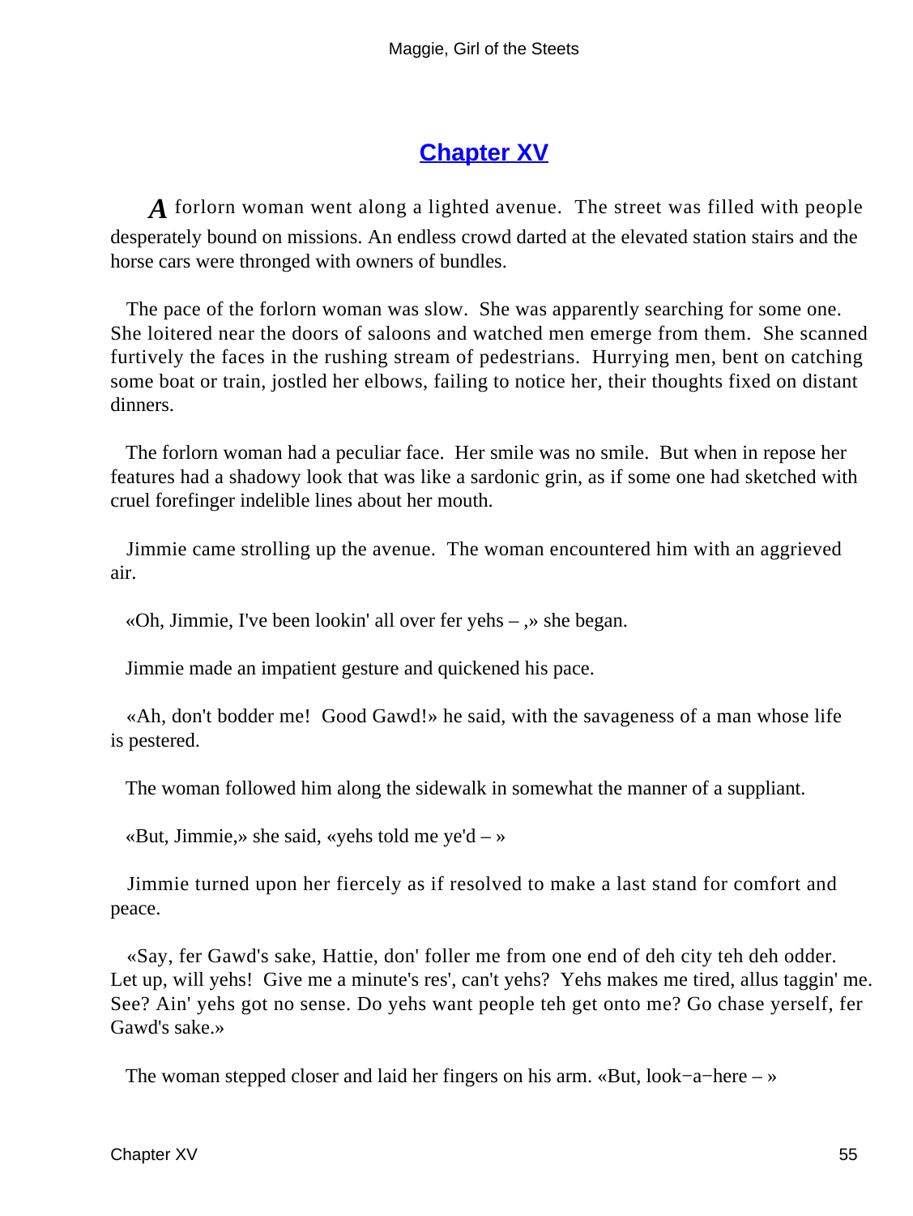## Chapter XV

*A* forlorn woman went along a lighted avenue. The street was filled with people desperately bound on missions. An endless crowd darted at the elevated station stairs and the horse cars were thronged with owners of bundles.

The pace of the forlorn woman was slow. She was apparently searching for some one. She loitered near the doors of saloons and watched men emerge from them. She scanned furtively the faces in the rushing stream of pedestrians. Hurrying men, bent on catching some boat or train, jostled her elbows, failing to notice her, their thoughts fixed on distant dinners.

The forlorn woman had a peculiar face. Her smile was no smile. But when in repose her features had a shadowy look that was like a sardonic grin, as if some one had sketched with cruel forefinger indelible lines about her mouth.

Jimmie came strolling up the avenue. The woman encountered him with an aggrieved air.

«Oh, Jimmie, I've been lookin' all over fer yehs – ,» she began.

Jimmie made an impatient gesture and quickened his pace.

«Ah, don't bodder me! Good Gawd!» he said, with the savageness of a man whose life is pestered.

The woman followed him along the sidewalk in somewhat the manner of a suppliant.

«But, Jimmie,» she said, «yehs told me ye'd – »

Jimmie turned upon her fiercely as if resolved to make a last stand for comfort and peace.

«Say, fer Gawd's sake, Hattie, don' foller me from one end of deh city teh deh odder. Let up, will yehs! Give me a minute's res', can't yehs? Yehs makes me tired, allus taggin' me. See? Ain' yehs got no sense. Do yehs want people teh get onto me? Go chase yerself, fer Gawd's sake.»

The woman stepped closer and laid her fingers on his arm. «But, look−a−here – »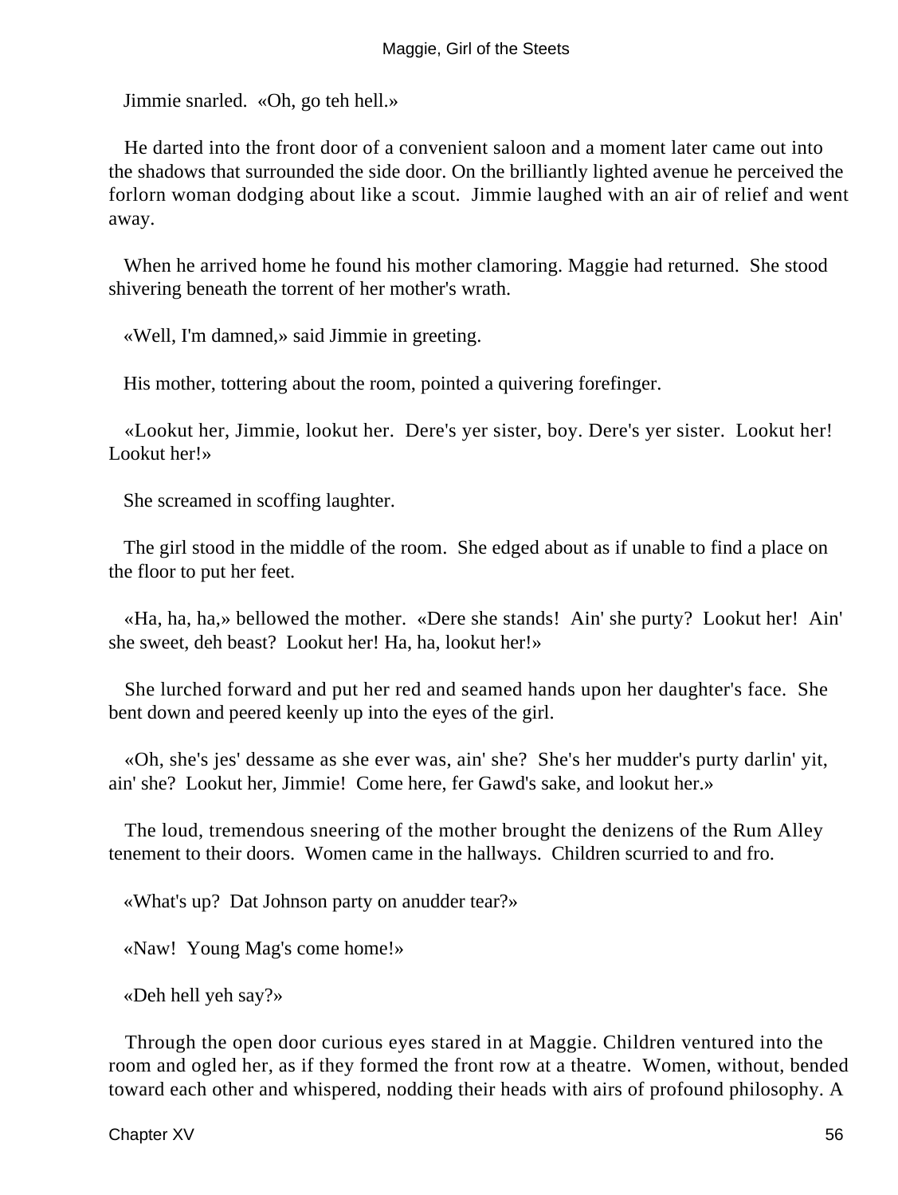Jimmie snarled. «Oh, go teh hell.»

He darted into the front door of a convenient saloon and a moment later came out into the shadows that surrounded the side door. On the brilliantly lighted avenue he perceived the forlorn woman dodging about like a scout. Jimmie laughed with an air of relief and went away.

When he arrived home he found his mother clamoring. Maggie had returned. She stood shivering beneath the torrent of her mother's wrath.

«Well, I'm damned,» said Jimmie in greeting.

His mother, tottering about the room, pointed a quivering forefinger.

«Lookut her, Jimmie, lookut her. Dere's yer sister, boy. Dere's yer sister. Lookut her! Lookut her!»

She screamed in scoffing laughter.

The girl stood in the middle of the room. She edged about as if unable to find a place on the floor to put her feet.

«Ha, ha, ha,» bellowed the mother. «Dere she stands! Ain' she purty? Lookut her! Ain' she sweet, deh beast? Lookut her! Ha, ha, lookut her!»

She lurched forward and put her red and seamed hands upon her daughter's face. She bent down and peered keenly up into the eyes of the girl.

«Oh, she's jes' dessame as she ever was, ain' she? She's her mudder's purty darlin' yit, ain' she? Lookut her, Jimmie! Come here, fer Gawd's sake, and lookut her.»

The loud, tremendous sneering of the mother brought the denizens of the Rum Alley tenement to their doors. Women came in the hallways. Children scurried to and fro.

«What's up? Dat Johnson party on anudder tear?»

«Naw! Young Mag's come home!»

«Deh hell yeh say?»

Through the open door curious eyes stared in at Maggie. Children ventured into the room and ogled her, as if they formed the front row at a theatre. Women, without, bended toward each other and whispered, nodding their heads with airs of profound philosophy. A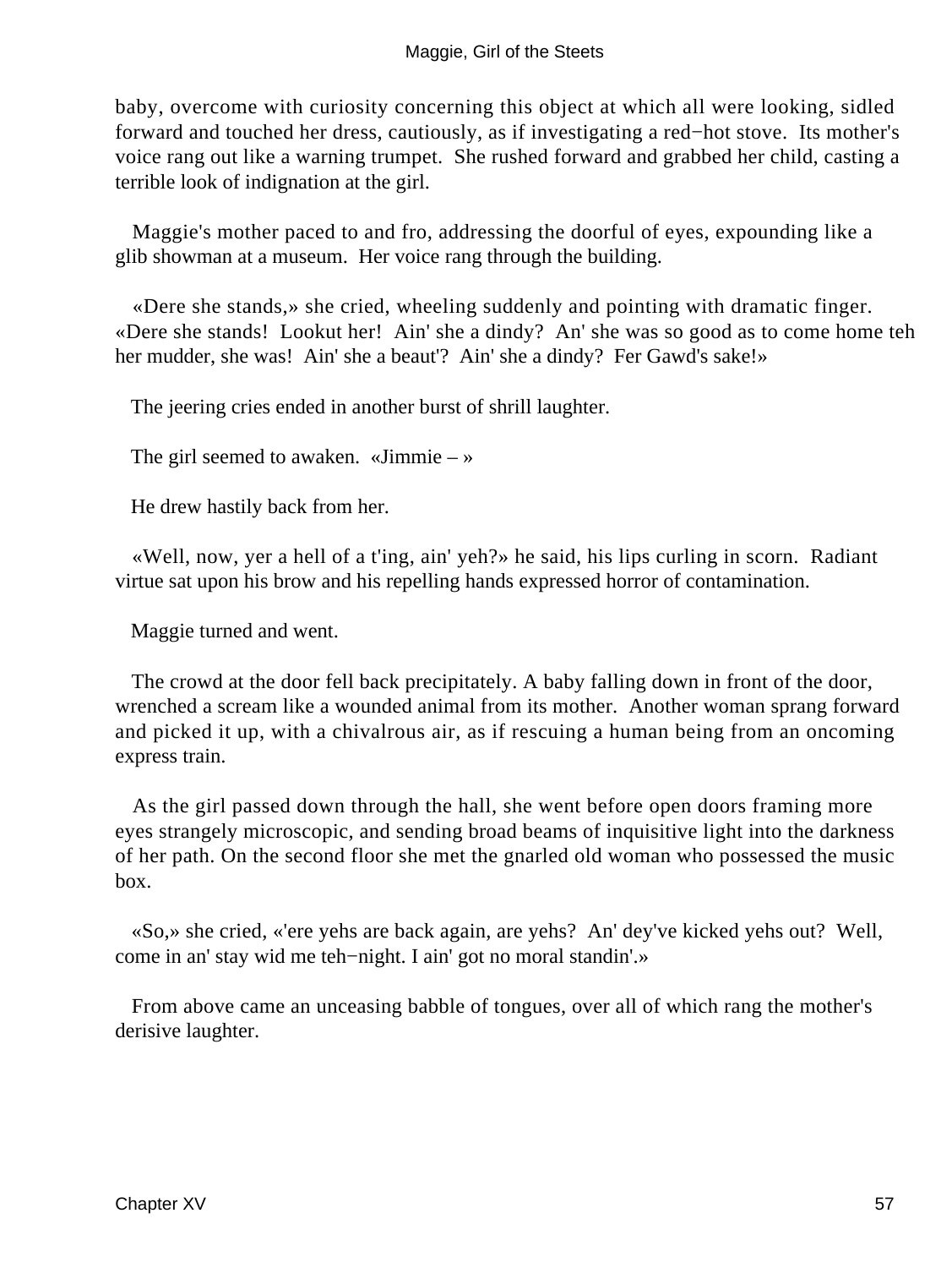baby, overcome with curiosity concerning this object at which all were looking, sidled forward and touched her dress, cautiously, as if investigating a red−hot stove. Its mother's voice rang out like a warning trumpet. She rushed forward and grabbed her child, casting a terrible look of indignation at the girl.

Maggie's mother paced to and fro, addressing the doorful of eyes, expounding like a glib showman at a museum. Her voice rang through the building.

«Dere she stands,» she cried, wheeling suddenly and pointing with dramatic finger. «Dere she stands! Lookut her! Ain' she a dindy? An' she was so good as to come home teh her mudder, she was! Ain' she a beaut'? Ain' she a dindy? Fer Gawd's sake!»

The jeering cries ended in another burst of shrill laughter.

The girl seemed to awaken. «Jimmie – »

He drew hastily back from her.

«Well, now, yer a hell of a t'ing, ain' yeh?» he said, his lips curling in scorn. Radiant virtue sat upon his brow and his repelling hands expressed horror of contamination.

Maggie turned and went.

The crowd at the door fell back precipitately. A baby falling down in front of the door, wrenched a scream like a wounded animal from its mother. Another woman sprang forward and picked it up, with a chivalrous air, as if rescuing a human being from an oncoming express train.

As the girl passed down through the hall, she went before open doors framing more eyes strangely microscopic, and sending broad beams of inquisitive light into the darkness of her path. On the second floor she met the gnarled old woman who possessed the music box.

«So,» she cried, «'ere yehs are back again, are yehs? An' dey've kicked yehs out? Well, come in an' stay wid me teh−night. I ain' got no moral standin'.»

From above came an unceasing babble of tongues, over all of which rang the mother's derisive laughter.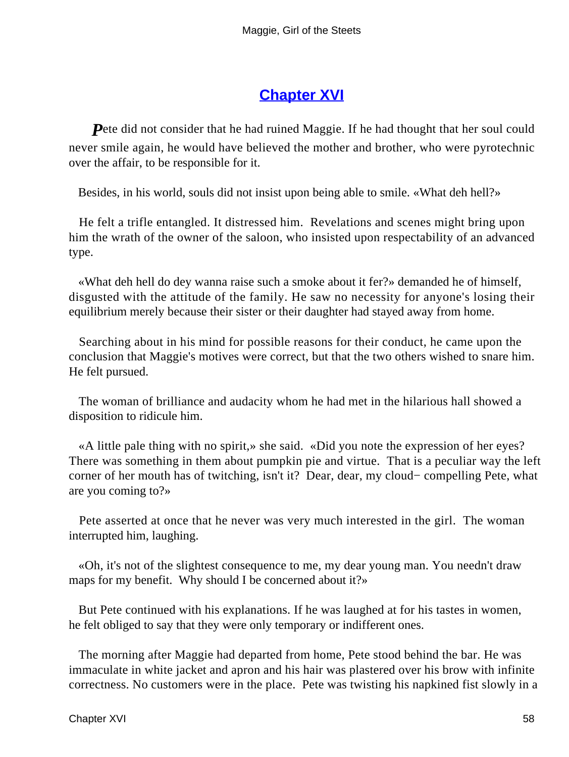## Chapter XVI

**P**ete did not consider that he had ruined Maggie. If he had thought that her soul could never smile again, he would have believed the mother and brother, who were pyrotechnic over the affair, to be responsible for it.

Besides, in his world, souls did not insist upon being able to smile. «What deh hell?»

He felt a trifle entangled. It distressed him. Revelations and scenes might bring upon him the wrath of the owner of the saloon, who insisted upon respectability of an advanced type.

«What deh hell do dey wanna raise such a smoke about it fer?» demanded he of himself, disgusted with the attitude of the family. He saw no necessity for anyone's losing their equilibrium merely because their sister or their daughter had stayed away from home.

Searching about in his mind for possible reasons for their conduct, he came upon the conclusion that Maggie's motives were correct, but that the two others wished to snare him. He felt pursued.

The woman of brilliance and audacity whom he had met in the hilarious hall showed a disposition to ridicule him.

«A little pale thing with no spirit,» she said. «Did you note the expression of her eyes? There was something in them about pumpkin pie and virtue. That is a peculiar way the left corner of her mouth has of twitching, isn't it? Dear, dear, my cloud− compelling Pete, what are you coming to?»

Pete asserted at once that he never was very much interested in the girl. The woman interrupted him, laughing.

«Oh, it's not of the slightest consequence to me, my dear young man. You needn't draw maps for my benefit. Why should I be concerned about it?»

But Pete continued with his explanations. If he was laughed at for his tastes in women, he felt obliged to say that they were only temporary or indifferent ones.

The morning after Maggie had departed from home, Pete stood behind the bar. He was immaculate in white jacket and apron and his hair was plastered over his brow with infinite correctness. No customers were in the place. Pete was twisting his napkined fist slowly in a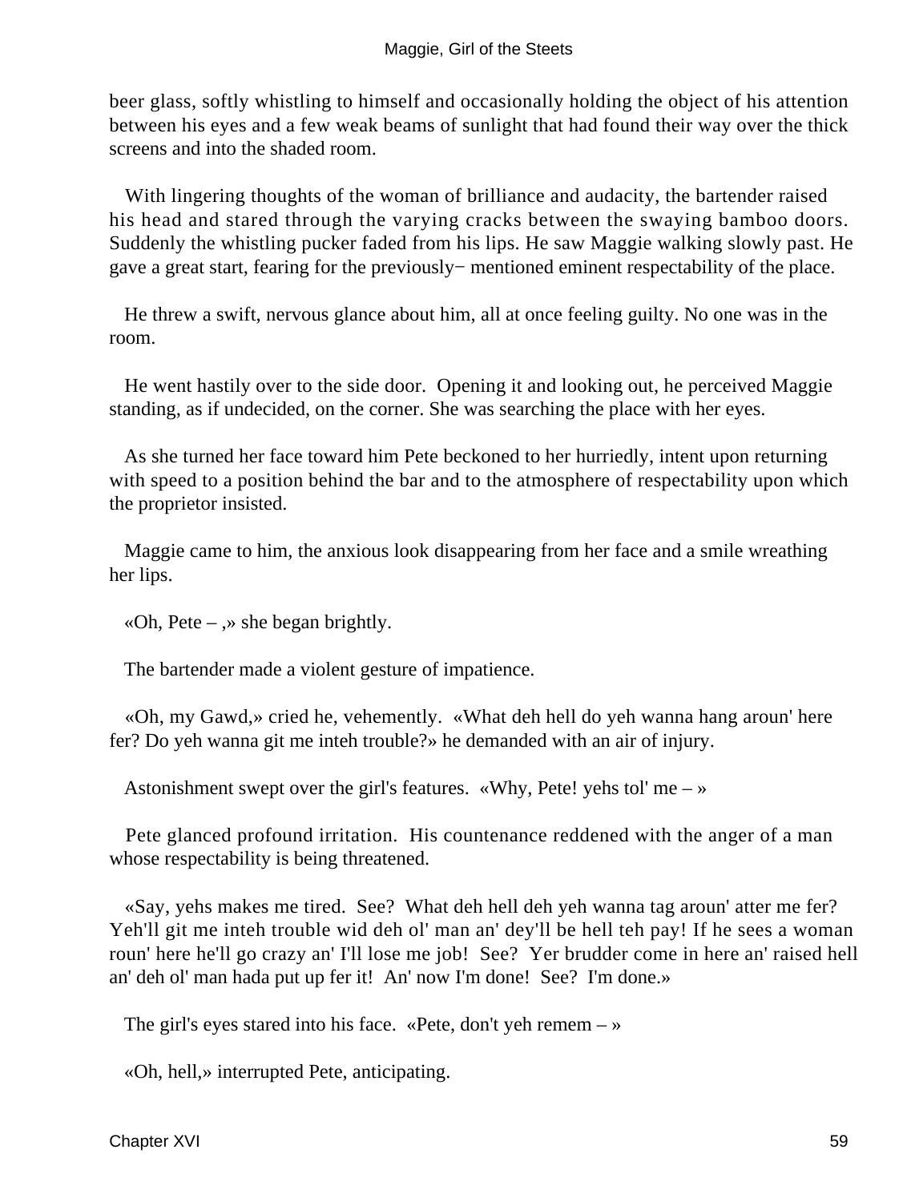beer glass, softly whistling to himself and occasionally holding the object of his attention between his eyes and a few weak beams of sunlight that had found their way over the thick screens and into the shaded room.

With lingering thoughts of the woman of brilliance and audacity, the bartender raised his head and stared through the varying cracks between the swaying bamboo doors. Suddenly the whistling pucker faded from his lips. He saw Maggie walking slowly past. He gave a great start, fearing for the previously− mentioned eminent respectability of the place.

He threw a swift, nervous glance about him, all at once feeling guilty. No one was in the room.

He went hastily over to the side door. Opening it and looking out, he perceived Maggie standing, as if undecided, on the corner. She was searching the place with her eyes.

As she turned her face toward him Pete beckoned to her hurriedly, intent upon returning with speed to a position behind the bar and to the atmosphere of respectability upon which the proprietor insisted.

Maggie came to him, the anxious look disappearing from her face and a smile wreathing her lips.

«Oh, Pete – ,» she began brightly.

The bartender made a violent gesture of impatience.

«Oh, my Gawd,» cried he, vehemently. «What deh hell do yeh wanna hang aroun' here fer? Do yeh wanna git me inteh trouble?» he demanded with an air of injury.

Astonishment swept over the girl's features. «Why, Pete! yehs tol' me – »

Pete glanced profound irritation. His countenance reddened with the anger of a man whose respectability is being threatened.

«Say, yehs makes me tired. See? What deh hell deh yeh wanna tag aroun' atter me fer? Yeh'll git me inteh trouble wid deh ol' man an' dey'll be hell teh pay! If he sees a woman roun' here he'll go crazy an' I'll lose me job! See? Yer brudder come in here an' raised hell an' deh ol' man hada put up fer it! An' now I'm done! See? I'm done.»

The girl's eyes stared into his face. «Pete, don't yeh remem – »

«Oh, hell,» interrupted Pete, anticipating.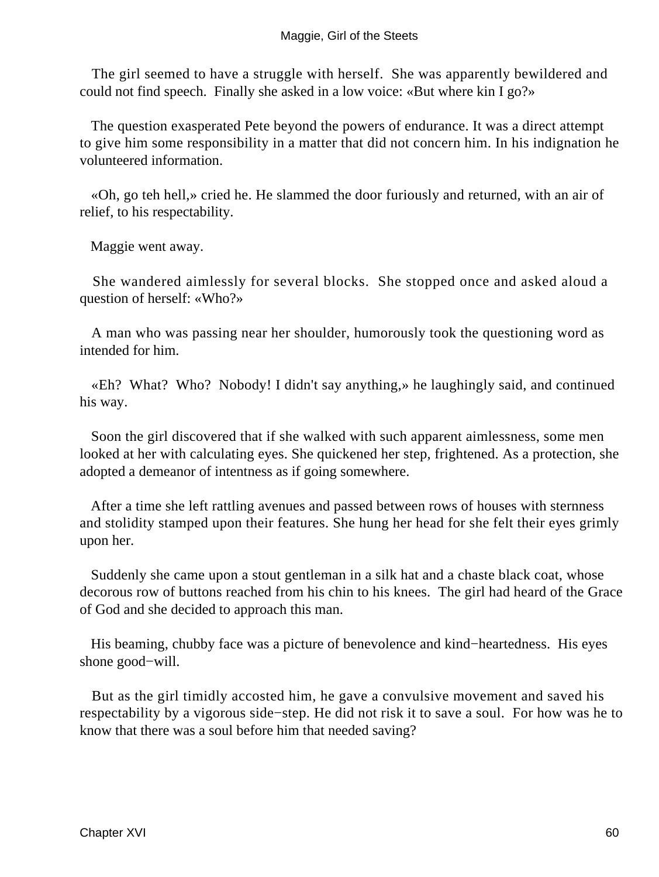The girl seemed to have a struggle with herself. She was apparently bewildered and could not find speech. Finally she asked in a low voice: «But where kin I go?»

The question exasperated Pete beyond the powers of endurance. It was a direct attempt to give him some responsibility in a matter that did not concern him. In his indignation he volunteered information.

«Oh, go teh hell,» cried he. He slammed the door furiously and returned, with an air of relief, to his respectability.

Maggie went away.

She wandered aimlessly for several blocks. She stopped once and asked aloud a question of herself: «Who?»

A man who was passing near her shoulder, humorously took the questioning word as intended for him.

«Eh? What? Who? Nobody! I didn't say anything,» he laughingly said, and continued his way.

Soon the girl discovered that if she walked with such apparent aimlessness, some men looked at her with calculating eyes. She quickened her step, frightened. As a protection, she adopted a demeanor of intentness as if going somewhere.

After a time she left rattling avenues and passed between rows of houses with sternness and stolidity stamped upon their features. She hung her head for she felt their eyes grimly upon her.

Suddenly she came upon a stout gentleman in a silk hat and a chaste black coat, whose decorous row of buttons reached from his chin to his knees. The girl had heard of the Grace of God and she decided to approach this man.

His beaming, chubby face was a picture of benevolence and kind−heartedness. His eyes shone good−will.

But as the girl timidly accosted him, he gave a convulsive movement and saved his respectability by a vigorous side−step. He did not risk it to save a soul. For how was he to know that there was a soul before him that needed saving?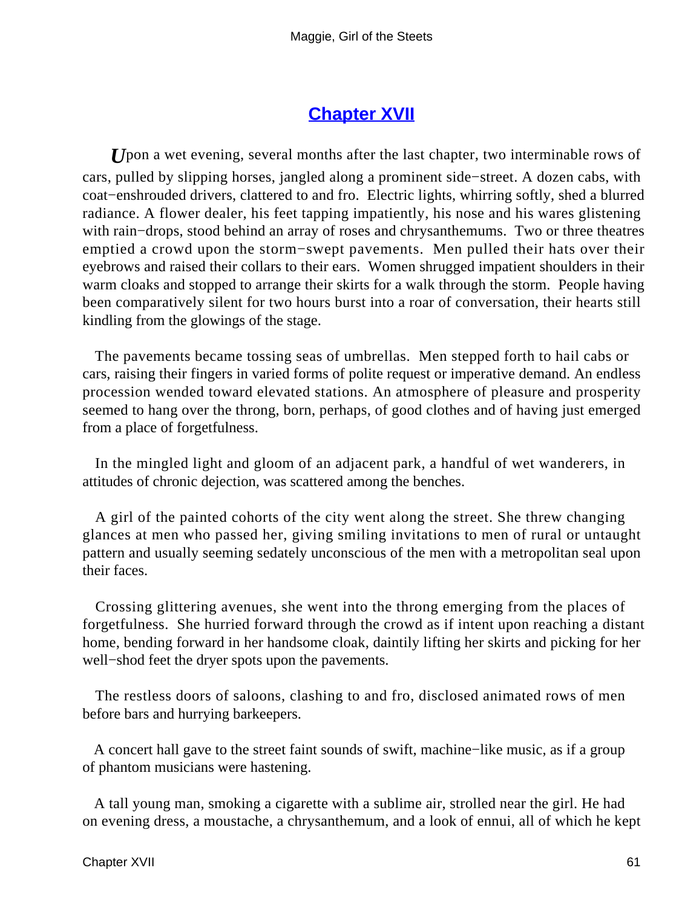## Chapter XVII

Upon a wet evening, several months after the last chapter, two interminable rows of cars, pulled by slipping horses, jangled along a prominent side−street. A dozen cabs, with coat−enshrouded drivers, clattered to and fro. Electric lights, whirring softly, shed a blurred radiance. A flower dealer, his feet tapping impatiently, his nose and his wares glistening with rain−drops, stood behind an array of roses and chrysanthemums. Two or three theatres emptied a crowd upon the storm−swept pavements. Men pulled their hats over their eyebrows and raised their collars to their ears. Women shrugged impatient shoulders in their warm cloaks and stopped to arrange their skirts for a walk through the storm. People having been comparatively silent for two hours burst into a roar of conversation, their hearts still kindling from the glowings of the stage.

The pavements became tossing seas of umbrellas. Men stepped forth to hail cabs or cars, raising their fingers in varied forms of polite request or imperative demand. An endless procession wended toward elevated stations. An atmosphere of pleasure and prosperity seemed to hang over the throng, born, perhaps, of good clothes and of having just emerged from a place of forgetfulness.

In the mingled light and gloom of an adjacent park, a handful of wet wanderers, in attitudes of chronic dejection, was scattered among the benches.

A girl of the painted cohorts of the city went along the street. She threw changing glances at men who passed her, giving smiling invitations to men of rural or untaught pattern and usually seeming sedately unconscious of the men with a metropolitan seal upon their faces.

Crossing glittering avenues, she went into the throng emerging from the places of forgetfulness. She hurried forward through the crowd as if intent upon reaching a distant home, bending forward in her handsome cloak, daintily lifting her skirts and picking for her well−shod feet the dryer spots upon the pavements.

The restless doors of saloons, clashing to and fro, disclosed animated rows of men before bars and hurrying barkeepers.

A concert hall gave to the street faint sounds of swift, machine−like music, as if a group of phantom musicians were hastening.

A tall young man, smoking a cigarette with a sublime air, strolled near the girl. He had on evening dress, a moustache, a chrysanthemum, and a look of ennui, all of which he kept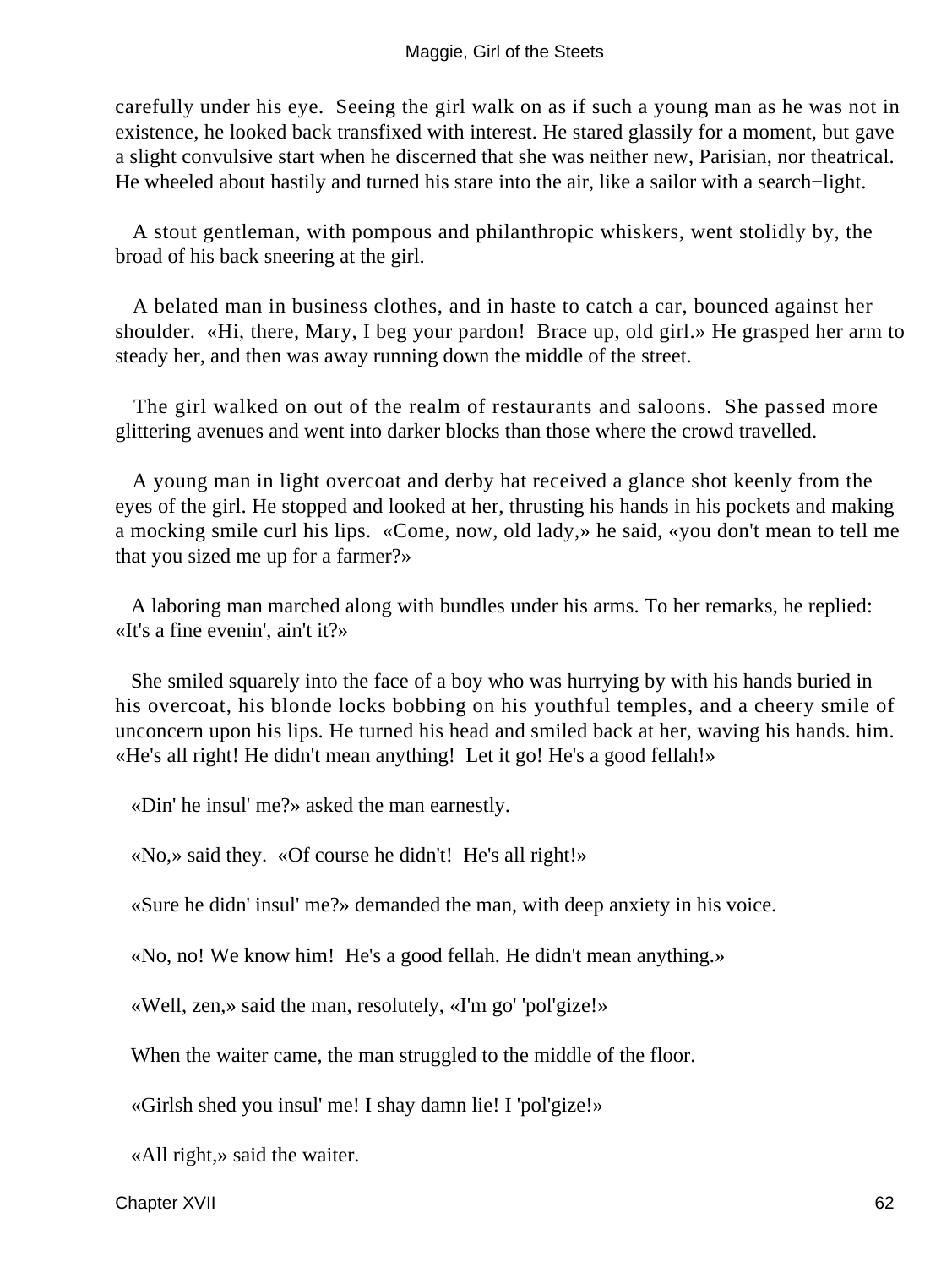carefully under his eye. Seeing the girl walk on as if such a young man as he was not in existence, he looked back transfixed with interest. He stared glassily for a moment, but gave a slight convulsive start when he discerned that she was neither new, Parisian, nor theatrical. He wheeled about hastily and turned his stare into the air, like a sailor with a search−light.

A stout gentleman, with pompous and philanthropic whiskers, went stolidly by, the broad of his back sneering at the girl.

A belated man in business clothes, and in haste to catch a car, bounced against her shoulder. «Hi, there, Mary, I beg your pardon! Brace up, old girl.» He grasped her arm to steady her, and then was away running down the middle of the street.

The girl walked on out of the realm of restaurants and saloons. She passed more glittering avenues and went into darker blocks than those where the crowd travelled.

A young man in light overcoat and derby hat received a glance shot keenly from the eyes of the girl. He stopped and looked at her, thrusting his hands in his pockets and making a mocking smile curl his lips. «Come, now, old lady,» he said, «you don't mean to tell me that you sized me up for a farmer?»

A laboring man marched along with bundles under his arms. To her remarks, he replied: «It's a fine evenin', ain't it?»

She smiled squarely into the face of a boy who was hurrying by with his hands buried in his overcoat, his blonde locks bobbing on his youthful temples, and a cheery smile of unconcern upon his lips. He turned his head and smiled back at her, waving his hands. him. «He's all right! He didn't mean anything! Let it go! He's a good fellah!»

«Din' he insul' me?» asked the man earnestly.

«No,» said they. «Of course he didn't! He's all right!»

«Sure he didn' insul' me?» demanded the man, with deep anxiety in his voice.

«No, no! We know him! He's a good fellah. He didn't mean anything.»

«Well, zen,» said the man, resolutely, «I'm go' 'pol'gize!»

When the waiter came, the man struggled to the middle of the floor.

«Girlsh shed you insul' me! I shay damn lie! I 'pol'gize!»

«All right,» said the waiter.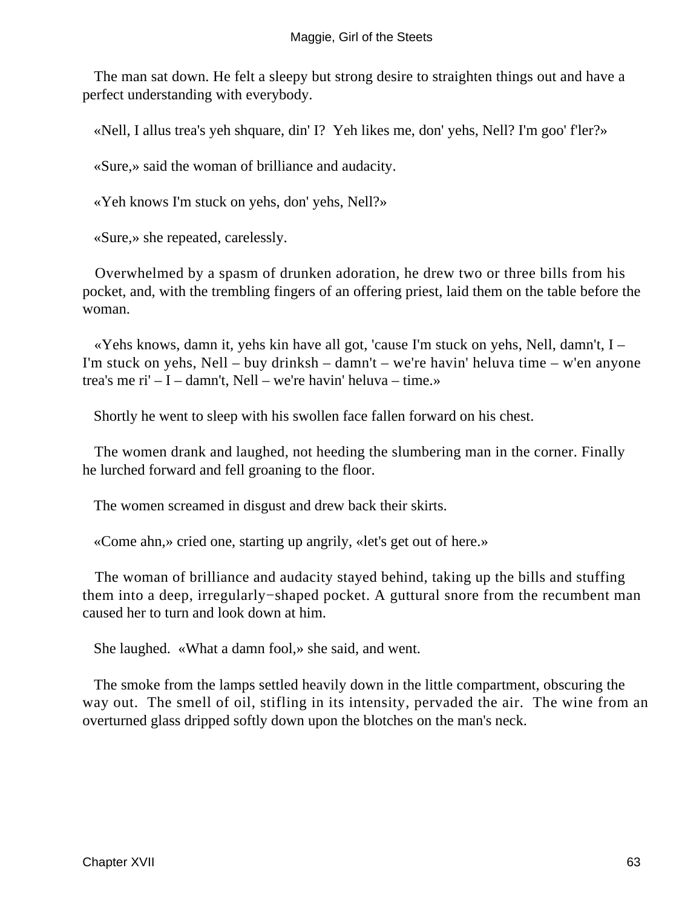The man sat down. He felt a sleepy but strong desire to straighten things out and have a perfect understanding with everybody.

«Nell, I allus trea's yeh shquare, din' I? Yeh likes me, don' yehs, Nell? I'm goo' f'ler?»

«Sure,» said the woman of brilliance and audacity.

«Yeh knows I'm stuck on yehs, don' yehs, Nell?»

«Sure,» she repeated, carelessly.

Overwhelmed by a spasm of drunken adoration, he drew two or three bills from his pocket, and, with the trembling fingers of an offering priest, laid them on the table before the woman.

«Yehs knows, damn it, yehs kin have all got, 'cause I'm stuck on yehs, Nell, damn't, I – I'm stuck on yehs, Nell – buy drinksh – damn't – we're havin' heluva time – w'en anyone trea's me ri' – I – damn't, Nell – we're havin' heluva – time.»

Shortly he went to sleep with his swollen face fallen forward on his chest.

The women drank and laughed, not heeding the slumbering man in the corner. Finally he lurched forward and fell groaning to the floor.

The women screamed in disgust and drew back their skirts.

«Come ahn,» cried one, starting up angrily, «let's get out of here.»

The woman of brilliance and audacity stayed behind, taking up the bills and stuffing them into a deep, irregularly−shaped pocket. A guttural snore from the recumbent man caused her to turn and look down at him.

She laughed. «What a damn fool,» she said, and went.

The smoke from the lamps settled heavily down in the little compartment, obscuring the way out. The smell of oil, stifling in its intensity, pervaded the air. The wine from an overturned glass dripped softly down upon the blotches on the man's neck.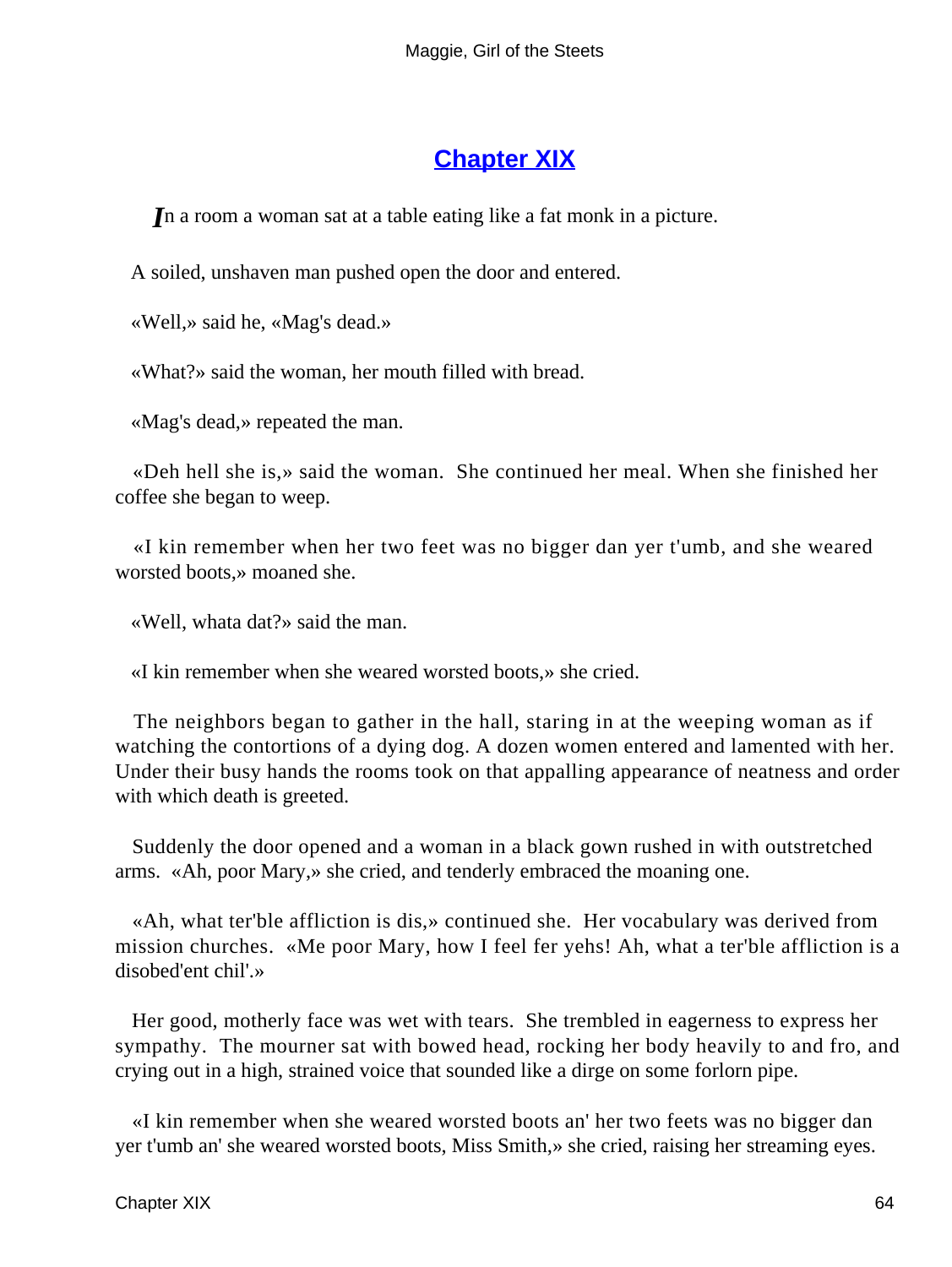## Chapter XIX

*I*n a room a woman sat at a table eating like a fat monk in a picture.

A soiled, unshaven man pushed open the door and entered.

«Well,» said he, «Mag's dead.»

«What?» said the woman, her mouth filled with bread.

«Mag's dead,» repeated the man.

«Deh hell she is,» said the woman. She continued her meal. When she finished her coffee she began to weep.

«I kin remember when her two feet was no bigger dan yer t'umb, and she weared worsted boots,» moaned she.

«Well, whata dat?» said the man.

«I kin remember when she weared worsted boots,» she cried.

The neighbors began to gather in the hall, staring in at the weeping woman as if watching the contortions of a dying dog. A dozen women entered and lamented with her. Under their busy hands the rooms took on that appalling appearance of neatness and order with which death is greeted.

Suddenly the door opened and a woman in a black gown rushed in with outstretched arms. «Ah, poor Mary,» she cried, and tenderly embraced the moaning one.

«Ah, what ter'ble affliction is dis,» continued she. Her vocabulary was derived from mission churches. «Me poor Mary, how I feel fer yehs! Ah, what a ter'ble affliction is a disobed'ent chil'.»

Her good, motherly face was wet with tears. She trembled in eagerness to express her sympathy. The mourner sat with bowed head, rocking her body heavily to and fro, and crying out in a high, strained voice that sounded like a dirge on some forlorn pipe.

«I kin remember when she weared worsted boots an' her two feets was no bigger dan yer t'umb an' she weared worsted boots, Miss Smith,» she cried, raising her streaming eyes.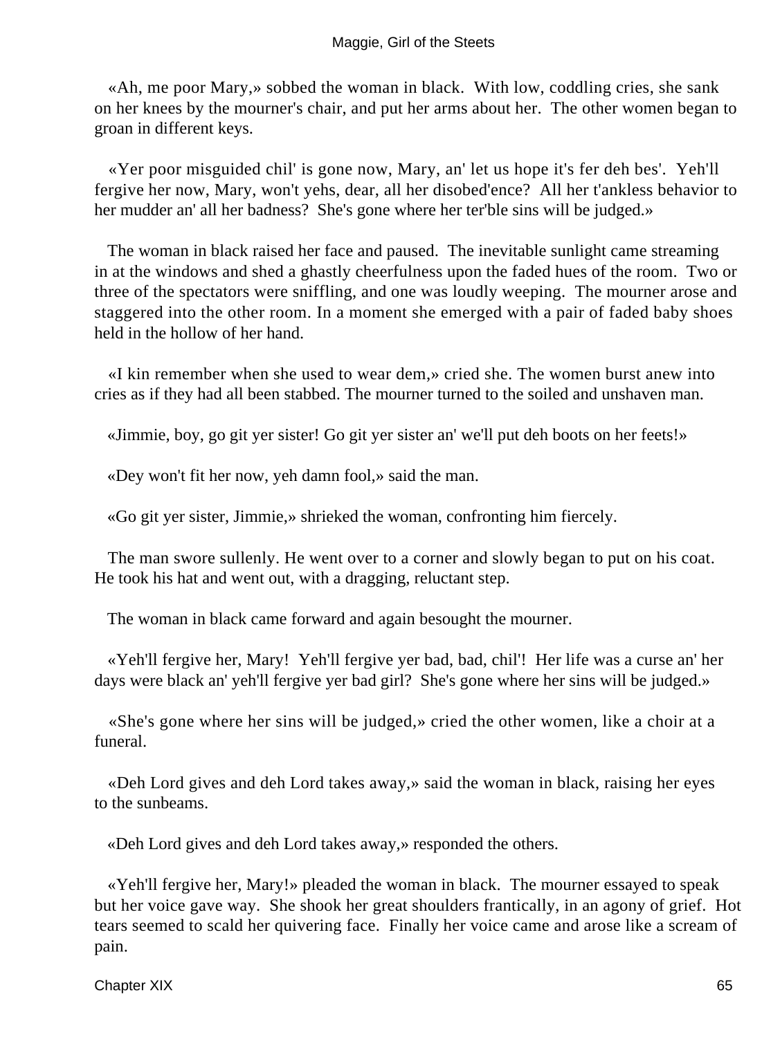«Ah, me poor Mary,» sobbed the woman in black. With low, coddling cries, she sank on her knees by the mourner's chair, and put her arms about her. The other women began to groan in different keys.

«Yer poor misguided chil' is gone now, Mary, an' let us hope it's fer deh bes'. Yeh'll fergive her now, Mary, won't yehs, dear, all her disobed'ence? All her t'ankless behavior to her mudder an' all her badness? She's gone where her ter'ble sins will be judged.»

The woman in black raised her face and paused. The inevitable sunlight came streaming in at the windows and shed a ghastly cheerfulness upon the faded hues of the room. Two or three of the spectators were sniffling, and one was loudly weeping. The mourner arose and staggered into the other room. In a moment she emerged with a pair of faded baby shoes held in the hollow of her hand.

«I kin remember when she used to wear dem,» cried she. The women burst anew into cries as if they had all been stabbed. The mourner turned to the soiled and unshaven man.

«Jimmie, boy, go git yer sister! Go git yer sister an' we'll put deh boots on her feets!»

«Dey won't fit her now, yeh damn fool,» said the man.

«Go git yer sister, Jimmie,» shrieked the woman, confronting him fiercely.

The man swore sullenly. He went over to a corner and slowly began to put on his coat. He took his hat and went out, with a dragging, reluctant step.

The woman in black came forward and again besought the mourner.

«Yeh'll fergive her, Mary! Yeh'll fergive yer bad, bad, chil'! Her life was a curse an' her days were black an' yeh'll fergive yer bad girl? She's gone where her sins will be judged.»

«She's gone where her sins will be judged,» cried the other women, like a choir at a funeral.

«Deh Lord gives and deh Lord takes away,» said the woman in black, raising her eyes to the sunbeams.

«Deh Lord gives and deh Lord takes away,» responded the others.

«Yeh'll fergive her, Mary!» pleaded the woman in black. The mourner essayed to speak but her voice gave way. She shook her great shoulders frantically, in an agony of grief. Hot tears seemed to scald her quivering face. Finally her voice came and arose like a scream of pain.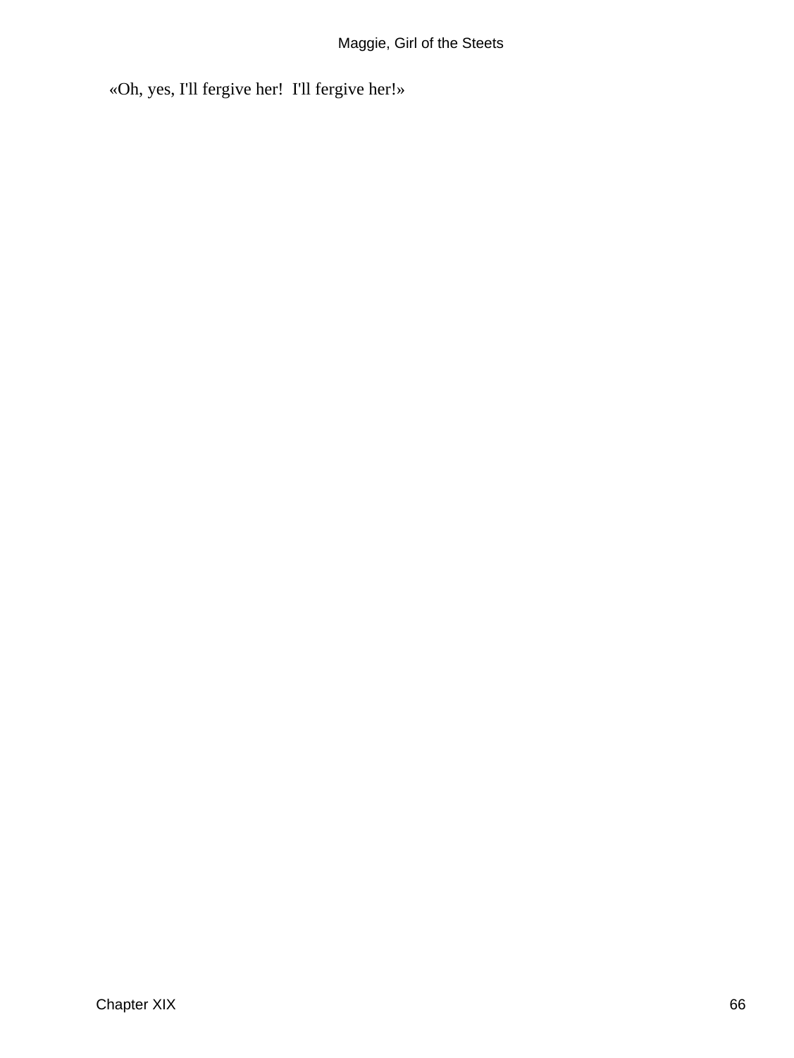«Oh, yes, I'll fergive her!  I'll fergive her!»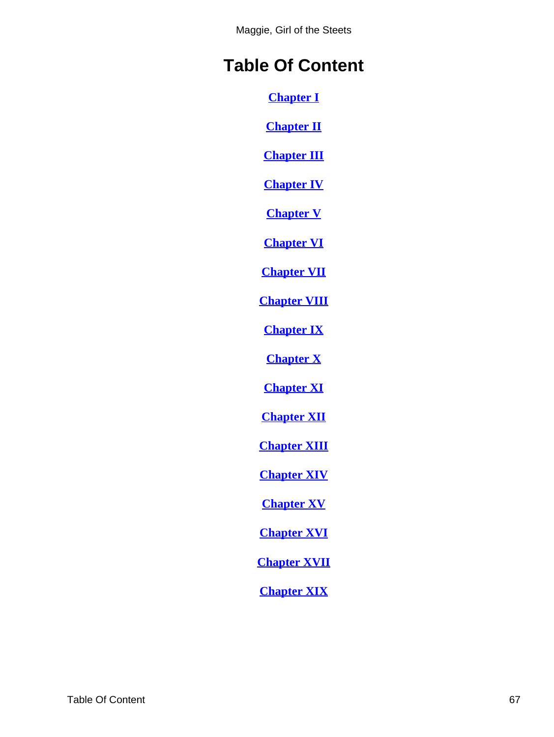# Table Of Content

Chapter I

Chapter II

Chapter III

Chapter IV

Chapter V

Chapter VI

Chapter VII

Chapter VIII

Chapter IX

Chapter X

Chapter XI

Chapter XII

Chapter XIII

Chapter XIV

Chapter XV

Chapter XVI

Chapter XVII

Chapter XIX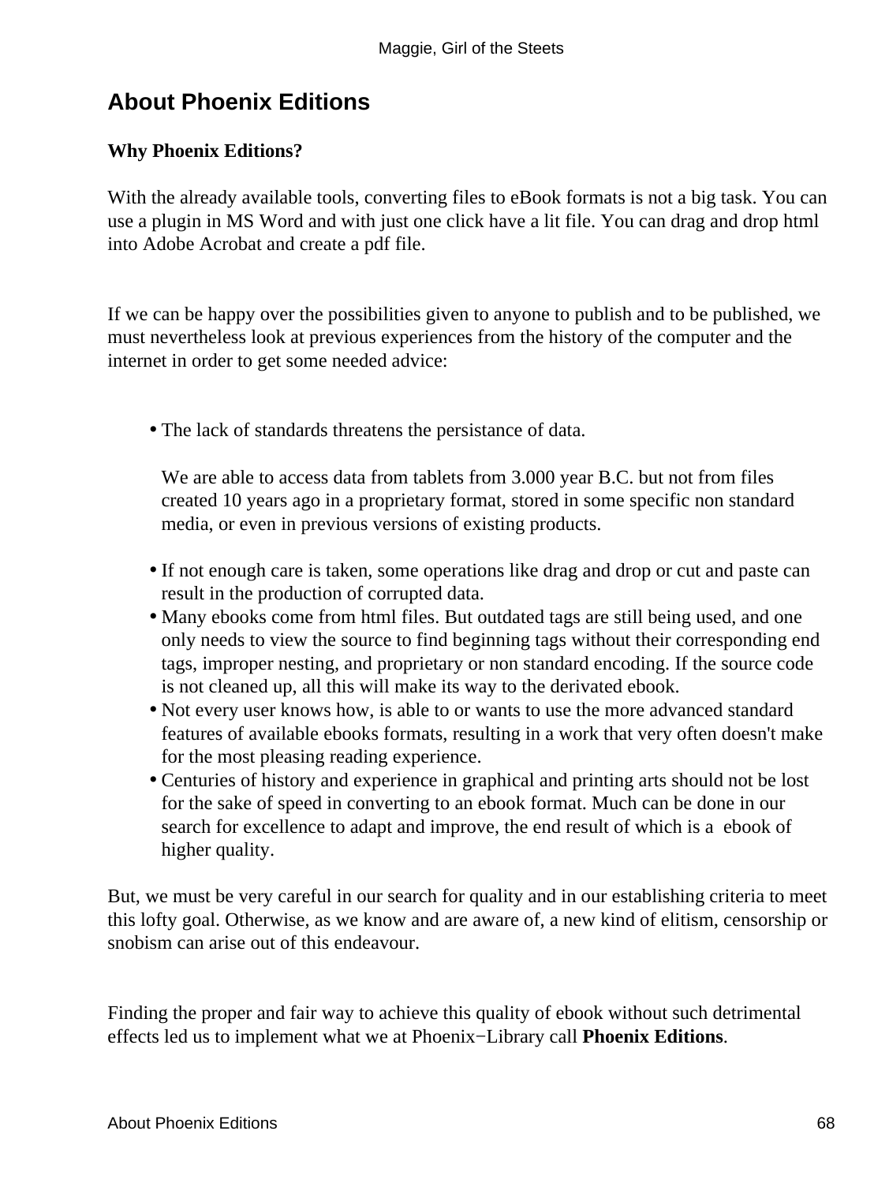## About Phoenix Editions

**Why Phoenix Editions?**

With the already available tools, converting files to eBook formats is not a big task. You can use a plugin in MS Word and with just one click have a lit file. You can drag and drop html into Adobe Acrobat and create a pdf file.

If we can be happy over the possibilities given to anyone to publish and to be published, we must nevertheless look at previous experiences from the history of the computer and the internet in order to get some needed advice:

- The lack of standards threatens the persistance of data.

  We are able to access data from tablets from 3.000 year B.C. but not from files created 10 years ago in a proprietary format, stored in some specific non standard media, or even in previous versions of existing products.
- If not enough care is taken, some operations like drag and drop or cut and paste can result in the production of corrupted data.
- Many ebooks come from html files. But outdated tags are still being used, and one only needs to view the source to find beginning tags without their corresponding end tags, improper nesting, and proprietary or non standard encoding. If the source code is not cleaned up, all this will make its way to the derivated ebook.
- Not every user knows how, is able to or wants to use the more advanced standard features of available ebooks formats, resulting in a work that very often doesn't make for the most pleasing reading experience.
- Centuries of history and experience in graphical and printing arts should not be lost for the sake of speed in converting to an ebook format. Much can be done in our search for excellence to adapt and improve, the end result of which is a ebook of higher quality.

But, we must be very careful in our search for quality and in our establishing criteria to meet this lofty goal. Otherwise, as we know and are aware of, a new kind of elitism, censorship or snobism can arise out of this endeavour.

Finding the proper and fair way to achieve this quality of ebook without such detrimental effects led us to implement what we at Phoenix−Library call **Phoenix Editions**.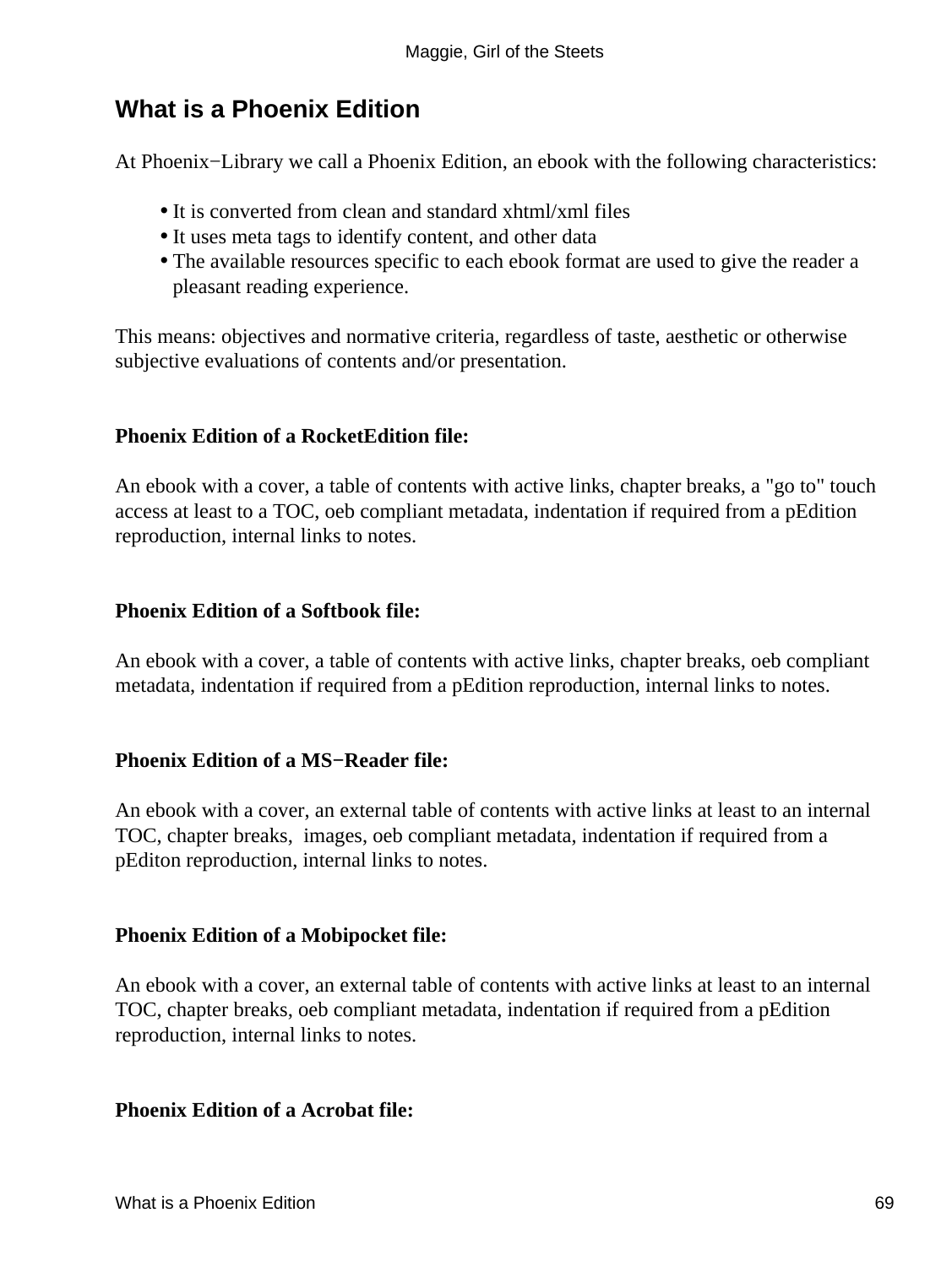## What is a Phoenix Edition

At Phoenix−Library we call a Phoenix Edition, an ebook with the following characteristics:

- It is converted from clean and standard xhtml/xml files
- It uses meta tags to identify content, and other data
- The available resources specific to each ebook format are used to give the reader a pleasant reading experience.

This means: objectives and normative criteria, regardless of taste, aesthetic or otherwise subjective evaluations of contents and/or presentation.

**Phoenix Edition of a RocketEdition file:**

An ebook with a cover, a table of contents with active links, chapter breaks, a "go to" touch access at least to a TOC, oeb compliant metadata, indentation if required from a pEdition reproduction, internal links to notes.

**Phoenix Edition of a Softbook file:**

An ebook with a cover, a table of contents with active links, chapter breaks, oeb compliant metadata, indentation if required from a pEdition reproduction, internal links to notes.

**Phoenix Edition of a MS−Reader file:**

An ebook with a cover, an external table of contents with active links at least to an internal TOC, chapter breaks, images, oeb compliant metadata, indentation if required from a pEditon reproduction, internal links to notes.

**Phoenix Edition of a Mobipocket file:**

An ebook with a cover, an external table of contents with active links at least to an internal TOC, chapter breaks, oeb compliant metadata, indentation if required from a pEdition reproduction, internal links to notes.

**Phoenix Edition of a Acrobat file:**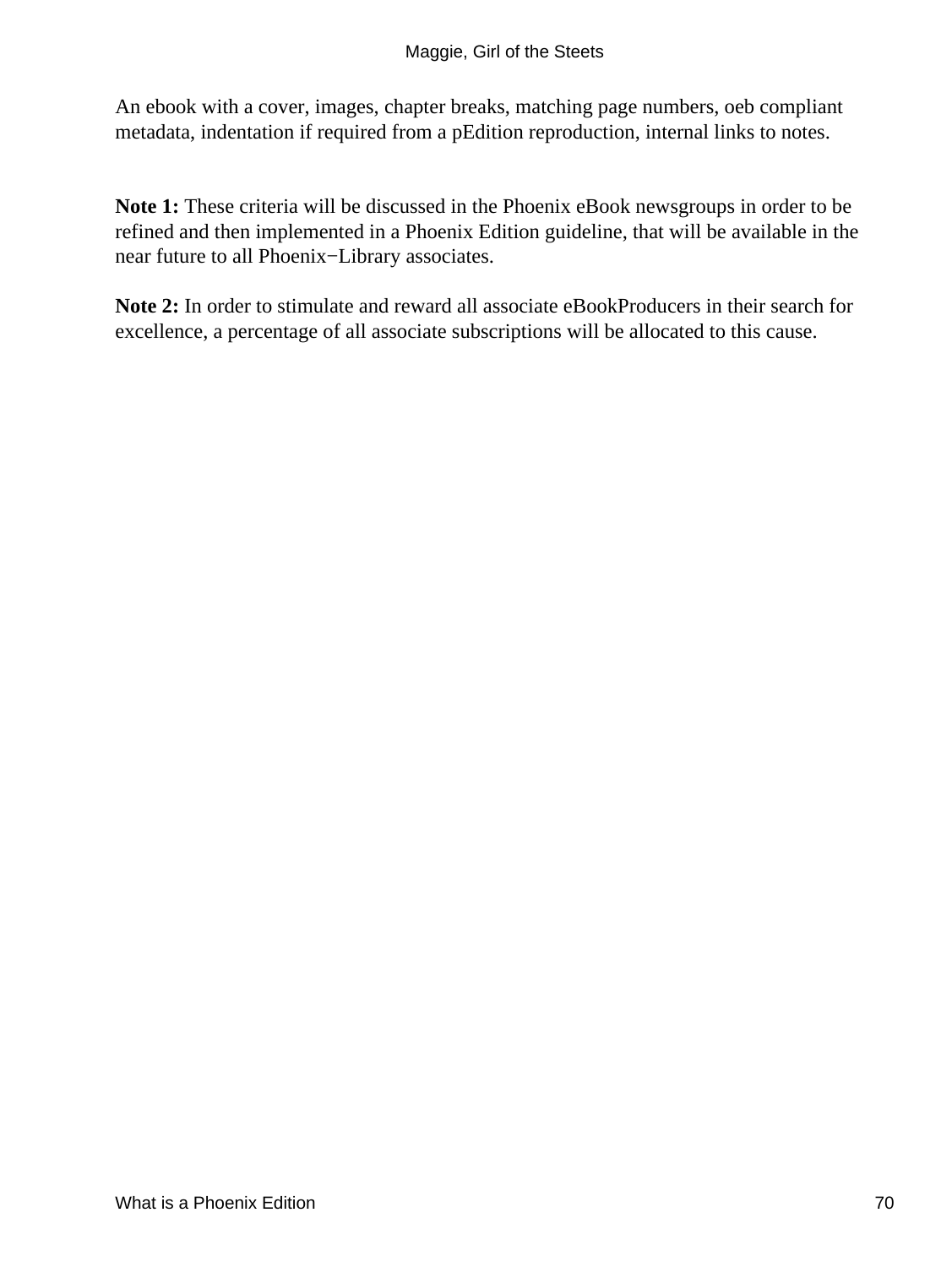An ebook with a cover, images, chapter breaks, matching page numbers, oeb compliant metadata, indentation if required from a pEdition reproduction, internal links to notes.

**Note 1:** These criteria will be discussed in the Phoenix eBook newsgroups in order to be refined and then implemented in a Phoenix Edition guideline, that will be available in the near future to all Phoenix−Library associates.

**Note 2:** In order to stimulate and reward all associate eBookProducers in their search for excellence, a percentage of all associate subscriptions will be allocated to this cause.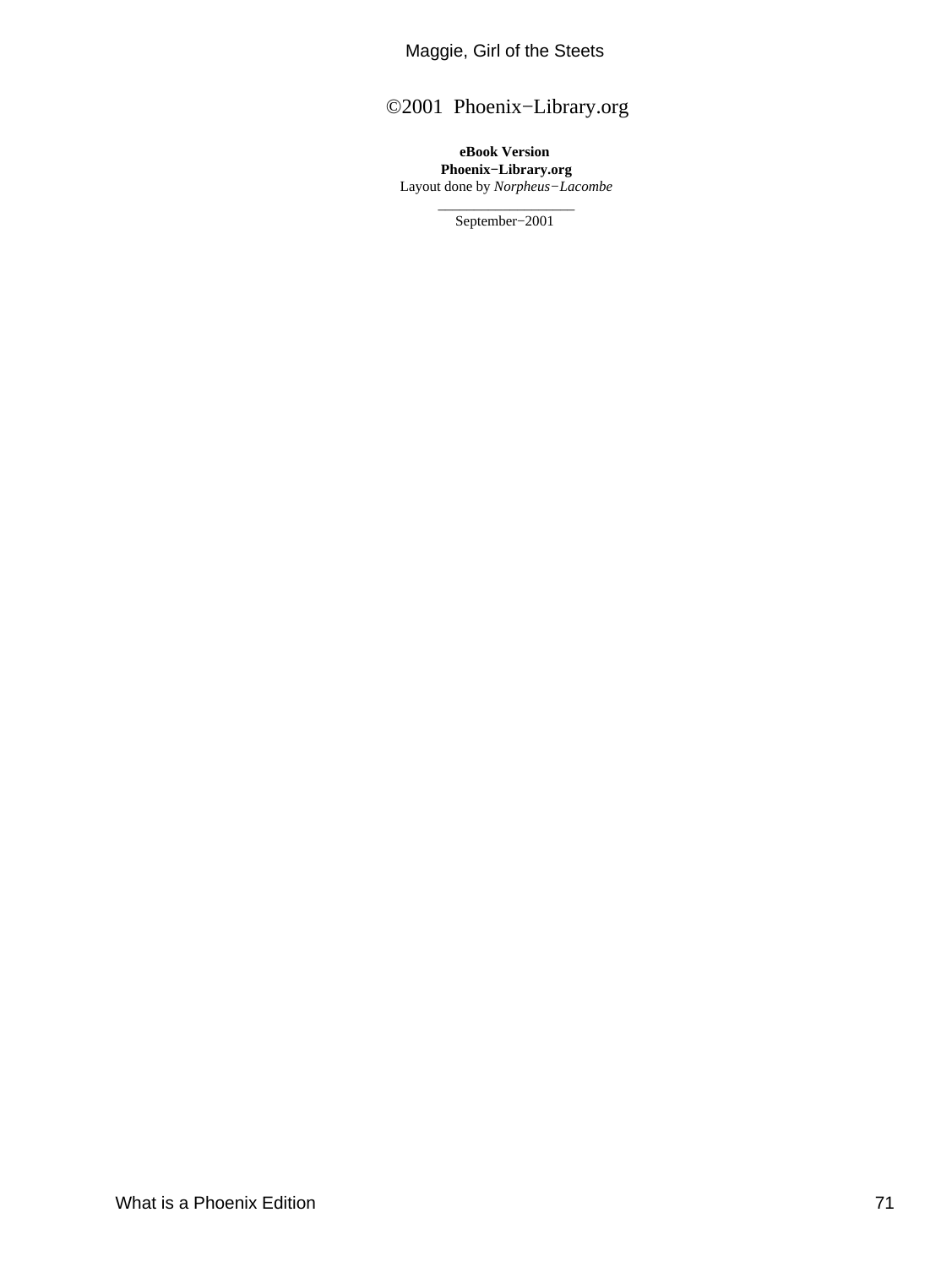©2001 Phoenix−Library.org

**eBook Version**
**Phoenix−Library.org**
Layout done by *Norpheus−Lacombe*

\_\_\_\_\_\_\_\_\_\_\_\_\_\_\_\_\_\_\_\_

September−2001